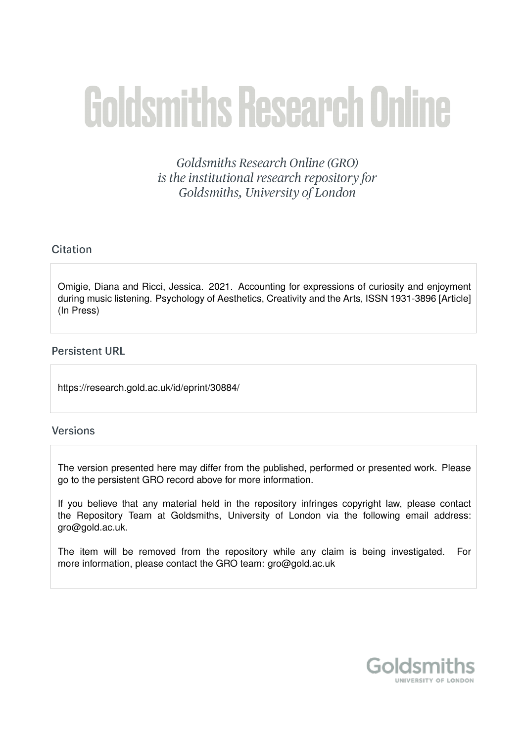# Goldsmiths Research Online

*Goldsmiths Research Online (GRO) is the institutional research repository for Goldsmiths, University of London*

## Citation

Omigie, Diana and Ricci, Jessica. 2021. Accounting for expressions of curiosity and enjoyment during music listening. Psychology of Aesthetics, Creativity and the Arts, ISSN 1931-3896 [Article] (In Press)

## Persistent URL

https://research.gold.ac.uk/id/eprint/30884/

## Versions

The version presented here may differ from the published, performed or presented work. Please go to the persistent GRO record above for more information.

If you believe that any material held in the repository infringes copyright law, please contact the Repository Team at Goldsmiths, University of London via the following email address: gro@gold.ac.uk.

The item will be removed from the repository while any claim is being investigated. For more information, please contact the GRO team: gro@gold.ac.uk

Goldsmiths
UNIVERSITY OF LONDON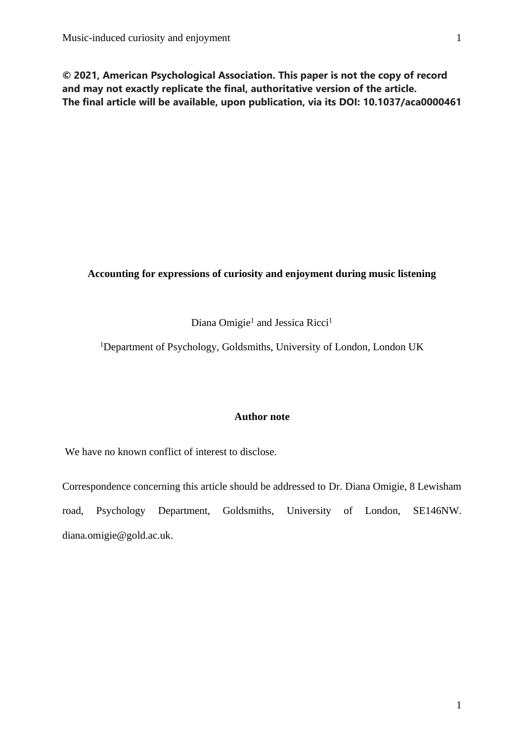**© 2021, American Psychological Association. This paper is not the copy of record and may not exactly replicate the final, authoritative version of the article. The final article will be available, upon publication, via its DOI: 10.1037/aca0000461**

# Accounting for expressions of curiosity and enjoyment during music listening

Diana Omigie[1] and Jessica Ricci[1]

[1]Department of Psychology, Goldsmiths, University of London, London UK

## Author note

We have no known conflict of interest to disclose.

Correspondence concerning this article should be addressed to Dr. Diana Omigie, 8 Lewisham road, Psychology Department, Goldsmiths, University of London, SE146NW. diana.omigie@gold.ac.uk.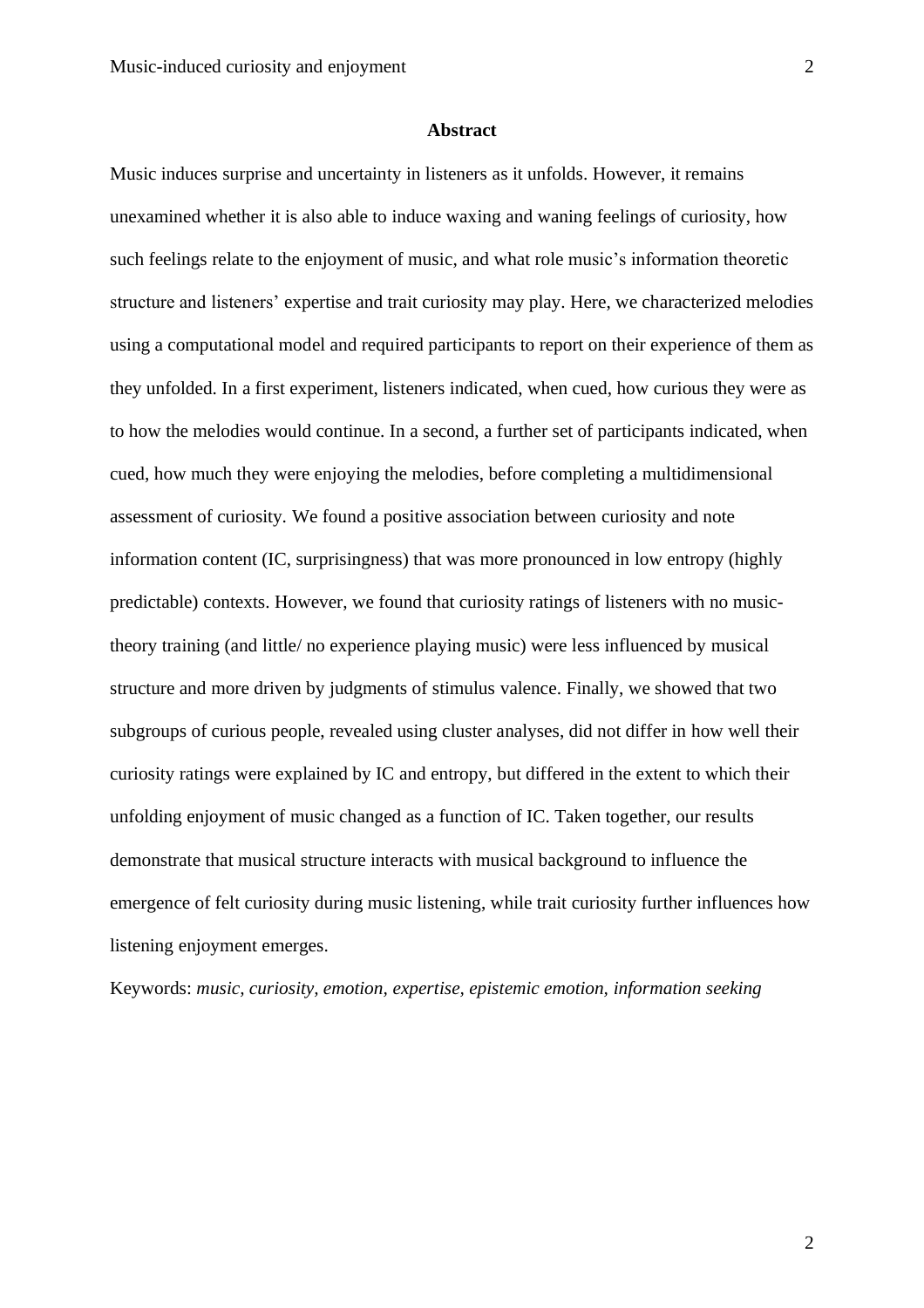## Abstract

Music induces surprise and uncertainty in listeners as it unfolds. However, it remains unexamined whether it is also able to induce waxing and waning feelings of curiosity, how such feelings relate to the enjoyment of music, and what role music's information theoretic structure and listeners' expertise and trait curiosity may play. Here, we characterized melodies using a computational model and required participants to report on their experience of them as they unfolded. In a first experiment, listeners indicated, when cued, how curious they were as to how the melodies would continue. In a second, a further set of participants indicated, when cued, how much they were enjoying the melodies, before completing a multidimensional assessment of curiosity. We found a positive association between curiosity and note information content (IC, surprisingness) that was more pronounced in low entropy (highly predictable) contexts. However, we found that curiosity ratings of listeners with no music-theory training (and little/ no experience playing music) were less influenced by musical structure and more driven by judgments of stimulus valence. Finally, we showed that two subgroups of curious people, revealed using cluster analyses, did not differ in how well their curiosity ratings were explained by IC and entropy, but differed in the extent to which their unfolding enjoyment of music changed as a function of IC. Taken together, our results demonstrate that musical structure interacts with musical background to influence the emergence of felt curiosity during music listening, while trait curiosity further influences how listening enjoyment emerges.

Keywords: *music, curiosity, emotion, expertise, epistemic emotion, information seeking*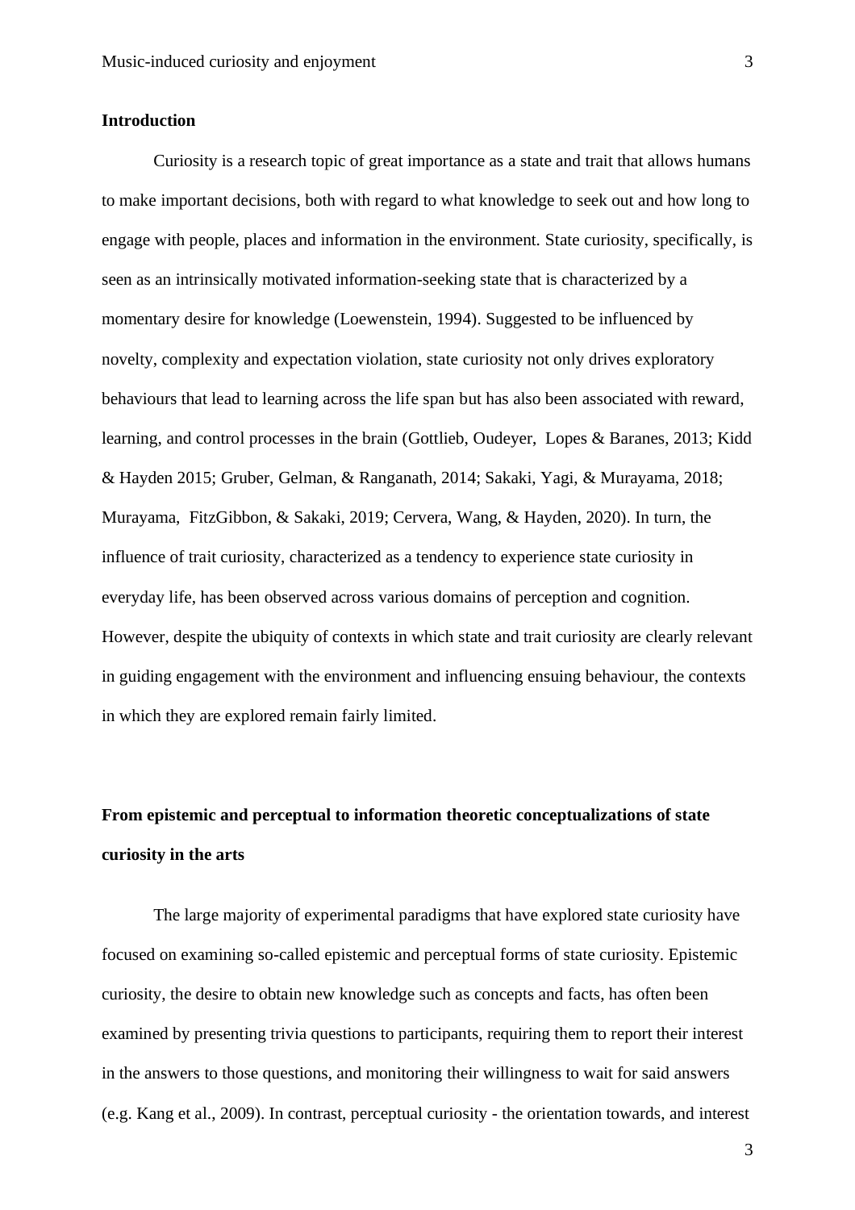## Introduction

Curiosity is a research topic of great importance as a state and trait that allows humans to make important decisions, both with regard to what knowledge to seek out and how long to engage with people, places and information in the environment. State curiosity, specifically, is seen as an intrinsically motivated information-seeking state that is characterized by a momentary desire for knowledge (Loewenstein, 1994). Suggested to be influenced by novelty, complexity and expectation violation, state curiosity not only drives exploratory behaviours that lead to learning across the life span but has also been associated with reward, learning, and control processes in the brain (Gottlieb, Oudeyer, Lopes & Baranes, 2013; Kidd & Hayden 2015; Gruber, Gelman, & Ranganath, 2014; Sakaki, Yagi, & Murayama, 2018; Murayama, FitzGibbon, & Sakaki, 2019; Cervera, Wang, & Hayden, 2020). In turn, the influence of trait curiosity, characterized as a tendency to experience state curiosity in everyday life, has been observed across various domains of perception and cognition. However, despite the ubiquity of contexts in which state and trait curiosity are clearly relevant in guiding engagement with the environment and influencing ensuing behaviour, the contexts in which they are explored remain fairly limited.

## From epistemic and perceptual to information theoretic conceptualizations of state curiosity in the arts

The large majority of experimental paradigms that have explored state curiosity have focused on examining so-called epistemic and perceptual forms of state curiosity. Epistemic curiosity, the desire to obtain new knowledge such as concepts and facts, has often been examined by presenting trivia questions to participants, requiring them to report their interest in the answers to those questions, and monitoring their willingness to wait for said answers (e.g. Kang et al., 2009). In contrast, perceptual curiosity - the orientation towards, and interest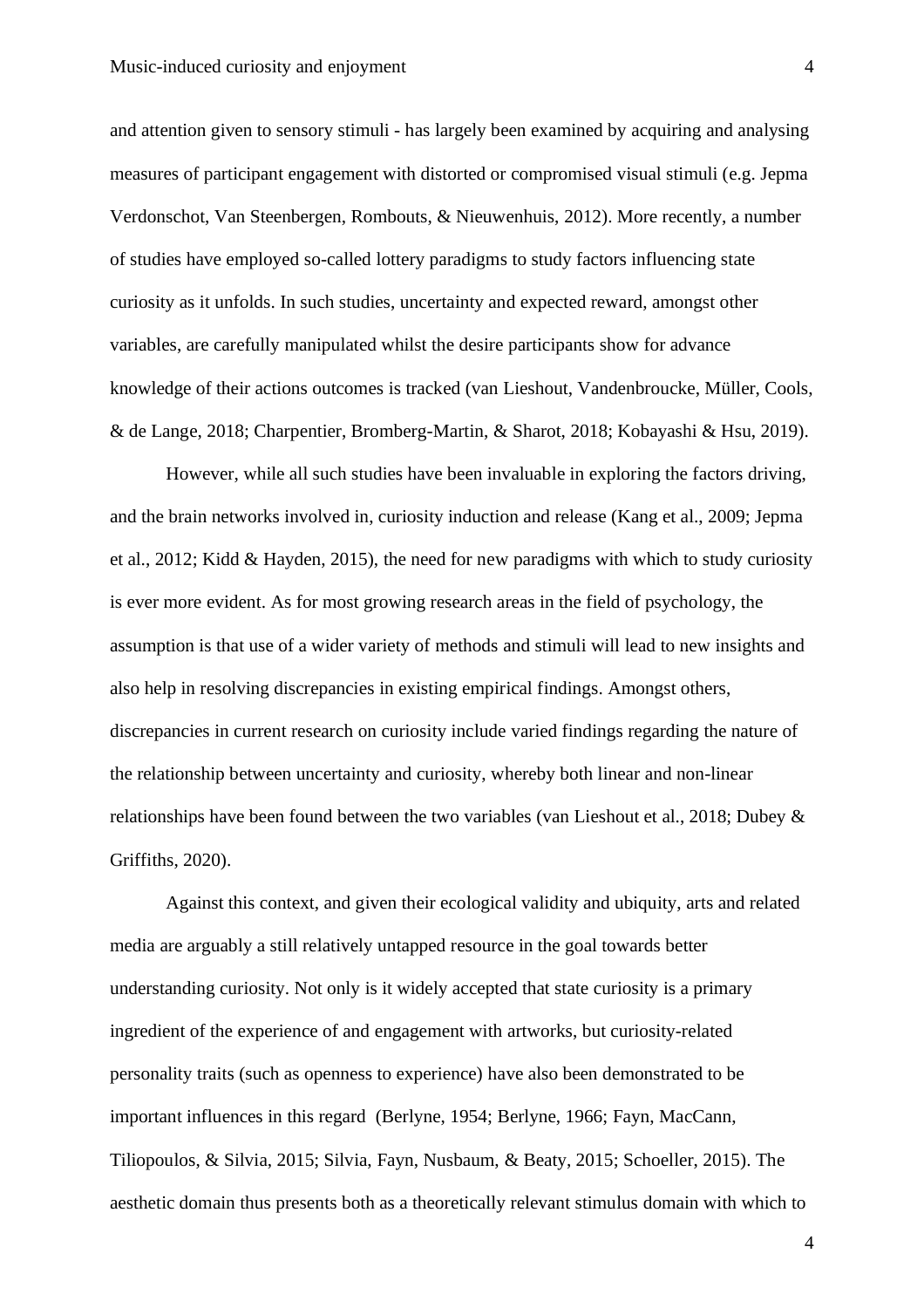and attention given to sensory stimuli - has largely been examined by acquiring and analysing measures of participant engagement with distorted or compromised visual stimuli (e.g. Jepma Verdonschot, Van Steenbergen, Rombouts, & Nieuwenhuis, 2012). More recently, a number of studies have employed so-called lottery paradigms to study factors influencing state curiosity as it unfolds. In such studies, uncertainty and expected reward, amongst other variables, are carefully manipulated whilst the desire participants show for advance knowledge of their actions outcomes is tracked (van Lieshout, Vandenbroucke, Müller, Cools, & de Lange, 2018; Charpentier, Bromberg-Martin, & Sharot, 2018; Kobayashi & Hsu, 2019).

However, while all such studies have been invaluable in exploring the factors driving, and the brain networks involved in, curiosity induction and release (Kang et al., 2009; Jepma et al., 2012; Kidd & Hayden, 2015), the need for new paradigms with which to study curiosity is ever more evident. As for most growing research areas in the field of psychology, the assumption is that use of a wider variety of methods and stimuli will lead to new insights and also help in resolving discrepancies in existing empirical findings. Amongst others, discrepancies in current research on curiosity include varied findings regarding the nature of the relationship between uncertainty and curiosity, whereby both linear and non-linear relationships have been found between the two variables (van Lieshout et al., 2018; Dubey & Griffiths, 2020).

Against this context, and given their ecological validity and ubiquity, arts and related media are arguably a still relatively untapped resource in the goal towards better understanding curiosity. Not only is it widely accepted that state curiosity is a primary ingredient of the experience of and engagement with artworks, but curiosity-related personality traits (such as openness to experience) have also been demonstrated to be important influences in this regard (Berlyne, 1954; Berlyne, 1966; Fayn, MacCann, Tiliopoulos, & Silvia, 2015; Silvia, Fayn, Nusbaum, & Beaty, 2015; Schoeller, 2015). The aesthetic domain thus presents both as a theoretically relevant stimulus domain with which to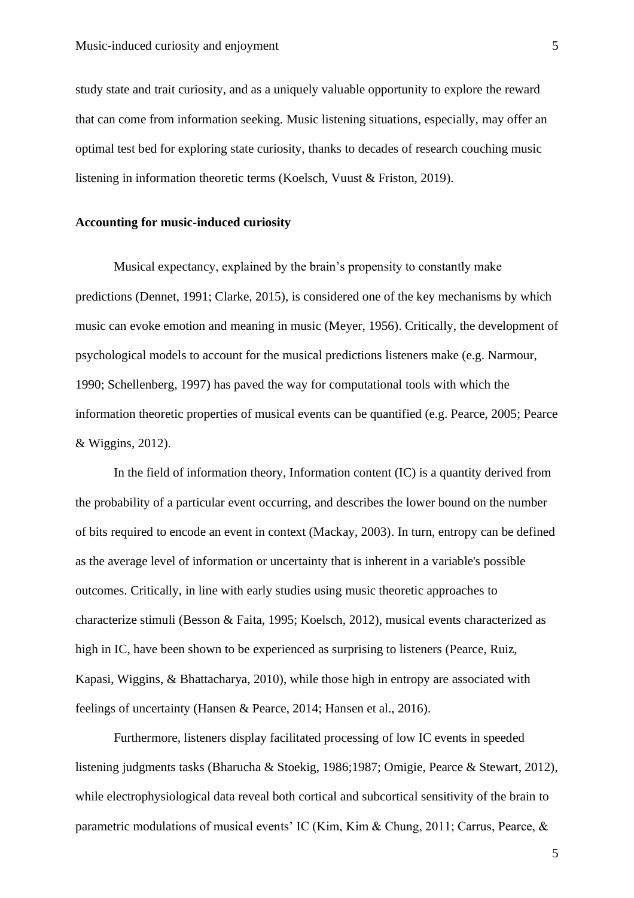study state and trait curiosity, and as a uniquely valuable opportunity to explore the reward that can come from information seeking. Music listening situations, especially, may offer an optimal test bed for exploring state curiosity, thanks to decades of research couching music listening in information theoretic terms (Koelsch, Vuust & Friston, 2019).

**Accounting for music-induced curiosity**

Musical expectancy, explained by the brain's propensity to constantly make predictions (Dennet, 1991; Clarke, 2015), is considered one of the key mechanisms by which music can evoke emotion and meaning in music (Meyer, 1956). Critically, the development of psychological models to account for the musical predictions listeners make (e.g. Narmour, 1990; Schellenberg, 1997) has paved the way for computational tools with which the information theoretic properties of musical events can be quantified (e.g. Pearce, 2005; Pearce & Wiggins, 2012).

In the field of information theory, Information content (IC) is a quantity derived from the probability of a particular event occurring, and describes the lower bound on the number of bits required to encode an event in context (Mackay, 2003). In turn, entropy can be defined as the average level of information or uncertainty that is inherent in a variable's possible outcomes. Critically, in line with early studies using music theoretic approaches to characterize stimuli (Besson & Faita, 1995; Koelsch, 2012), musical events characterized as high in IC, have been shown to be experienced as surprising to listeners (Pearce, Ruiz, Kapasi, Wiggins, & Bhattacharya, 2010), while those high in entropy are associated with feelings of uncertainty (Hansen & Pearce, 2014; Hansen et al., 2016).

Furthermore, listeners display facilitated processing of low IC events in speeded listening judgments tasks (Bharucha & Stoekig, 1986;1987; Omigie, Pearce & Stewart, 2012), while electrophysiological data reveal both cortical and subcortical sensitivity of the brain to parametric modulations of musical events' IC (Kim, Kim & Chung, 2011; Carrus, Pearce, &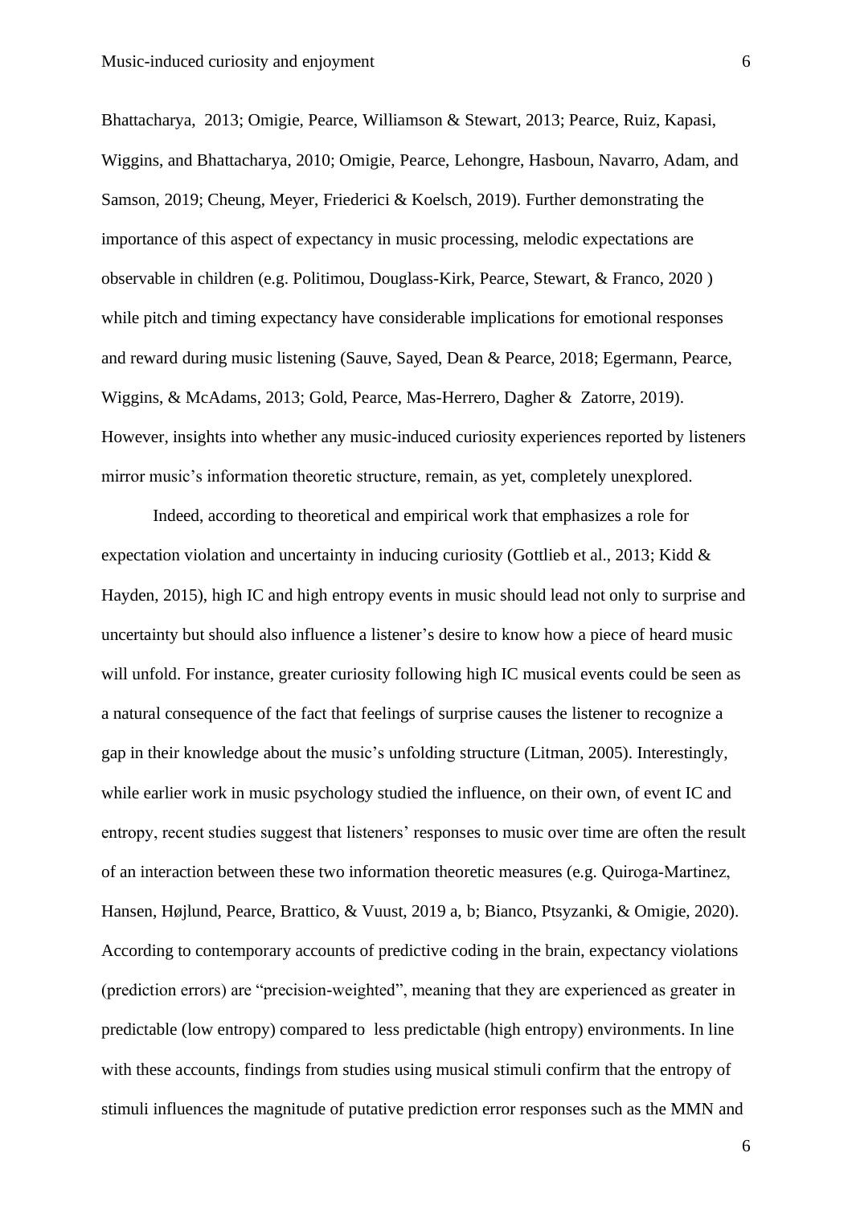Bhattacharya,  2013; Omigie, Pearce, Williamson & Stewart, 2013; Pearce, Ruiz, Kapasi, Wiggins, and Bhattacharya, 2010; Omigie, Pearce, Lehongre, Hasboun, Navarro, Adam, and Samson, 2019; Cheung, Meyer, Friederici & Koelsch, 2019). Further demonstrating the importance of this aspect of expectancy in music processing, melodic expectations are observable in children (e.g. Politimou, Douglass-Kirk, Pearce, Stewart, & Franco, 2020 ) while pitch and timing expectancy have considerable implications for emotional responses and reward during music listening (Sauve, Sayed, Dean & Pearce, 2018; Egermann, Pearce, Wiggins, & McAdams, 2013; Gold, Pearce, Mas-Herrero, Dagher &  Zatorre, 2019). However, insights into whether any music-induced curiosity experiences reported by listeners mirror music's information theoretic structure, remain, as yet, completely unexplored.

Indeed, according to theoretical and empirical work that emphasizes a role for expectation violation and uncertainty in inducing curiosity (Gottlieb et al., 2013; Kidd & Hayden, 2015), high IC and high entropy events in music should lead not only to surprise and uncertainty but should also influence a listener's desire to know how a piece of heard music will unfold. For instance, greater curiosity following high IC musical events could be seen as a natural consequence of the fact that feelings of surprise causes the listener to recognize a gap in their knowledge about the music's unfolding structure (Litman, 2005). Interestingly, while earlier work in music psychology studied the influence, on their own, of event IC and entropy, recent studies suggest that listeners' responses to music over time are often the result of an interaction between these two information theoretic measures (e.g. Quiroga-Martinez, Hansen, Højlund, Pearce, Brattico, & Vuust, 2019 a, b; Bianco, Ptsyzanki, & Omigie, 2020). According to contemporary accounts of predictive coding in the brain, expectancy violations (prediction errors) are "precision-weighted", meaning that they are experienced as greater in predictable (low entropy) compared to  less predictable (high entropy) environments. In line with these accounts, findings from studies using musical stimuli confirm that the entropy of stimuli influences the magnitude of putative prediction error responses such as the MMN and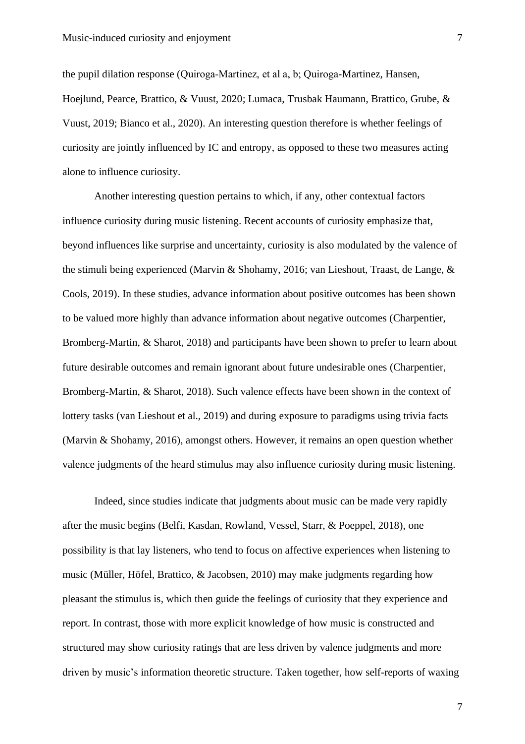the pupil dilation response (Quiroga-Martinez, et al a, b; Quiroga-Martinez, Hansen, Hoejlund, Pearce, Brattico, & Vuust, 2020; Lumaca, Trusbak Haumann, Brattico, Grube, & Vuust, 2019; Bianco et al., 2020). An interesting question therefore is whether feelings of curiosity are jointly influenced by IC and entropy, as opposed to these two measures acting alone to influence curiosity.

Another interesting question pertains to which, if any, other contextual factors influence curiosity during music listening. Recent accounts of curiosity emphasize that, beyond influences like surprise and uncertainty, curiosity is also modulated by the valence of the stimuli being experienced (Marvin & Shohamy, 2016; van Lieshout, Traast, de Lange, & Cools, 2019). In these studies, advance information about positive outcomes has been shown to be valued more highly than advance information about negative outcomes (Charpentier, Bromberg-Martin, & Sharot, 2018) and participants have been shown to prefer to learn about future desirable outcomes and remain ignorant about future undesirable ones (Charpentier, Bromberg-Martin, & Sharot, 2018). Such valence effects have been shown in the context of lottery tasks (van Lieshout et al., 2019) and during exposure to paradigms using trivia facts (Marvin & Shohamy, 2016), amongst others. However, it remains an open question whether valence judgments of the heard stimulus may also influence curiosity during music listening.

Indeed, since studies indicate that judgments about music can be made very rapidly after the music begins (Belfi, Kasdan, Rowland, Vessel, Starr, & Poeppel, 2018), one possibility is that lay listeners, who tend to focus on affective experiences when listening to music (Müller, Höfel, Brattico, & Jacobsen, 2010) may make judgments regarding how pleasant the stimulus is, which then guide the feelings of curiosity that they experience and report. In contrast, those with more explicit knowledge of how music is constructed and structured may show curiosity ratings that are less driven by valence judgments and more driven by music's information theoretic structure. Taken together, how self-reports of waxing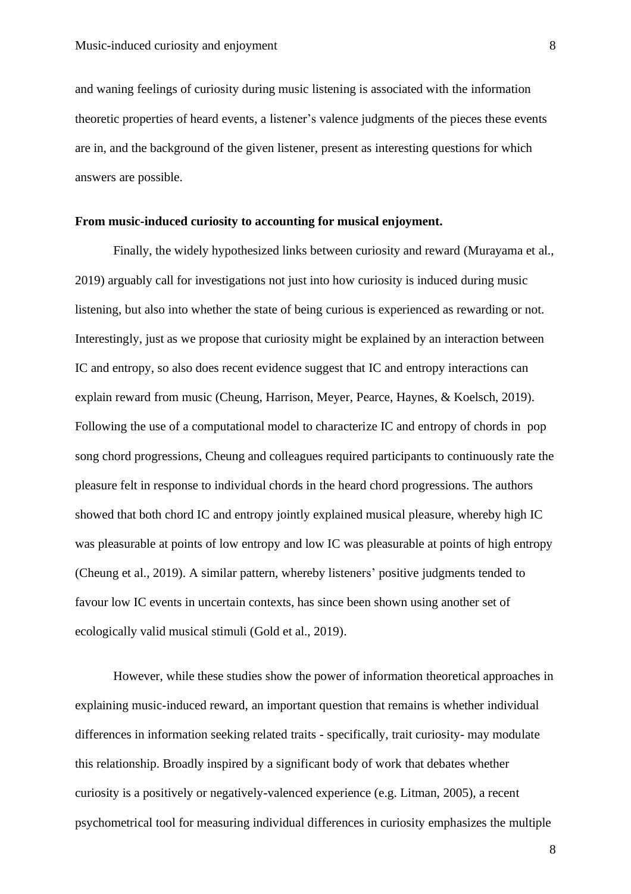and waning feelings of curiosity during music listening is associated with the information theoretic properties of heard events, a listener's valence judgments of the pieces these events are in, and the background of the given listener, present as interesting questions for which answers are possible.

**From music-induced curiosity to accounting for musical enjoyment.**

Finally, the widely hypothesized links between curiosity and reward (Murayama et al., 2019) arguably call for investigations not just into how curiosity is induced during music listening, but also into whether the state of being curious is experienced as rewarding or not. Interestingly, just as we propose that curiosity might be explained by an interaction between IC and entropy, so also does recent evidence suggest that IC and entropy interactions can explain reward from music (Cheung, Harrison, Meyer, Pearce, Haynes, & Koelsch, 2019). Following the use of a computational model to characterize IC and entropy of chords in pop song chord progressions, Cheung and colleagues required participants to continuously rate the pleasure felt in response to individual chords in the heard chord progressions. The authors showed that both chord IC and entropy jointly explained musical pleasure, whereby high IC was pleasurable at points of low entropy and low IC was pleasurable at points of high entropy (Cheung et al., 2019). A similar pattern, whereby listeners' positive judgments tended to favour low IC events in uncertain contexts, has since been shown using another set of ecologically valid musical stimuli (Gold et al., 2019).

However, while these studies show the power of information theoretical approaches in explaining music-induced reward, an important question that remains is whether individual differences in information seeking related traits - specifically, trait curiosity- may modulate this relationship. Broadly inspired by a significant body of work that debates whether curiosity is a positively or negatively-valenced experience (e.g. Litman, 2005), a recent psychometrical tool for measuring individual differences in curiosity emphasizes the multiple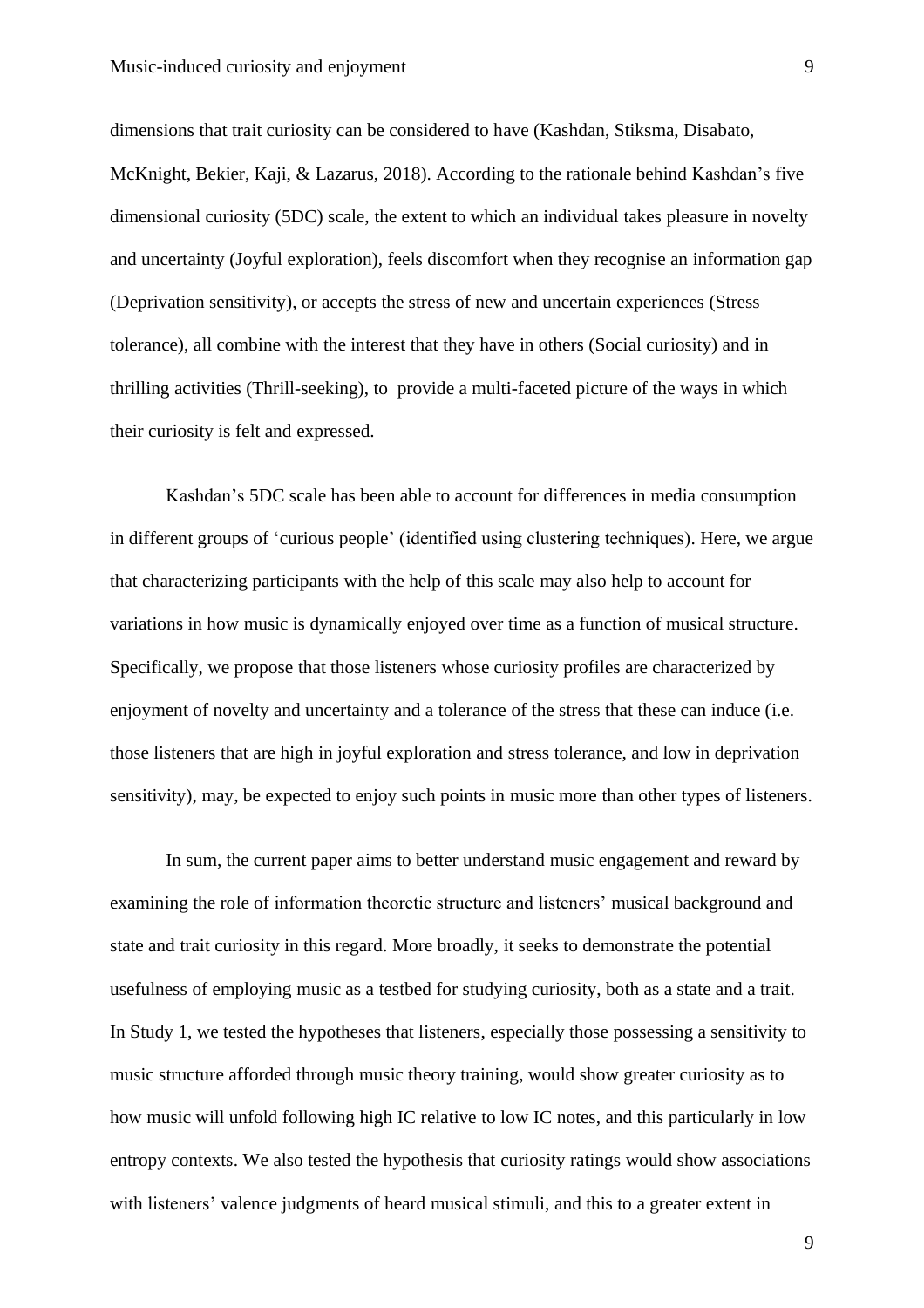dimensions that trait curiosity can be considered to have (Kashdan, Stiksma, Disabato, McKnight, Bekier, Kaji, & Lazarus, 2018). According to the rationale behind Kashdan's five dimensional curiosity (5DC) scale, the extent to which an individual takes pleasure in novelty and uncertainty (Joyful exploration), feels discomfort when they recognise an information gap (Deprivation sensitivity), or accepts the stress of new and uncertain experiences (Stress tolerance), all combine with the interest that they have in others (Social curiosity) and in thrilling activities (Thrill-seeking), to provide a multi-faceted picture of the ways in which their curiosity is felt and expressed.

Kashdan's 5DC scale has been able to account for differences in media consumption in different groups of 'curious people' (identified using clustering techniques). Here, we argue that characterizing participants with the help of this scale may also help to account for variations in how music is dynamically enjoyed over time as a function of musical structure. Specifically, we propose that those listeners whose curiosity profiles are characterized by enjoyment of novelty and uncertainty and a tolerance of the stress that these can induce (i.e. those listeners that are high in joyful exploration and stress tolerance, and low in deprivation sensitivity), may, be expected to enjoy such points in music more than other types of listeners.

In sum, the current paper aims to better understand music engagement and reward by examining the role of information theoretic structure and listeners' musical background and state and trait curiosity in this regard. More broadly, it seeks to demonstrate the potential usefulness of employing music as a testbed for studying curiosity, both as a state and a trait. In Study 1, we tested the hypotheses that listeners, especially those possessing a sensitivity to music structure afforded through music theory training, would show greater curiosity as to how music will unfold following high IC relative to low IC notes, and this particularly in low entropy contexts. We also tested the hypothesis that curiosity ratings would show associations with listeners' valence judgments of heard musical stimuli, and this to a greater extent in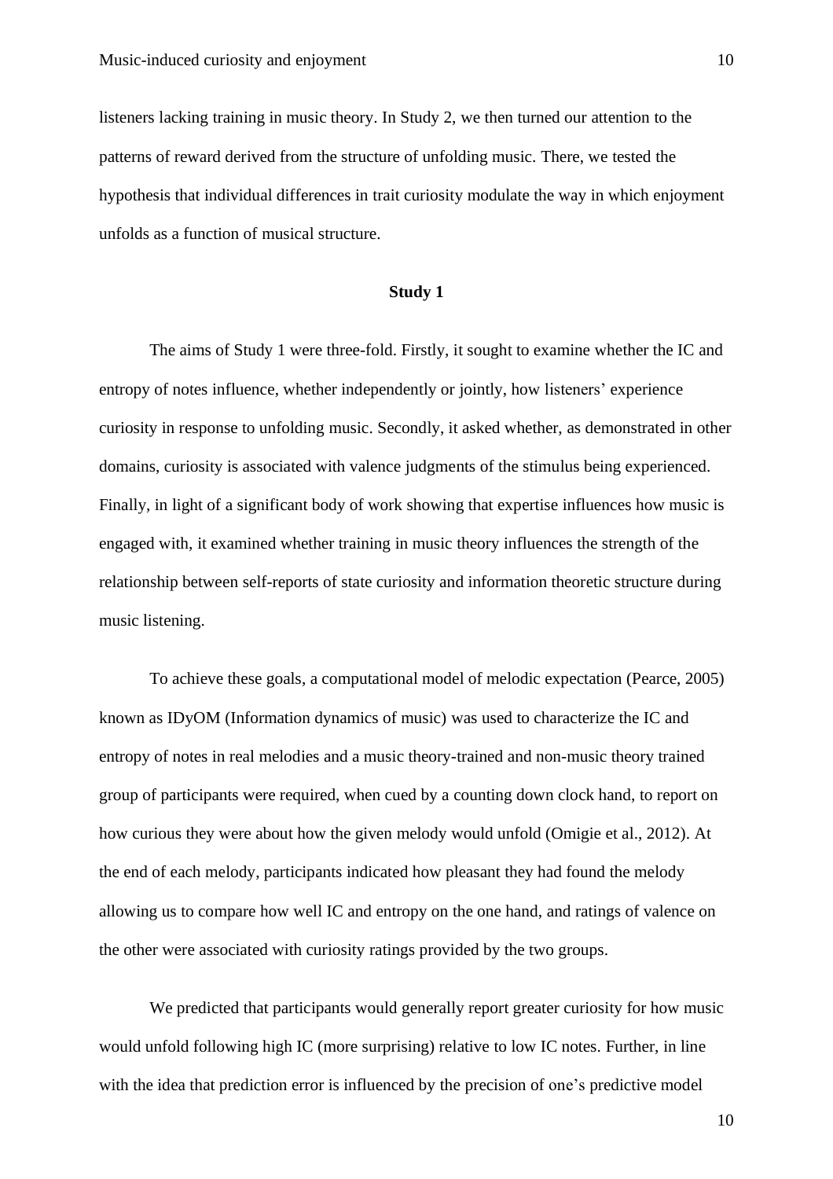listeners lacking training in music theory. In Study 2, we then turned our attention to the patterns of reward derived from the structure of unfolding music. There, we tested the hypothesis that individual differences in trait curiosity modulate the way in which enjoyment unfolds as a function of musical structure.

## Study 1

The aims of Study 1 were three-fold. Firstly, it sought to examine whether the IC and entropy of notes influence, whether independently or jointly, how listeners' experience curiosity in response to unfolding music. Secondly, it asked whether, as demonstrated in other domains, curiosity is associated with valence judgments of the stimulus being experienced. Finally, in light of a significant body of work showing that expertise influences how music is engaged with, it examined whether training in music theory influences the strength of the relationship between self-reports of state curiosity and information theoretic structure during music listening.

To achieve these goals, a computational model of melodic expectation (Pearce, 2005) known as IDyOM (Information dynamics of music) was used to characterize the IC and entropy of notes in real melodies and a music theory-trained and non-music theory trained group of participants were required, when cued by a counting down clock hand, to report on how curious they were about how the given melody would unfold (Omigie et al., 2012). At the end of each melody, participants indicated how pleasant they had found the melody allowing us to compare how well IC and entropy on the one hand, and ratings of valence on the other were associated with curiosity ratings provided by the two groups.

We predicted that participants would generally report greater curiosity for how music would unfold following high IC (more surprising) relative to low IC notes. Further, in line with the idea that prediction error is influenced by the precision of one's predictive model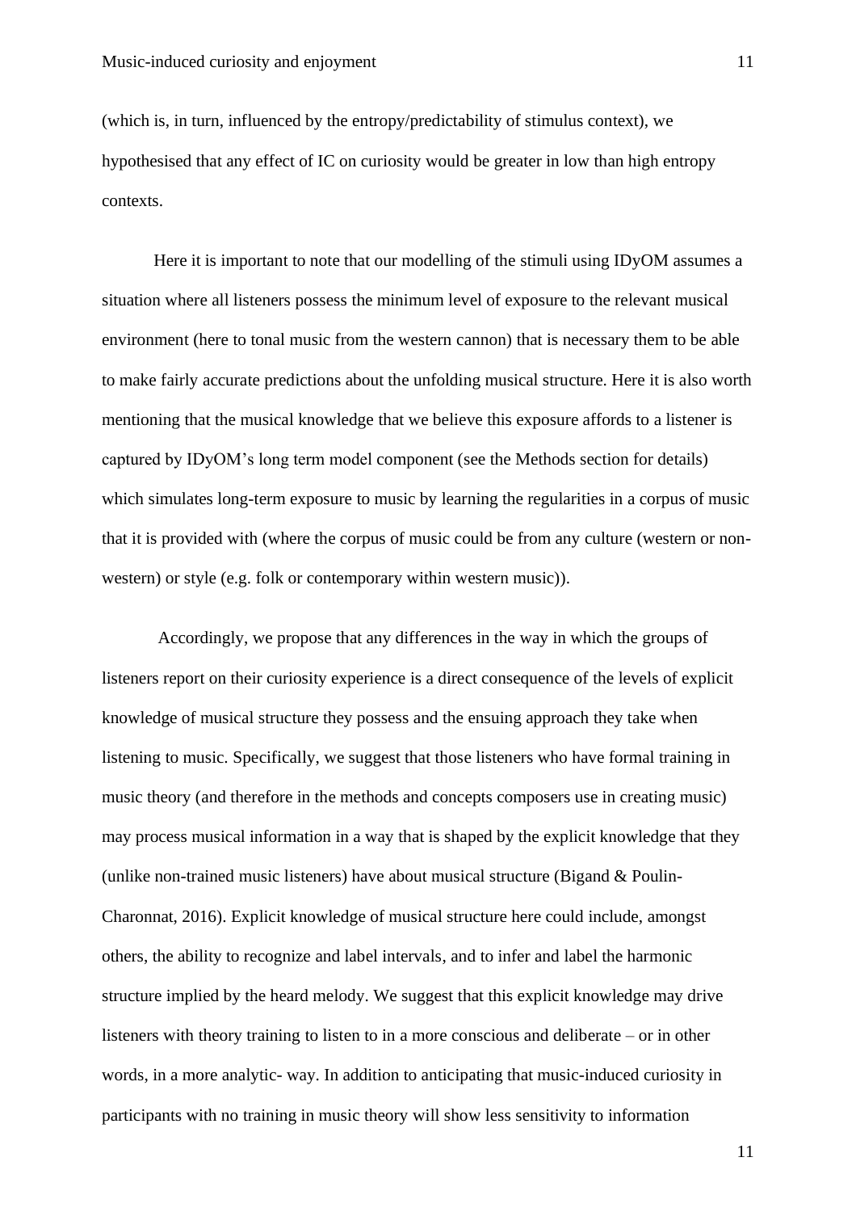(which is, in turn, influenced by the entropy/predictability of stimulus context), we hypothesised that any effect of IC on curiosity would be greater in low than high entropy contexts.

Here it is important to note that our modelling of the stimuli using IDyOM assumes a situation where all listeners possess the minimum level of exposure to the relevant musical environment (here to tonal music from the western cannon) that is necessary them to be able to make fairly accurate predictions about the unfolding musical structure. Here it is also worth mentioning that the musical knowledge that we believe this exposure affords to a listener is captured by IDyOM's long term model component (see the Methods section for details) which simulates long-term exposure to music by learning the regularities in a corpus of music that it is provided with (where the corpus of music could be from any culture (western or non-western) or style (e.g. folk or contemporary within western music)).

Accordingly, we propose that any differences in the way in which the groups of listeners report on their curiosity experience is a direct consequence of the levels of explicit knowledge of musical structure they possess and the ensuing approach they take when listening to music. Specifically, we suggest that those listeners who have formal training in music theory (and therefore in the methods and concepts composers use in creating music) may process musical information in a way that is shaped by the explicit knowledge that they (unlike non-trained music listeners) have about musical structure (Bigand & Poulin-Charonnat, 2016). Explicit knowledge of musical structure here could include, amongst others, the ability to recognize and label intervals, and to infer and label the harmonic structure implied by the heard melody. We suggest that this explicit knowledge may drive listeners with theory training to listen to in a more conscious and deliberate – or in other words, in a more analytic- way. In addition to anticipating that music-induced curiosity in participants with no training in music theory will show less sensitivity to information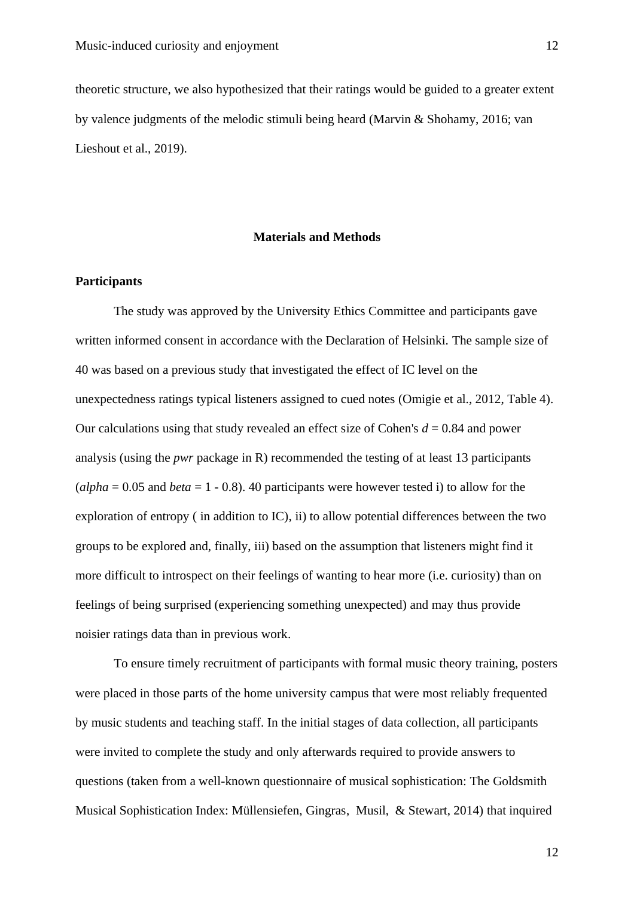theoretic structure, we also hypothesized that their ratings would be guided to a greater extent by valence judgments of the melodic stimuli being heard (Marvin & Shohamy, 2016; van Lieshout et al., 2019).

## Materials and Methods

### Participants

The study was approved by the University Ethics Committee and participants gave written informed consent in accordance with the Declaration of Helsinki. The sample size of 40 was based on a previous study that investigated the effect of IC level on the unexpectedness ratings typical listeners assigned to cued notes (Omigie et al., 2012, Table 4). Our calculations using that study revealed an effect size of Cohen's $d = 0.84$ and power analysis (using the *pwr* package in R) recommended the testing of at least 13 participants (*alpha* = 0.05 and *beta* = 1 - 0.8). 40 participants were however tested i) to allow for the exploration of entropy ( in addition to IC), ii) to allow potential differences between the two groups to be explored and, finally, iii) based on the assumption that listeners might find it more difficult to introspect on their feelings of wanting to hear more (i.e. curiosity) than on feelings of being surprised (experiencing something unexpected) and may thus provide noisier ratings data than in previous work.

To ensure timely recruitment of participants with formal music theory training, posters were placed in those parts of the home university campus that were most reliably frequented by music students and teaching staff. In the initial stages of data collection, all participants were invited to complete the study and only afterwards required to provide answers to questions (taken from a well-known questionnaire of musical sophistication: The Goldsmith Musical Sophistication Index: Müllensiefen, Gingras, Musil, & Stewart, 2014) that inquired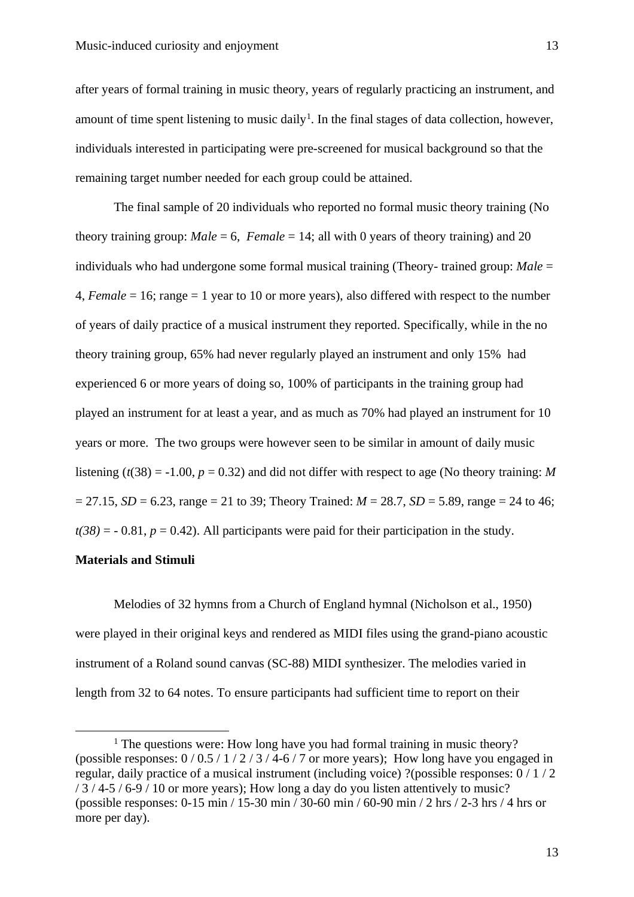after years of formal training in music theory, years of regularly practicing an instrument, and amount of time spent listening to music daily[1]. In the final stages of data collection, however, individuals interested in participating were pre-screened for musical background so that the remaining target number needed for each group could be attained.

The final sample of 20 individuals who reported no formal music theory training (No theory training group: *Male* = 6, *Female* = 14; all with 0 years of theory training) and 20 individuals who had undergone some formal musical training (Theory- trained group: *Male* = 4, *Female* = 16; range = 1 year to 10 or more years), also differed with respect to the number of years of daily practice of a musical instrument they reported. Specifically, while in the no theory training group, 65% had never regularly played an instrument and only 15% had experienced 6 or more years of doing so, 100% of participants in the training group had played an instrument for at least a year, and as much as 70% had played an instrument for 10 years or more. The two groups were however seen to be similar in amount of daily music listening ($t(38) = -1.00$, $p = 0.32$) and did not differ with respect to age (No theory training: $M = 27.15$, $SD = 6.23$, range = 21 to 39; Theory Trained: $M = 28.7$, $SD = 5.89$, range = 24 to 46; $t(38) = -0.81$, $p = 0.42$). All participants were paid for their participation in the study.

**Materials and Stimuli**

Melodies of 32 hymns from a Church of England hymnal (Nicholson et al., 1950) were played in their original keys and rendered as MIDI files using the grand-piano acoustic instrument of a Roland sound canvas (SC-88) MIDI synthesizer. The melodies varied in length from 32 to 64 notes. To ensure participants had sufficient time to report on their

[1] The questions were: How long have you had formal training in music theory? (possible responses: 0 / 0.5 / 1 / 2 / 3 / 4-6 / 7 or more years); How long have you engaged in regular, daily practice of a musical instrument (including voice) ?(possible responses: 0 / 1 / 2 / 3 / 4-5 / 6-9 / 10 or more years); How long a day do you listen attentively to music? (possible responses: 0-15 min / 15-30 min / 30-60 min / 60-90 min / 2 hrs / 2-3 hrs / 4 hrs or more per day).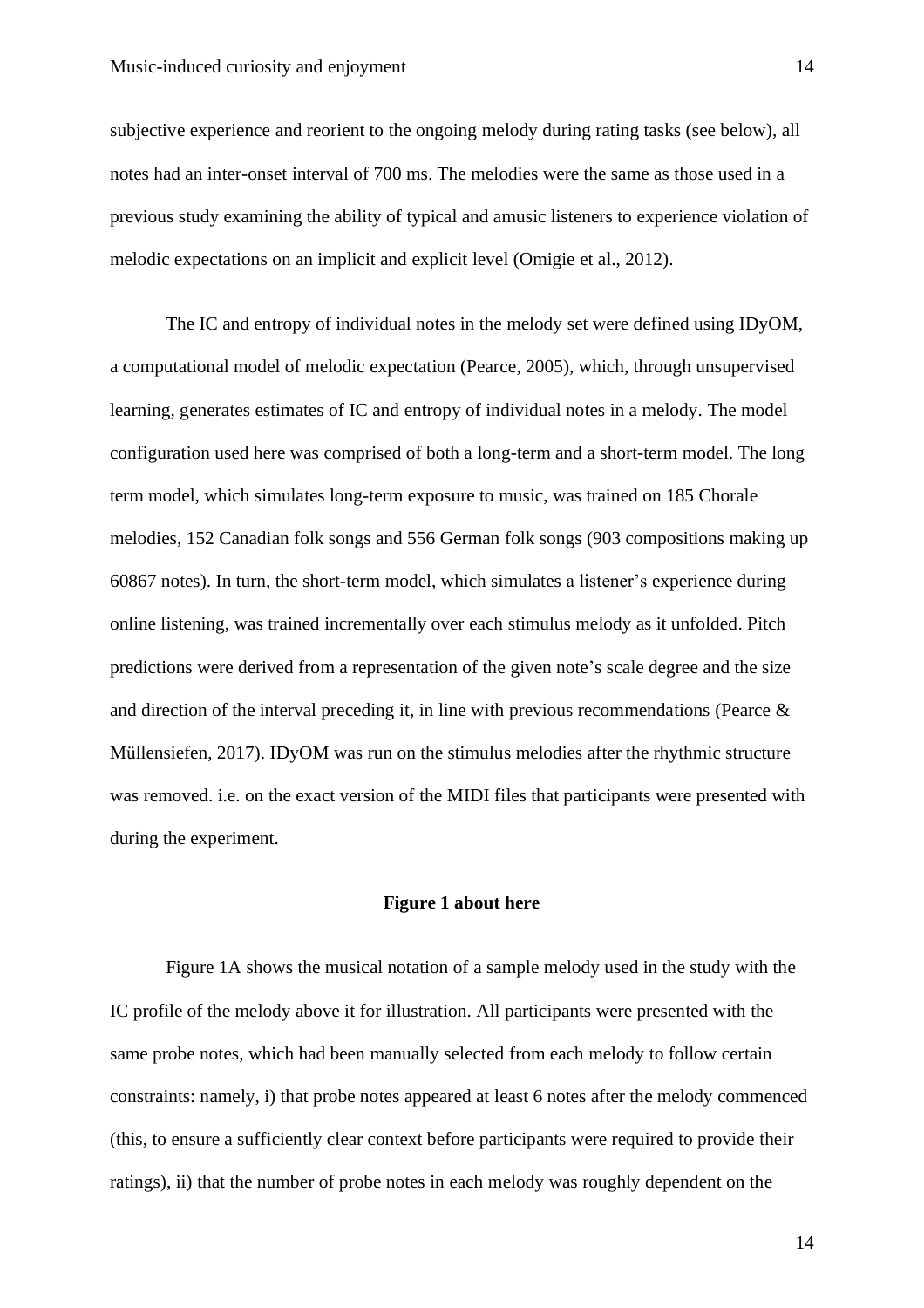subjective experience and reorient to the ongoing melody during rating tasks (see below), all notes had an inter-onset interval of 700 ms. The melodies were the same as those used in a previous study examining the ability of typical and amusic listeners to experience violation of melodic expectations on an implicit and explicit level (Omigie et al., 2012).

The IC and entropy of individual notes in the melody set were defined using IDyOM, a computational model of melodic expectation (Pearce, 2005), which, through unsupervised learning, generates estimates of IC and entropy of individual notes in a melody. The model configuration used here was comprised of both a long-term and a short-term model. The long term model, which simulates long-term exposure to music, was trained on 185 Chorale melodies, 152 Canadian folk songs and 556 German folk songs (903 compositions making up 60867 notes). In turn, the short-term model, which simulates a listener's experience during online listening, was trained incrementally over each stimulus melody as it unfolded. Pitch predictions were derived from a representation of the given note's scale degree and the size and direction of the interval preceding it, in line with previous recommendations (Pearce & Müllensiefen, 2017). IDyOM was run on the stimulus melodies after the rhythmic structure was removed. i.e. on the exact version of the MIDI files that participants were presented with during the experiment.

**Figure 1 about here**

Figure 1A shows the musical notation of a sample melody used in the study with the IC profile of the melody above it for illustration. All participants were presented with the same probe notes, which had been manually selected from each melody to follow certain constraints: namely, i) that probe notes appeared at least 6 notes after the melody commenced (this, to ensure a sufficiently clear context before participants were required to provide their ratings), ii) that the number of probe notes in each melody was roughly dependent on the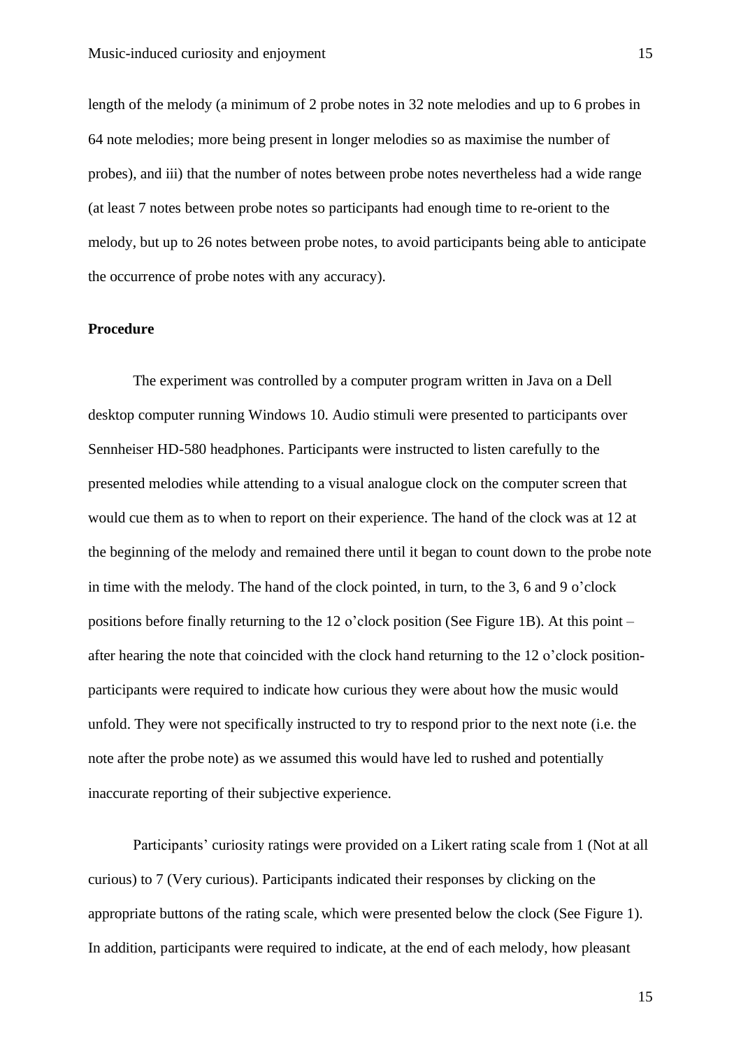length of the melody (a minimum of 2 probe notes in 32 note melodies and up to 6 probes in 64 note melodies; more being present in longer melodies so as maximise the number of probes), and iii) that the number of notes between probe notes nevertheless had a wide range (at least 7 notes between probe notes so participants had enough time to re-orient to the melody, but up to 26 notes between probe notes, to avoid participants being able to anticipate the occurrence of probe notes with any accuracy).

**Procedure**

The experiment was controlled by a computer program written in Java on a Dell desktop computer running Windows 10. Audio stimuli were presented to participants over Sennheiser HD-580 headphones. Participants were instructed to listen carefully to the presented melodies while attending to a visual analogue clock on the computer screen that would cue them as to when to report on their experience. The hand of the clock was at 12 at the beginning of the melody and remained there until it began to count down to the probe note in time with the melody. The hand of the clock pointed, in turn, to the 3, 6 and 9 o'clock positions before finally returning to the 12 o'clock position (See Figure 1B). At this point – after hearing the note that coincided with the clock hand returning to the 12 o'clock position- participants were required to indicate how curious they were about how the music would unfold. They were not specifically instructed to try to respond prior to the next note (i.e. the note after the probe note) as we assumed this would have led to rushed and potentially inaccurate reporting of their subjective experience.

Participants' curiosity ratings were provided on a Likert rating scale from 1 (Not at all curious) to 7 (Very curious). Participants indicated their responses by clicking on the appropriate buttons of the rating scale, which were presented below the clock (See Figure 1). In addition, participants were required to indicate, at the end of each melody, how pleasant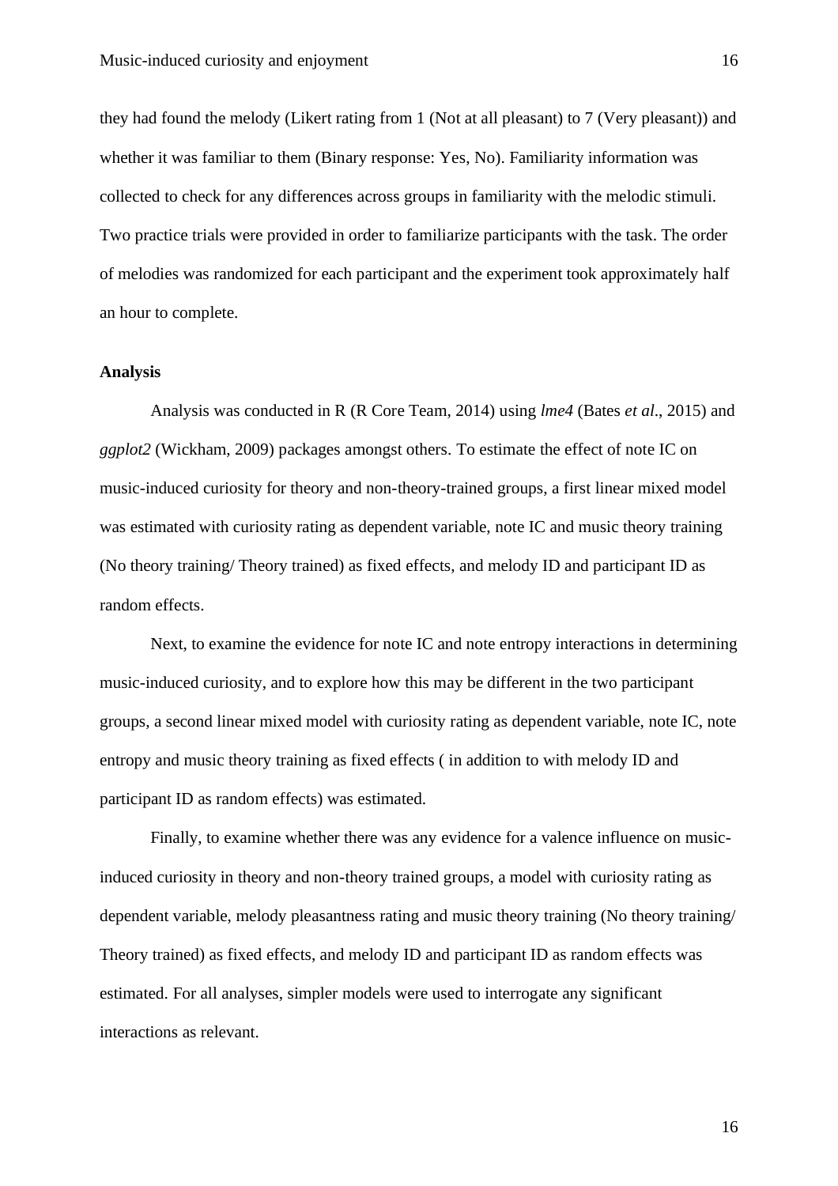they had found the melody (Likert rating from 1 (Not at all pleasant) to 7 (Very pleasant)) and whether it was familiar to them (Binary response: Yes, No). Familiarity information was collected to check for any differences across groups in familiarity with the melodic stimuli. Two practice trials were provided in order to familiarize participants with the task. The order of melodies was randomized for each participant and the experiment took approximately half an hour to complete.

**Analysis**

Analysis was conducted in R (R Core Team, 2014) using *lme4* (Bates *et al*., 2015) and *ggplot2* (Wickham, 2009) packages amongst others. To estimate the effect of note IC on music-induced curiosity for theory and non-theory-trained groups, a first linear mixed model was estimated with curiosity rating as dependent variable, note IC and music theory training (No theory training/ Theory trained) as fixed effects, and melody ID and participant ID as random effects.

Next, to examine the evidence for note IC and note entropy interactions in determining music-induced curiosity, and to explore how this may be different in the two participant groups, a second linear mixed model with curiosity rating as dependent variable, note IC, note entropy and music theory training as fixed effects ( in addition to with melody ID and participant ID as random effects) was estimated.

Finally, to examine whether there was any evidence for a valence influence on music-induced curiosity in theory and non-theory trained groups, a model with curiosity rating as dependent variable, melody pleasantness rating and music theory training (No theory training/ Theory trained) as fixed effects, and melody ID and participant ID as random effects was estimated. For all analyses, simpler models were used to interrogate any significant interactions as relevant.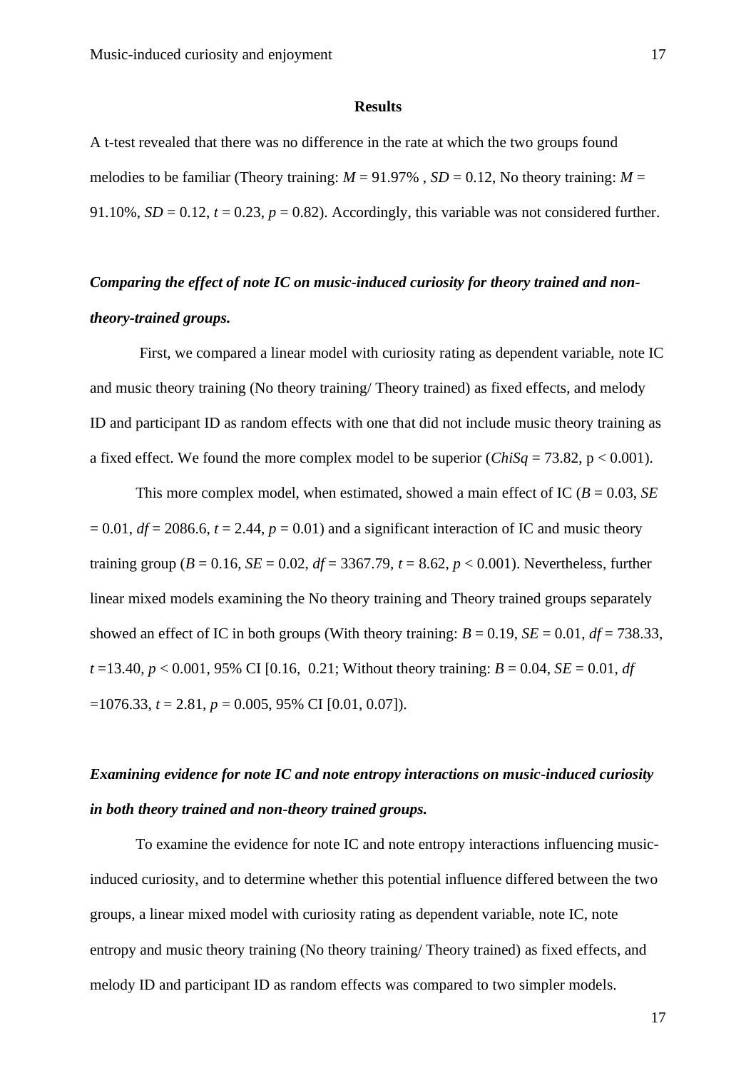## Results

A t-test revealed that there was no difference in the rate at which the two groups found melodies to be familiar (Theory training: $M$ = 91.97% , $SD$ = 0.12, No theory training: $M$ = 91.10%, $SD$ = 0.12, $t$ = 0.23, $p$ = 0.82). Accordingly, this variable was not considered further.

### ***Comparing the effect of note IC on music-induced curiosity for theory trained and non-theory-trained groups.***

First, we compared a linear model with curiosity rating as dependent variable, note IC and music theory training (No theory training/ Theory trained) as fixed effects, and melody ID and participant ID as random effects with one that did not include music theory training as a fixed effect. We found the more complex model to be superior (*ChiSq* = 73.82, $p < 0.001$).

This more complex model, when estimated, showed a main effect of IC ($B$ = 0.03, $SE$ = 0.01, $df$ = 2086.6, $t$ = 2.44, $p$ = 0.01) and a significant interaction of IC and music theory training group ($B$ = 0.16, $SE$ = 0.02, $df$ = 3367.79, $t$ = 8.62, $p < 0.001$). Nevertheless, further linear mixed models examining the No theory training and Theory trained groups separately showed an effect of IC in both groups (With theory training: $B$ = 0.19, $SE$ = 0.01, $df$ = 738.33, $t$ =13.40, $p < 0.001$, 95% CI [0.16, 0.21; Without theory training: $B$ = 0.04, $SE$ = 0.01, $df$ =1076.33, $t$ = 2.81, $p$ = 0.005, 95% CI [0.01, 0.07]).

### ***Examining evidence for note IC and note entropy interactions on music-induced curiosity in both theory trained and non-theory trained groups.***

To examine the evidence for note IC and note entropy interactions influencing music-induced curiosity, and to determine whether this potential influence differed between the two groups, a linear mixed model with curiosity rating as dependent variable, note IC, note entropy and music theory training (No theory training/ Theory trained) as fixed effects, and melody ID and participant ID as random effects was compared to two simpler models.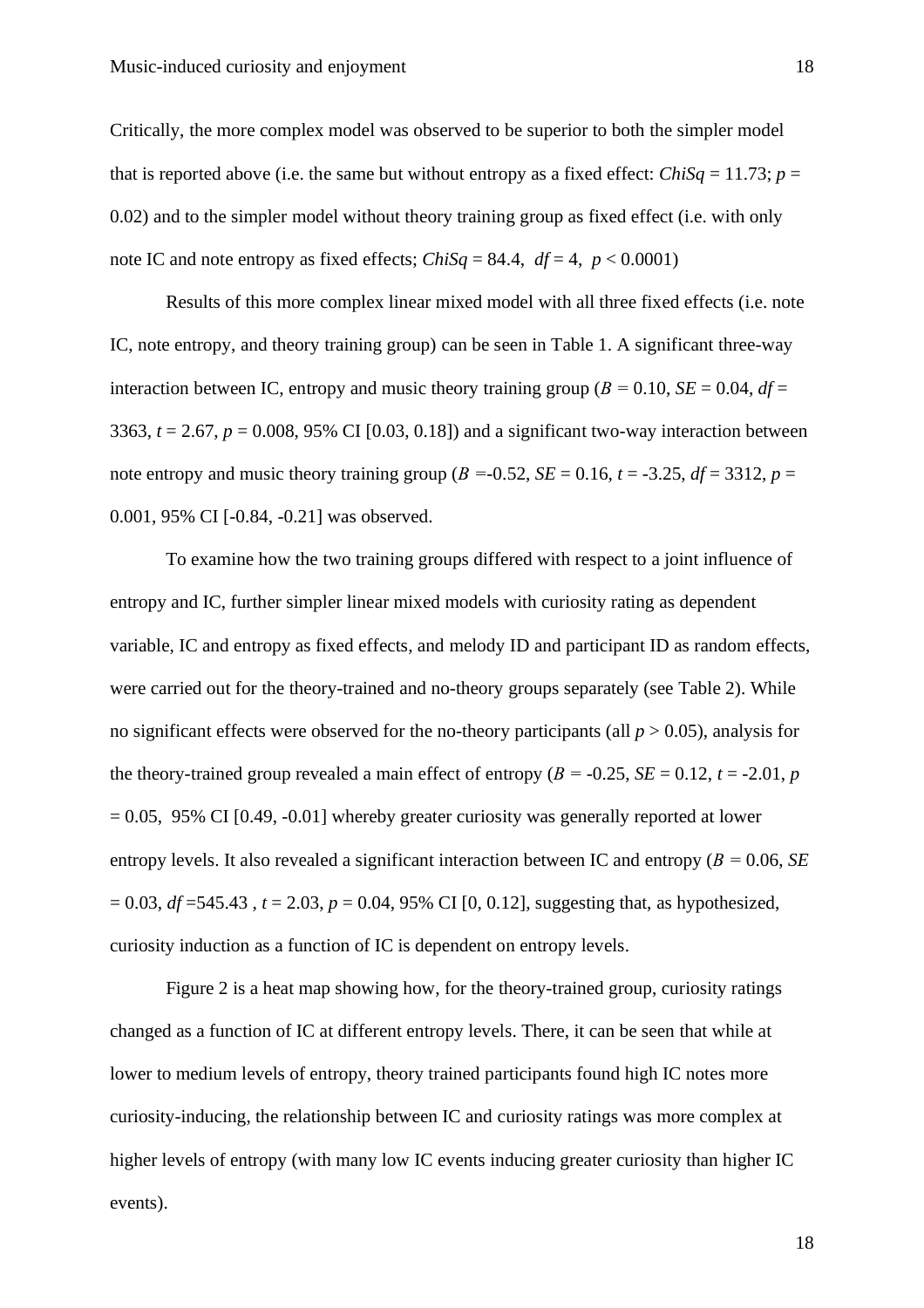Critically, the more complex model was observed to be superior to both the simpler model that is reported above (i.e. the same but without entropy as a fixed effect: *ChiSq* = 11.73; $p$ = 0.02) and to the simpler model without theory training group as fixed effect (i.e. with only note IC and note entropy as fixed effects; *ChiSq* = 84.4, $df$ = 4, $p < 0.0001$)

Results of this more complex linear mixed model with all three fixed effects (i.e. note IC, note entropy, and theory training group) can be seen in Table 1. A significant three-way interaction between IC, entropy and music theory training group ($B$ = 0.10, $SE$ = 0.04, $df$ = 3363, $t$ = 2.67, $p$ = 0.008, 95% CI [0.03, 0.18]) and a significant two-way interaction between note entropy and music theory training group ($B$ =-0.52, $SE$ = 0.16, $t$ = -3.25, $df$ = 3312, $p$ = 0.001, 95% CI [-0.84, -0.21] was observed.

To examine how the two training groups differed with respect to a joint influence of entropy and IC, further simpler linear mixed models with curiosity rating as dependent variable, IC and entropy as fixed effects, and melody ID and participant ID as random effects, were carried out for the theory-trained and no-theory groups separately (see Table 2). While no significant effects were observed for the no-theory participants (all $p > 0.05$), analysis for the theory-trained group revealed a main effect of entropy ($B$ = -0.25, $SE$ = 0.12, $t$ = -2.01, $p$ = 0.05, 95% CI [0.49, -0.01] whereby greater curiosity was generally reported at lower entropy levels. It also revealed a significant interaction between IC and entropy ($B$ = 0.06, $SE$ = 0.03, $df$ =545.43 , $t$ = 2.03, $p$ = 0.04, 95% CI [0, 0.12], suggesting that, as hypothesized, curiosity induction as a function of IC is dependent on entropy levels.

Figure 2 is a heat map showing how, for the theory-trained group, curiosity ratings changed as a function of IC at different entropy levels. There, it can be seen that while at lower to medium levels of entropy, theory trained participants found high IC notes more curiosity-inducing, the relationship between IC and curiosity ratings was more complex at higher levels of entropy (with many low IC events inducing greater curiosity than higher IC events).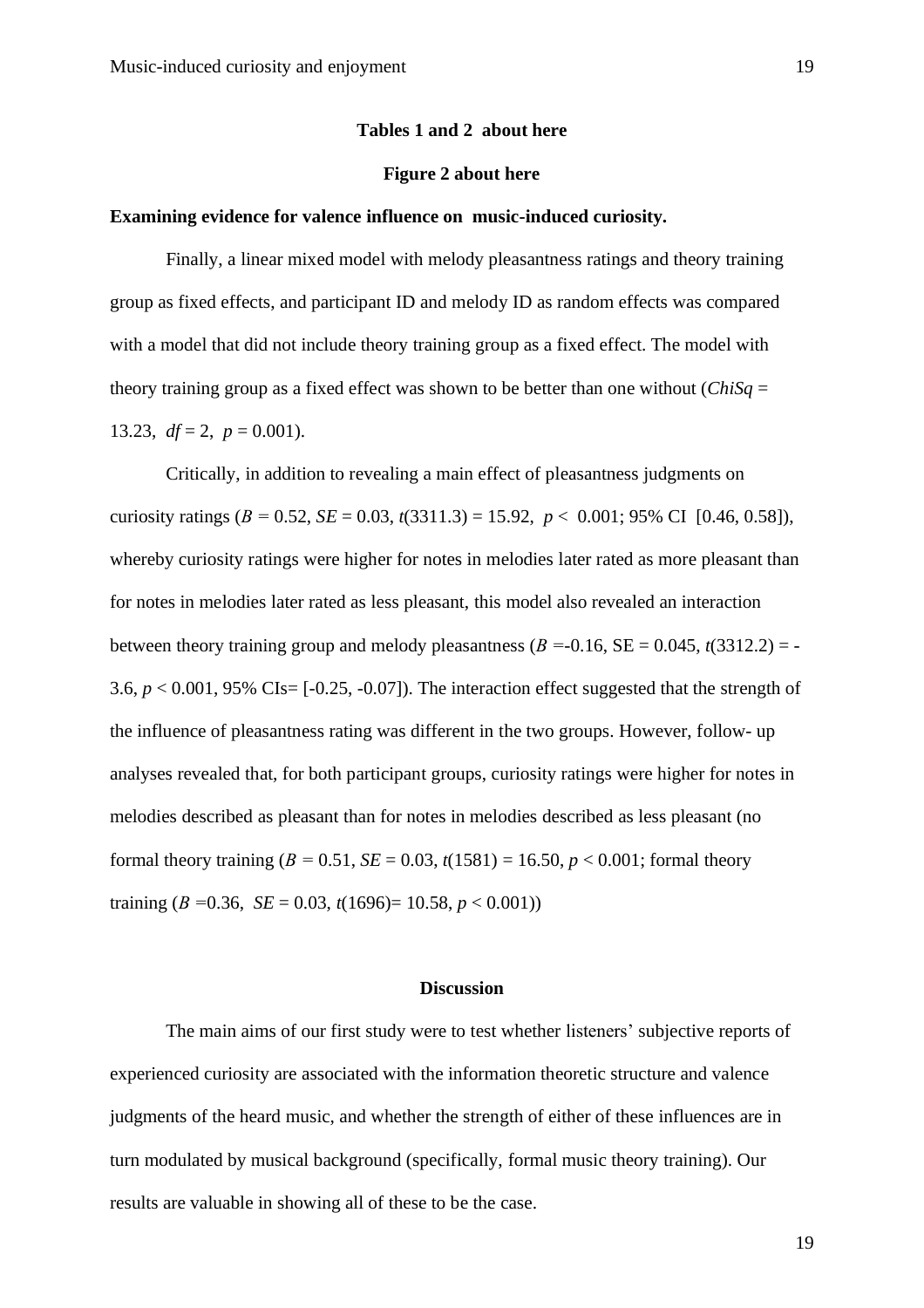**Tables 1 and 2 about here**

**Figure 2 about here**

**Examining evidence for valence influence on music-induced curiosity.**

Finally, a linear mixed model with melody pleasantness ratings and theory training group as fixed effects, and participant ID and melody ID as random effects was compared with a model that did not include theory training group as a fixed effect. The model with theory training group as a fixed effect was shown to be better than one without (*ChiSq* = 13.23, $df = 2$, $p = 0.001$).

Critically, in addition to revealing a main effect of pleasantness judgments on curiosity ratings ($B = 0.52$, $SE = 0.03$, $t(3311.3) = 15.92$, $p < 0.001$; 95% CI [0.46, 0.58]), whereby curiosity ratings were higher for notes in melodies later rated as more pleasant than for notes in melodies later rated as less pleasant, this model also revealed an interaction between theory training group and melody pleasantness ($B = -0.16$, SE = 0.045, $t(3312.2) = -3.6$, $p < 0.001$, 95% CIs= [-0.25, -0.07]). The interaction effect suggested that the strength of the influence of pleasantness rating was different in the two groups. However, follow- up analyses revealed that, for both participant groups, curiosity ratings were higher for notes in melodies described as pleasant than for notes in melodies described as less pleasant (no formal theory training ($B = 0.51$, $SE = 0.03$, $t(1581) = 16.50$, $p < 0.001$; formal theory training ($B = 0.36$, $SE = 0.03$, $t(1696) = 10.58$, $p < 0.001$))

## Discussion

The main aims of our first study were to test whether listeners' subjective reports of experienced curiosity are associated with the information theoretic structure and valence judgments of the heard music, and whether the strength of either of these influences are in turn modulated by musical background (specifically, formal music theory training). Our results are valuable in showing all of these to be the case.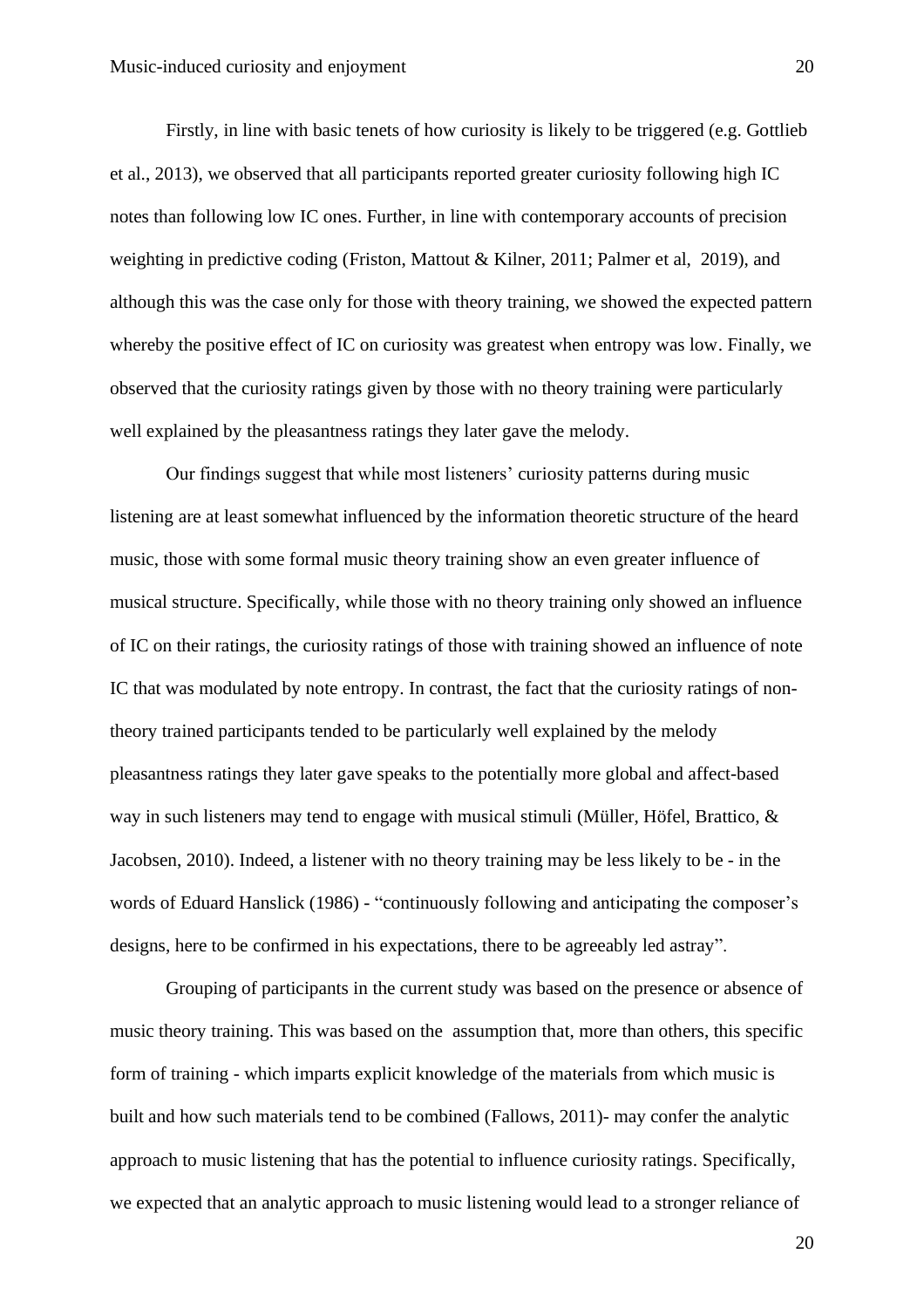Firstly, in line with basic tenets of how curiosity is likely to be triggered (e.g. Gottlieb et al., 2013), we observed that all participants reported greater curiosity following high IC notes than following low IC ones. Further, in line with contemporary accounts of precision weighting in predictive coding (Friston, Mattout & Kilner, 2011; Palmer et al, 2019), and although this was the case only for those with theory training, we showed the expected pattern whereby the positive effect of IC on curiosity was greatest when entropy was low. Finally, we observed that the curiosity ratings given by those with no theory training were particularly well explained by the pleasantness ratings they later gave the melody.

Our findings suggest that while most listeners' curiosity patterns during music listening are at least somewhat influenced by the information theoretic structure of the heard music, those with some formal music theory training show an even greater influence of musical structure. Specifically, while those with no theory training only showed an influence of IC on their ratings, the curiosity ratings of those with training showed an influence of note IC that was modulated by note entropy. In contrast, the fact that the curiosity ratings of non-theory trained participants tended to be particularly well explained by the melody pleasantness ratings they later gave speaks to the potentially more global and affect-based way in such listeners may tend to engage with musical stimuli (Müller, Höfel, Brattico, & Jacobsen, 2010). Indeed, a listener with no theory training may be less likely to be - in the words of Eduard Hanslick (1986) - "continuously following and anticipating the composer's designs, here to be confirmed in his expectations, there to be agreeably led astray".

Grouping of participants in the current study was based on the presence or absence of music theory training. This was based on the assumption that, more than others, this specific form of training - which imparts explicit knowledge of the materials from which music is built and how such materials tend to be combined (Fallows, 2011)- may confer the analytic approach to music listening that has the potential to influence curiosity ratings. Specifically, we expected that an analytic approach to music listening would lead to a stronger reliance of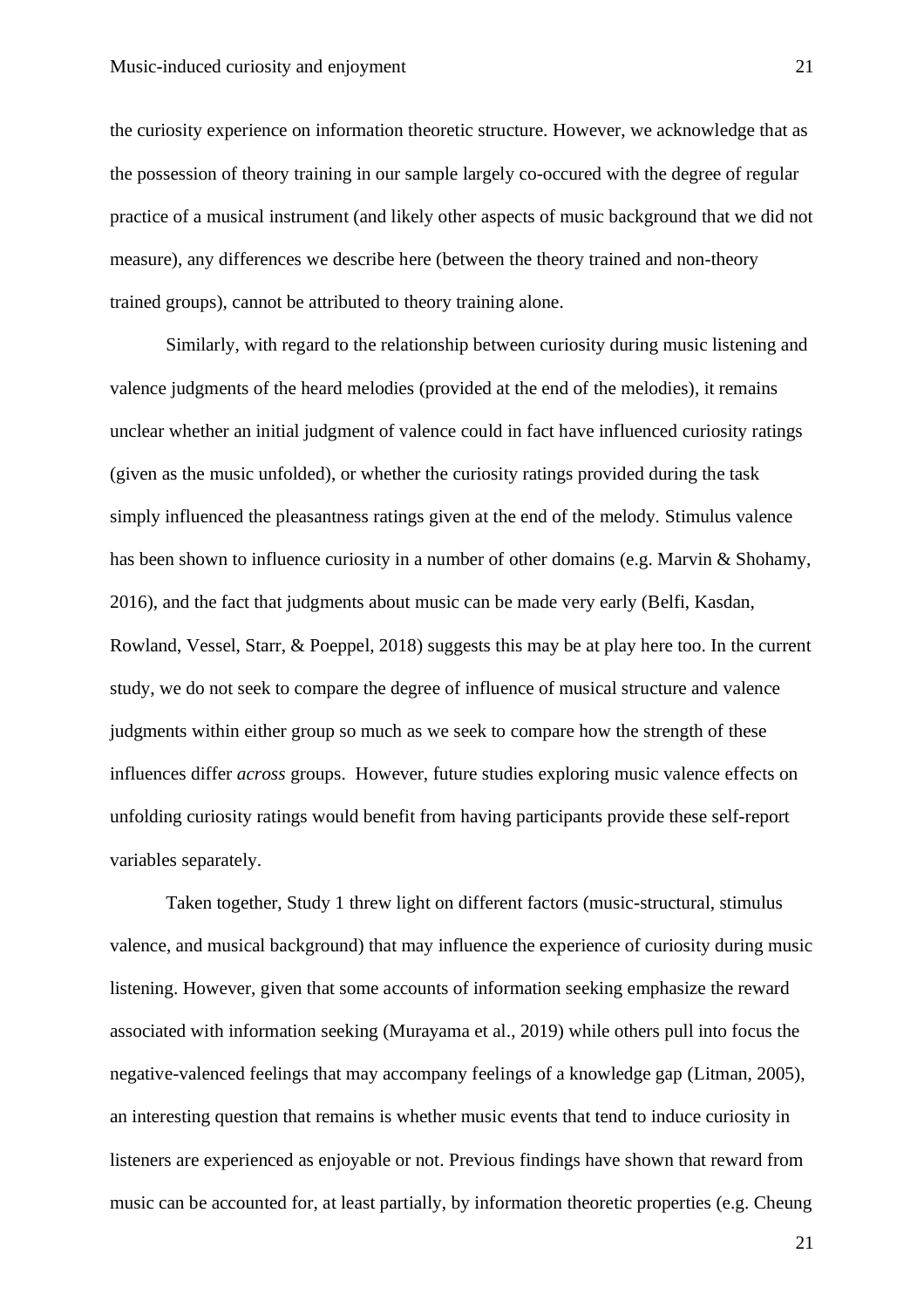the curiosity experience on information theoretic structure. However, we acknowledge that as the possession of theory training in our sample largely co-occured with the degree of regular practice of a musical instrument (and likely other aspects of music background that we did not measure), any differences we describe here (between the theory trained and non-theory trained groups), cannot be attributed to theory training alone.

Similarly, with regard to the relationship between curiosity during music listening and valence judgments of the heard melodies (provided at the end of the melodies), it remains unclear whether an initial judgment of valence could in fact have influenced curiosity ratings (given as the music unfolded), or whether the curiosity ratings provided during the task simply influenced the pleasantness ratings given at the end of the melody. Stimulus valence has been shown to influence curiosity in a number of other domains (e.g. Marvin & Shohamy, 2016), and the fact that judgments about music can be made very early (Belfi, Kasdan, Rowland, Vessel, Starr, & Poeppel, 2018) suggests this may be at play here too. In the current study, we do not seek to compare the degree of influence of musical structure and valence judgments within either group so much as we seek to compare how the strength of these influences differ *across* groups. However, future studies exploring music valence effects on unfolding curiosity ratings would benefit from having participants provide these self-report variables separately.

Taken together, Study 1 threw light on different factors (music-structural, stimulus valence, and musical background) that may influence the experience of curiosity during music listening. However, given that some accounts of information seeking emphasize the reward associated with information seeking (Murayama et al., 2019) while others pull into focus the negative-valenced feelings that may accompany feelings of a knowledge gap (Litman, 2005), an interesting question that remains is whether music events that tend to induce curiosity in listeners are experienced as enjoyable or not. Previous findings have shown that reward from music can be accounted for, at least partially, by information theoretic properties (e.g. Cheung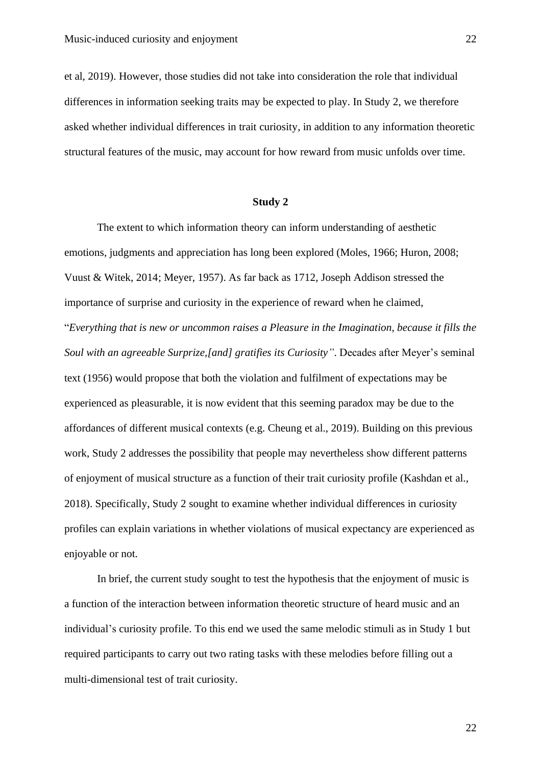et al, 2019). However, those studies did not take into consideration the role that individual differences in information seeking traits may be expected to play. In Study 2, we therefore asked whether individual differences in trait curiosity, in addition to any information theoretic structural features of the music, may account for how reward from music unfolds over time.

## Study 2

The extent to which information theory can inform understanding of aesthetic emotions, judgments and appreciation has long been explored (Moles, 1966; Huron, 2008; Vuust & Witek, 2014; Meyer, 1957). As far back as 1712, Joseph Addison stressed the importance of surprise and curiosity in the experience of reward when he claimed, "*Everything that is new or uncommon raises a Pleasure in the Imagination, because it fills the Soul with an agreeable Surprize,[and] gratifies its Curiosity"*. Decades after Meyer's seminal text (1956) would propose that both the violation and fulfilment of expectations may be experienced as pleasurable, it is now evident that this seeming paradox may be due to the affordances of different musical contexts (e.g. Cheung et al., 2019). Building on this previous work, Study 2 addresses the possibility that people may nevertheless show different patterns of enjoyment of musical structure as a function of their trait curiosity profile (Kashdan et al., 2018). Specifically, Study 2 sought to examine whether individual differences in curiosity profiles can explain variations in whether violations of musical expectancy are experienced as enjoyable or not.

In brief, the current study sought to test the hypothesis that the enjoyment of music is a function of the interaction between information theoretic structure of heard music and an individual's curiosity profile. To this end we used the same melodic stimuli as in Study 1 but required participants to carry out two rating tasks with these melodies before filling out a multi-dimensional test of trait curiosity.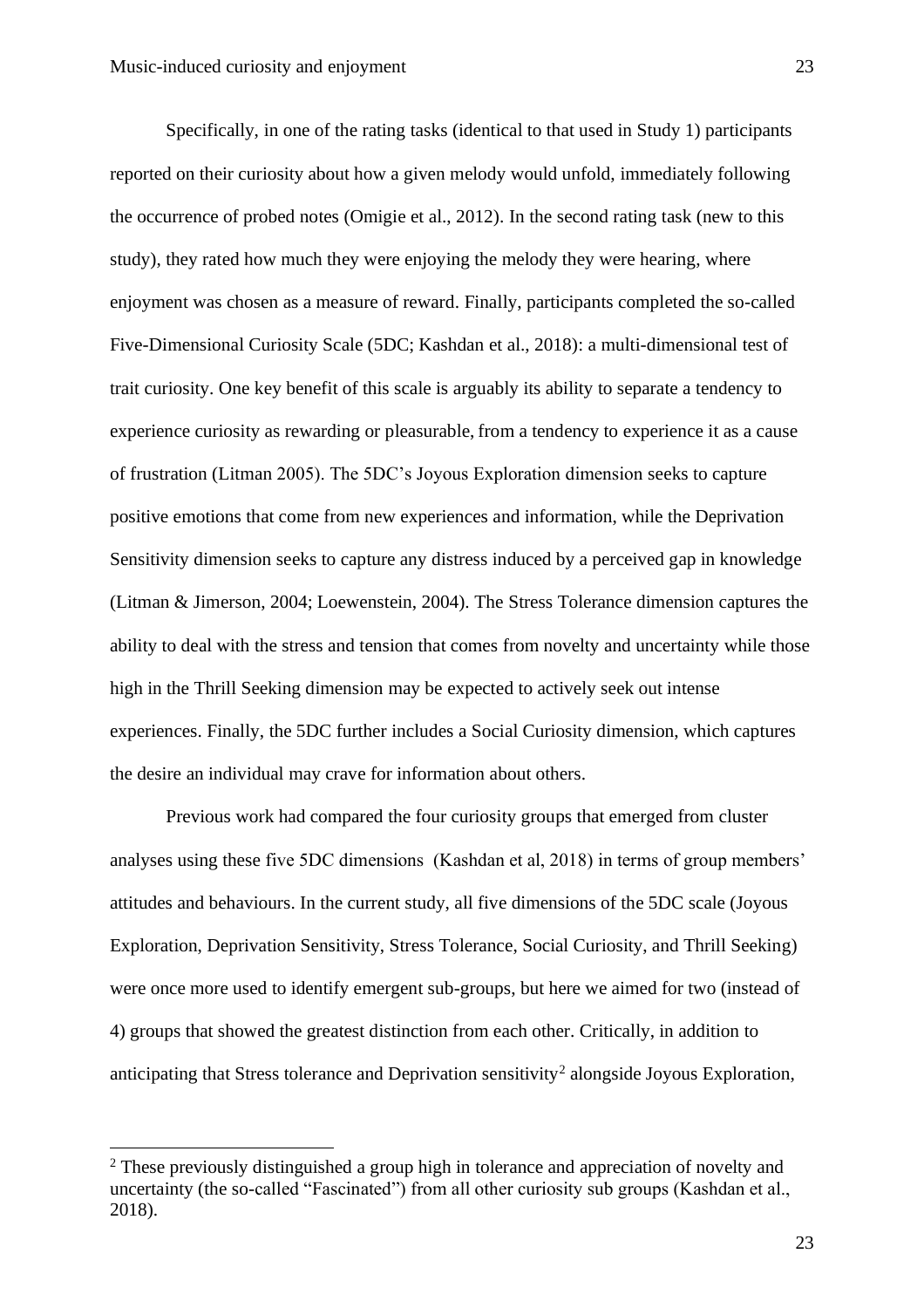Specifically, in one of the rating tasks (identical to that used in Study 1) participants reported on their curiosity about how a given melody would unfold, immediately following the occurrence of probed notes (Omigie et al., 2012). In the second rating task (new to this study), they rated how much they were enjoying the melody they were hearing, where enjoyment was chosen as a measure of reward. Finally, participants completed the so-called Five-Dimensional Curiosity Scale (5DC; Kashdan et al., 2018): a multi-dimensional test of trait curiosity. One key benefit of this scale is arguably its ability to separate a tendency to experience curiosity as rewarding or pleasurable, from a tendency to experience it as a cause of frustration (Litman 2005). The 5DC's Joyous Exploration dimension seeks to capture positive emotions that come from new experiences and information, while the Deprivation Sensitivity dimension seeks to capture any distress induced by a perceived gap in knowledge (Litman & Jimerson, 2004; Loewenstein, 2004). The Stress Tolerance dimension captures the ability to deal with the stress and tension that comes from novelty and uncertainty while those high in the Thrill Seeking dimension may be expected to actively seek out intense experiences. Finally, the 5DC further includes a Social Curiosity dimension, which captures the desire an individual may crave for information about others.

Previous work had compared the four curiosity groups that emerged from cluster analyses using these five 5DC dimensions (Kashdan et al, 2018) in terms of group members' attitudes and behaviours. In the current study, all five dimensions of the 5DC scale (Joyous Exploration, Deprivation Sensitivity, Stress Tolerance, Social Curiosity, and Thrill Seeking) were once more used to identify emergent sub-groups, but here we aimed for two (instead of 4) groups that showed the greatest distinction from each other. Critically, in addition to anticipating that Stress tolerance and Deprivation sensitivity[2] alongside Joyous Exploration,

[2] These previously distinguished a group high in tolerance and appreciation of novelty and uncertainty (the so-called "Fascinated") from all other curiosity sub groups (Kashdan et al., 2018).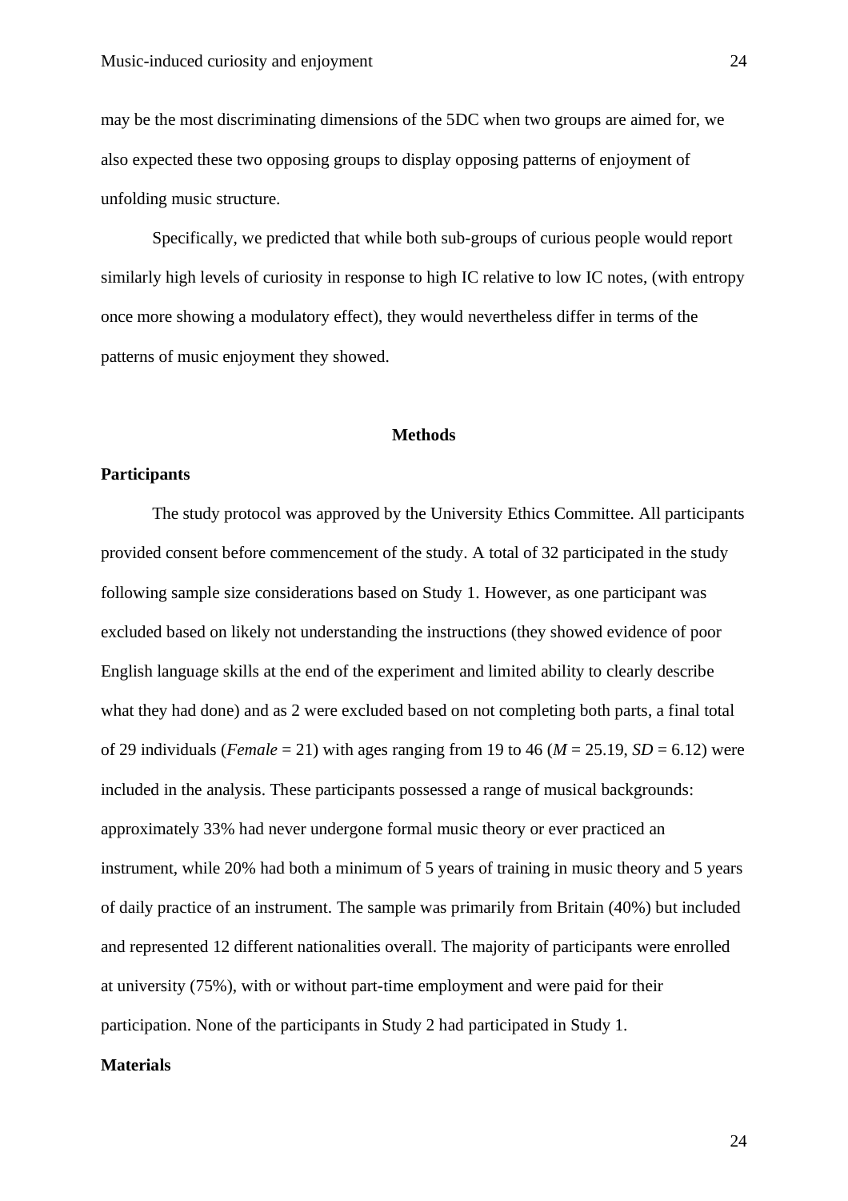may be the most discriminating dimensions of the 5DC when two groups are aimed for, we also expected these two opposing groups to display opposing patterns of enjoyment of unfolding music structure.

Specifically, we predicted that while both sub-groups of curious people would report similarly high levels of curiosity in response to high IC relative to low IC notes, (with entropy once more showing a modulatory effect), they would nevertheless differ in terms of the patterns of music enjoyment they showed.

## Methods

### Participants

The study protocol was approved by the University Ethics Committee. All participants provided consent before commencement of the study. A total of 32 participated in the study following sample size considerations based on Study 1. However, as one participant was excluded based on likely not understanding the instructions (they showed evidence of poor English language skills at the end of the experiment and limited ability to clearly describe what they had done) and as 2 were excluded based on not completing both parts, a final total of 29 individuals (*Female* = 21) with ages ranging from 19 to 46 ($M = 25.19$, $SD = 6.12$) were included in the analysis. These participants possessed a range of musical backgrounds: approximately 33% had never undergone formal music theory or ever practiced an instrument, while 20% had both a minimum of 5 years of training in music theory and 5 years of daily practice of an instrument. The sample was primarily from Britain (40%) but included and represented 12 different nationalities overall. The majority of participants were enrolled at university (75%), with or without part-time employment and were paid for their participation. None of the participants in Study 2 had participated in Study 1.

### Materials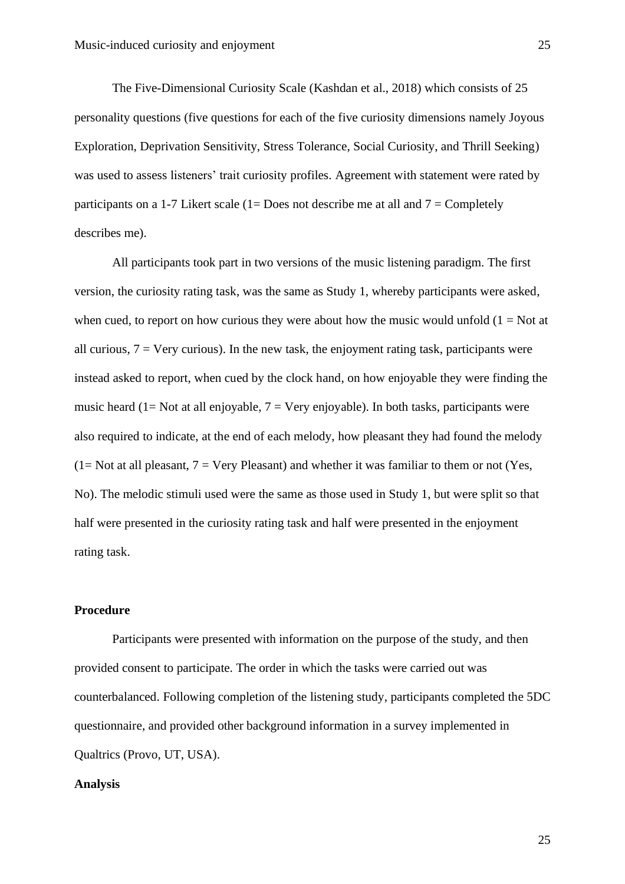The Five-Dimensional Curiosity Scale (Kashdan et al., 2018) which consists of 25 personality questions (five questions for each of the five curiosity dimensions namely Joyous Exploration, Deprivation Sensitivity, Stress Tolerance, Social Curiosity, and Thrill Seeking) was used to assess listeners' trait curiosity profiles. Agreement with statement were rated by participants on a 1-7 Likert scale (1= Does not describe me at all and 7 = Completely describes me).

All participants took part in two versions of the music listening paradigm. The first version, the curiosity rating task, was the same as Study 1, whereby participants were asked, when cued, to report on how curious they were about how the music would unfold (1 = Not at all curious, 7 = Very curious). In the new task, the enjoyment rating task, participants were instead asked to report, when cued by the clock hand, on how enjoyable they were finding the music heard (1= Not at all enjoyable, 7 = Very enjoyable). In both tasks, participants were also required to indicate, at the end of each melody, how pleasant they had found the melody (1= Not at all pleasant, 7 = Very Pleasant) and whether it was familiar to them or not (Yes, No). The melodic stimuli used were the same as those used in Study 1, but were split so that half were presented in the curiosity rating task and half were presented in the enjoyment rating task.

**Procedure**

Participants were presented with information on the purpose of the study, and then provided consent to participate. The order in which the tasks were carried out was counterbalanced. Following completion of the listening study, participants completed the 5DC questionnaire, and provided other background information in a survey implemented in Qualtrics (Provo, UT, USA).

**Analysis**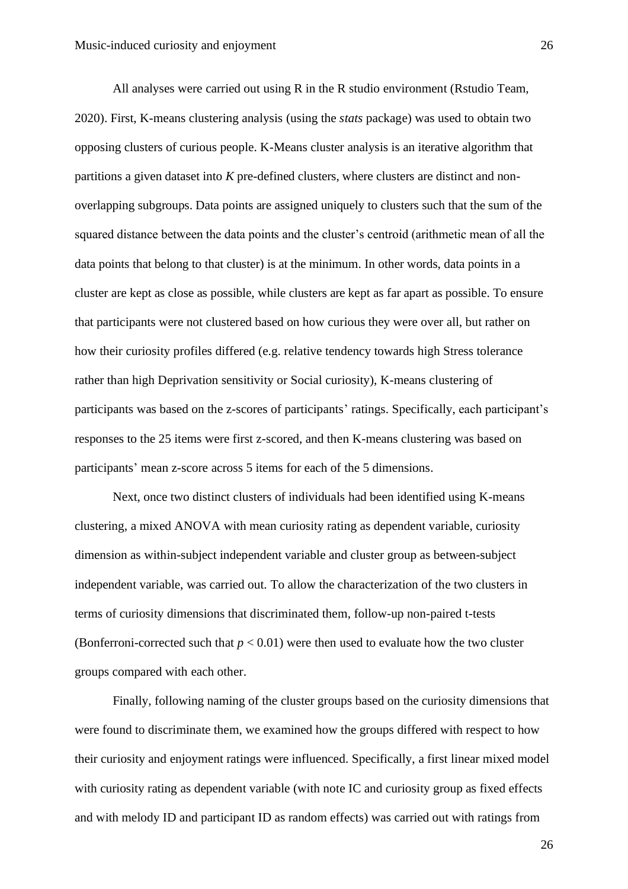All analyses were carried out using R in the R studio environment (Rstudio Team, 2020). First, K-means clustering analysis (using the *stats* package) was used to obtain two opposing clusters of curious people. K-Means cluster analysis is an iterative algorithm that partitions a given dataset into *K* pre-defined clusters, where clusters are distinct and non-overlapping subgroups. Data points are assigned uniquely to clusters such that the sum of the squared distance between the data points and the cluster's centroid (arithmetic mean of all the data points that belong to that cluster) is at the minimum. In other words, data points in a cluster are kept as close as possible, while clusters are kept as far apart as possible. To ensure that participants were not clustered based on how curious they were over all, but rather on how their curiosity profiles differed (e.g. relative tendency towards high Stress tolerance rather than high Deprivation sensitivity or Social curiosity), K-means clustering of participants was based on the z-scores of participants' ratings. Specifically, each participant's responses to the 25 items were first z-scored, and then K-means clustering was based on participants' mean z-score across 5 items for each of the 5 dimensions.

Next, once two distinct clusters of individuals had been identified using K-means clustering, a mixed ANOVA with mean curiosity rating as dependent variable, curiosity dimension as within-subject independent variable and cluster group as between-subject independent variable, was carried out. To allow the characterization of the two clusters in terms of curiosity dimensions that discriminated them, follow-up non-paired t-tests (Bonferroni-corrected such that $p < 0.01$) were then used to evaluate how the two cluster groups compared with each other.

Finally, following naming of the cluster groups based on the curiosity dimensions that were found to discriminate them, we examined how the groups differed with respect to how their curiosity and enjoyment ratings were influenced. Specifically, a first linear mixed model with curiosity rating as dependent variable (with note IC and curiosity group as fixed effects and with melody ID and participant ID as random effects) was carried out with ratings from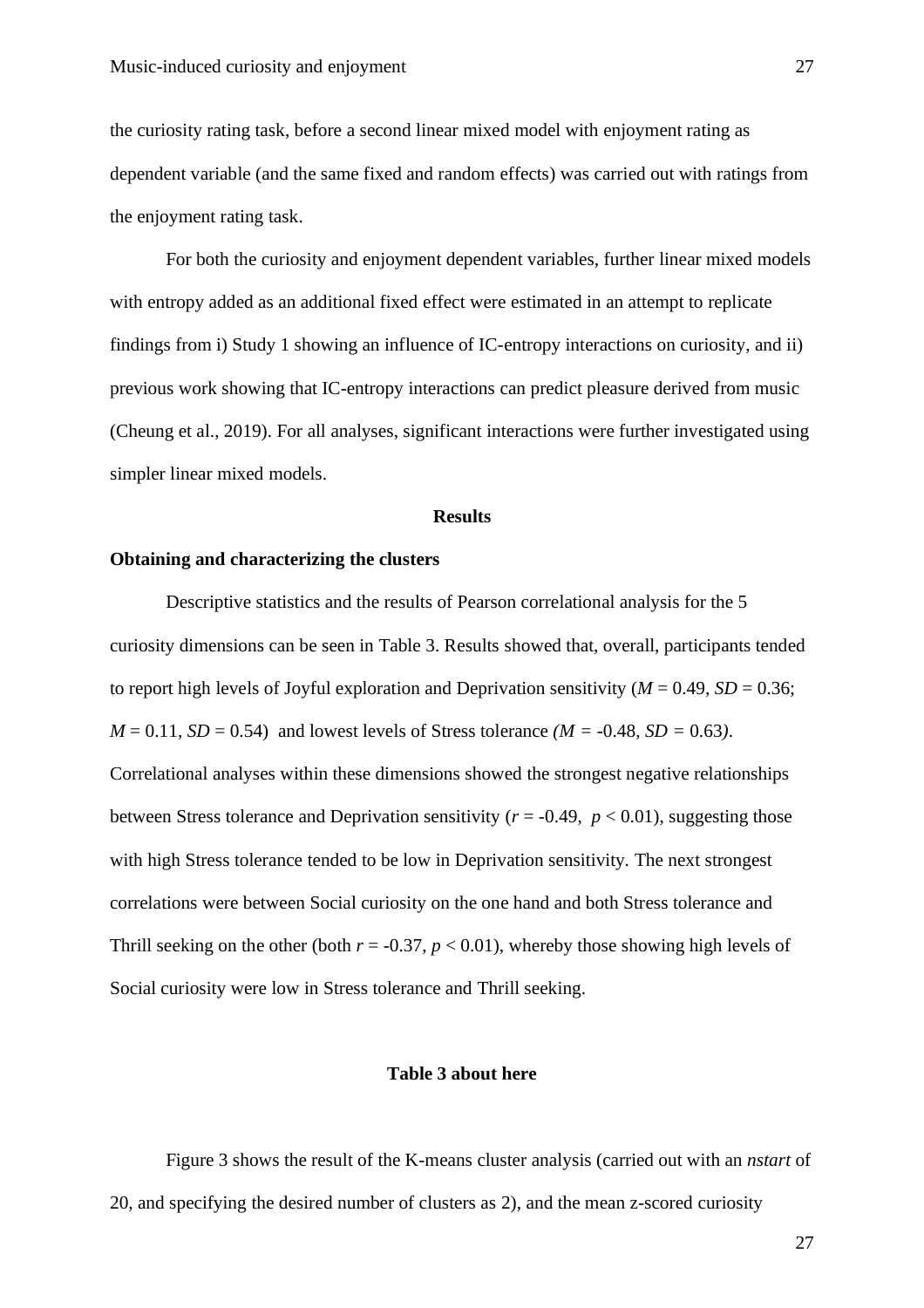the curiosity rating task, before a second linear mixed model with enjoyment rating as dependent variable (and the same fixed and random effects) was carried out with ratings from the enjoyment rating task.

For both the curiosity and enjoyment dependent variables, further linear mixed models with entropy added as an additional fixed effect were estimated in an attempt to replicate findings from i) Study 1 showing an influence of IC-entropy interactions on curiosity, and ii) previous work showing that IC-entropy interactions can predict pleasure derived from music (Cheung et al., 2019). For all analyses, significant interactions were further investigated using simpler linear mixed models.

## Results

### Obtaining and characterizing the clusters

Descriptive statistics and the results of Pearson correlational analysis for the 5 curiosity dimensions can be seen in Table 3. Results showed that, overall, participants tended to report high levels of Joyful exploration and Deprivation sensitivity ($M$ = 0.49, $SD$ = 0.36; $M$ = 0.11, $SD$ = 0.54) and lowest levels of Stress tolerance ($M$ = -0.48, $SD$ = 0.63). Correlational analyses within these dimensions showed the strongest negative relationships between Stress tolerance and Deprivation sensitivity ($r$ = -0.49, $p < 0.01$), suggesting those with high Stress tolerance tended to be low in Deprivation sensitivity. The next strongest correlations were between Social curiosity on the one hand and both Stress tolerance and Thrill seeking on the other (both $r$ = -0.37, $p < 0.01$), whereby those showing high levels of Social curiosity were low in Stress tolerance and Thrill seeking.

**Table 3 about here**

Figure 3 shows the result of the K-means cluster analysis (carried out with an *nstart* of 20, and specifying the desired number of clusters as 2), and the mean z-scored curiosity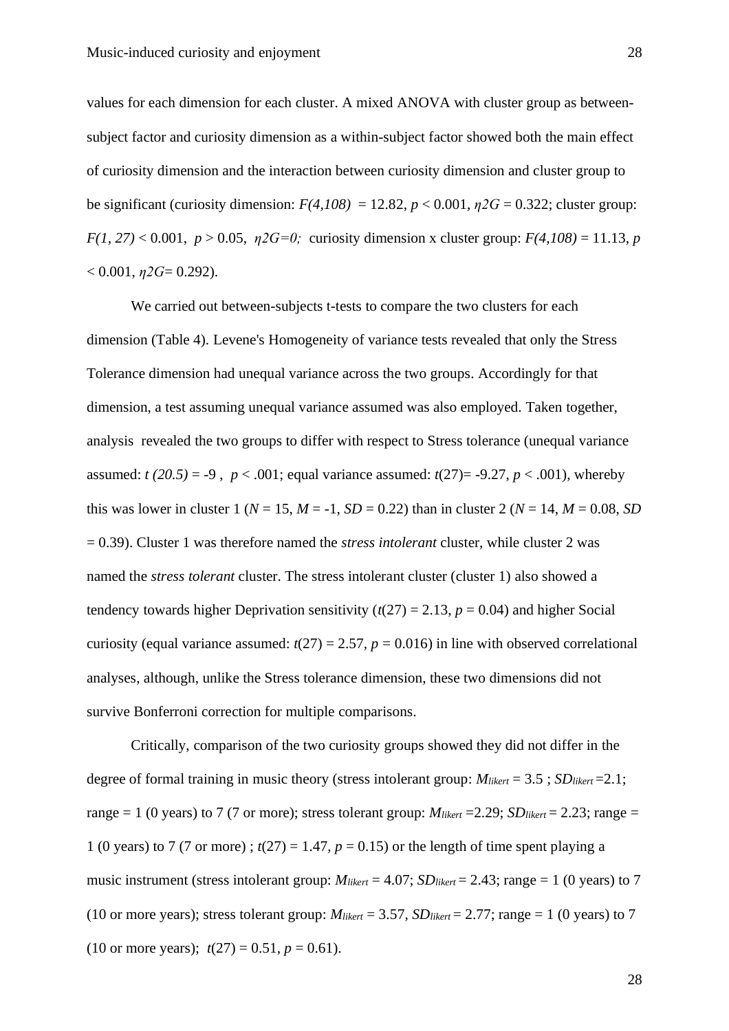values for each dimension for each cluster. A mixed ANOVA with cluster group as between-subject factor and curiosity dimension as a within-subject factor showed both the main effect of curiosity dimension and the interaction between curiosity dimension and cluster group to be significant (curiosity dimension: $F(4,108)$ = 12.82, $p < 0.001$, $\eta 2G$ = 0.322; cluster group: $F(1, 27) < 0.001$, $p > 0.05$, $\eta 2G=0$; curiosity dimension x cluster group: $F(4,108)$ = 11.13, $p < 0.001$, $\eta 2G$= 0.292).

We carried out between-subjects t-tests to compare the two clusters for each dimension (Table 4). Levene's Homogeneity of variance tests revealed that only the Stress Tolerance dimension had unequal variance across the two groups. Accordingly for that dimension, a test assuming unequal variance assumed was also employed. Taken together, analysis revealed the two groups to differ with respect to Stress tolerance (unequal variance assumed: $t$ (20.5) = -9 , $p < .001$; equal variance assumed: $t(27)$= -9.27, $p < .001$), whereby this was lower in cluster 1 ($N$ = 15, $M$ = -1, $SD$ = 0.22) than in cluster 2 ($N$ = 14, $M$ = 0.08, $SD$ = 0.39). Cluster 1 was therefore named the *stress intolerant* cluster, while cluster 2 was named the *stress tolerant* cluster. The stress intolerant cluster (cluster 1) also showed a tendency towards higher Deprivation sensitivity ($t(27)$ = 2.13, $p$ = 0.04) and higher Social curiosity (equal variance assumed: $t(27)$ = 2.57, $p$ = 0.016) in line with observed correlational analyses, although, unlike the Stress tolerance dimension, these two dimensions did not survive Bonferroni correction for multiple comparisons.

Critically, comparison of the two curiosity groups showed they did not differ in the degree of formal training in music theory (stress intolerant group: $M_{likert}$ = 3.5 ; $SD_{likert}$ =2.1; range = 1 (0 years) to 7 (7 or more); stress tolerant group: $M_{likert}$ =2.29; $SD_{likert}$ = 2.23; range = 1 (0 years) to 7 (7 or more) ; $t(27)$ = 1.47, $p$ = 0.15) or the length of time spent playing a music instrument (stress intolerant group: $M_{likert}$ = 4.07; $SD_{likert}$ = 2.43; range = 1 (0 years) to 7 (10 or more years); stress tolerant group: $M_{likert}$ = 3.57, $SD_{likert}$ = 2.77; range = 1 (0 years) to 7 (10 or more years); $t(27)$ = 0.51, $p$ = 0.61).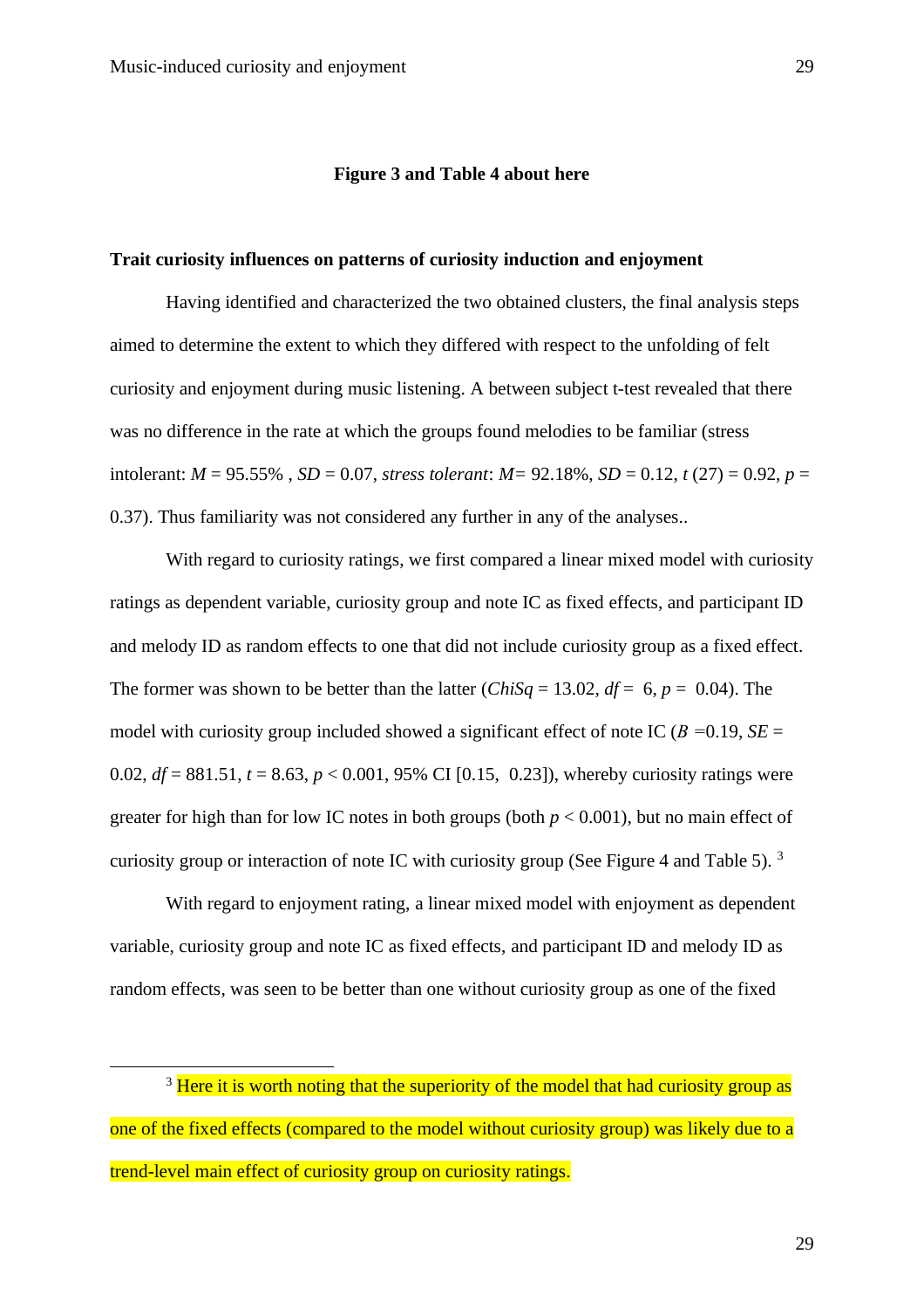**Figure 3 and Table 4 about here**

**Trait curiosity influences on patterns of curiosity induction and enjoyment**

Having identified and characterized the two obtained clusters, the final analysis steps aimed to determine the extent to which they differed with respect to the unfolding of felt curiosity and enjoyment during music listening. A between subject t-test revealed that there was no difference in the rate at which the groups found melodies to be familiar (stress intolerant: $M = 95.55\%$ , $SD = 0.07$, *stress tolerant*: $M = 92.18\%$, $SD = 0.12$, $t(27) = 0.92$, $p = 0.37$). Thus familiarity was not considered any further in any of the analyses..

With regard to curiosity ratings, we first compared a linear mixed model with curiosity ratings as dependent variable, curiosity group and note IC as fixed effects, and participant ID and melody ID as random effects to one that did not include curiosity group as a fixed effect. The former was shown to be better than the latter (*ChiSq* = 13.02, $df = 6$, $p = 0.04$). The model with curiosity group included showed a significant effect of note IC ($B = 0.19$, $SE = 0.02$, $df = 881.51$, $t = 8.63$, $p < 0.001$, 95% CI [0.15, 0.23]), whereby curiosity ratings were greater for high than for low IC notes in both groups (both $p < 0.001$), but no main effect of curiosity group or interaction of note IC with curiosity group (See Figure 4 and Table 5). [3]

With regard to enjoyment rating, a linear mixed model with enjoyment as dependent variable, curiosity group and note IC as fixed effects, and participant ID and melody ID as random effects, was seen to be better than one without curiosity group as one of the fixed

[3] Here it is worth noting that the superiority of the model that had curiosity group as one of the fixed effects (compared to the model without curiosity group) was likely due to a trend-level main effect of curiosity group on curiosity ratings.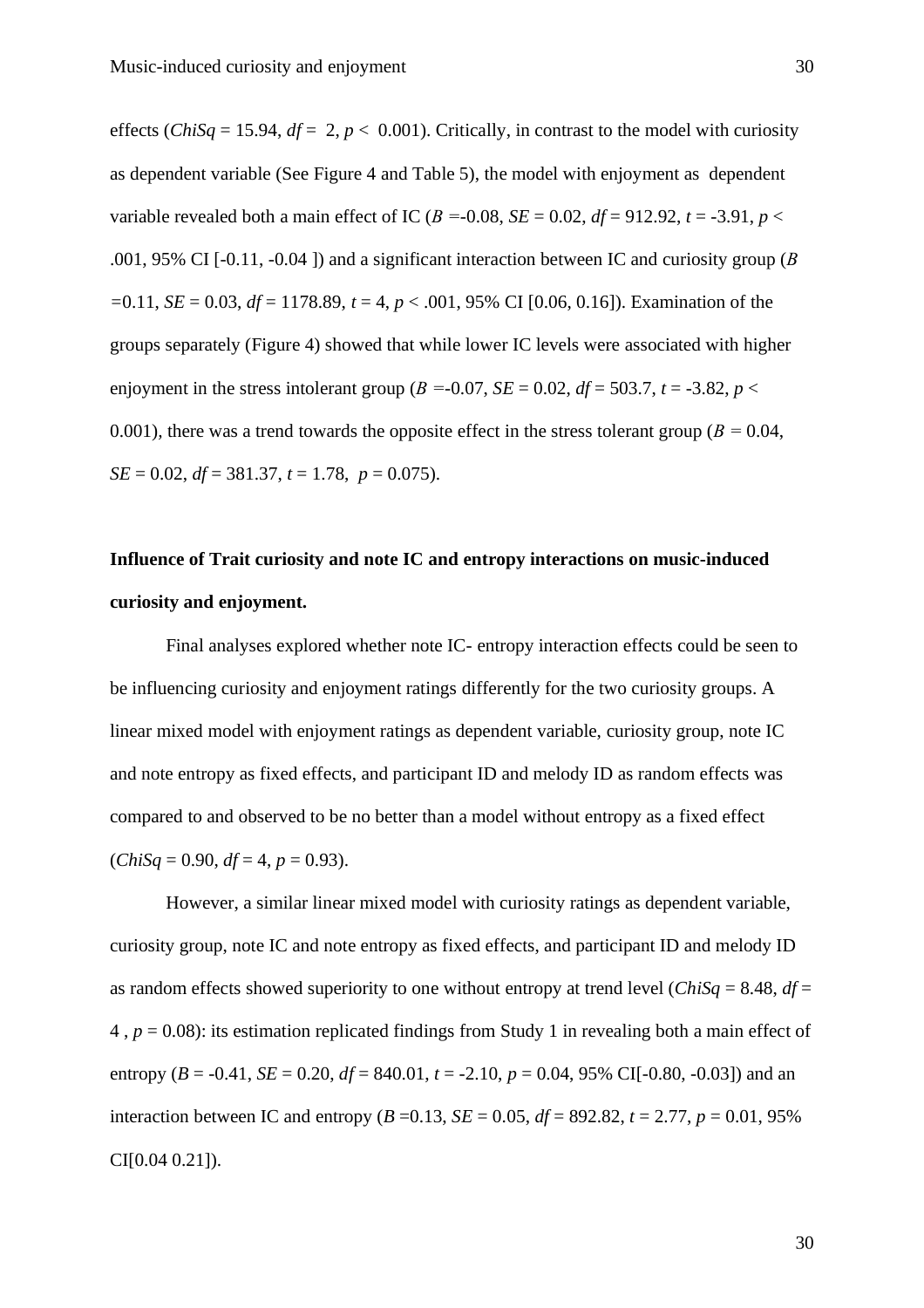effects (*ChiSq* = 15.94, *df* = 2, $p < 0.001$). Critically, in contrast to the model with curiosity as dependent variable (See Figure 4 and Table 5), the model with enjoyment as dependent variable revealed both a main effect of IC (*B* =-0.08, *SE* = 0.02, *df* = 912.92, *t* = -3.91, $p < .001$, 95% CI [-0.11, -0.04 ]) and a significant interaction between IC and curiosity group (*B* =0.11, *SE* = 0.03, *df* = 1178.89, *t* = 4, $p < .001$, 95% CI [0.06, 0.16]). Examination of the groups separately (Figure 4) showed that while lower IC levels were associated with higher enjoyment in the stress intolerant group (*B* =-0.07, *SE* = 0.02, *df* = 503.7, *t* = -3.82, $p < 0.001$), there was a trend towards the opposite effect in the stress tolerant group (*B* = 0.04, *SE* = 0.02, *df* = 381.37, *t* = 1.78, *p* = 0.075).

**Influence of Trait curiosity and note IC and entropy interactions on music-induced curiosity and enjoyment.**

Final analyses explored whether note IC- entropy interaction effects could be seen to be influencing curiosity and enjoyment ratings differently for the two curiosity groups. A linear mixed model with enjoyment ratings as dependent variable, curiosity group, note IC and note entropy as fixed effects, and participant ID and melody ID as random effects was compared to and observed to be no better than a model without entropy as a fixed effect (*ChiSq* = 0.90, *df* = 4, *p* = 0.93).

However, a similar linear mixed model with curiosity ratings as dependent variable, curiosity group, note IC and note entropy as fixed effects, and participant ID and melody ID as random effects showed superiority to one without entropy at trend level (*ChiSq* = 8.48, *df* = 4 , *p* = 0.08): its estimation replicated findings from Study 1 in revealing both a main effect of entropy (*B* = -0.41, *SE* = 0.20, *df* = 840.01, *t* = -2.10, *p* = 0.04, 95% CI[-0.80, -0.03]) and an interaction between IC and entropy (*B* =0.13, *SE* = 0.05, *df* = 892.82, *t* = 2.77, *p* = 0.01, 95% CI[0.04 0.21]).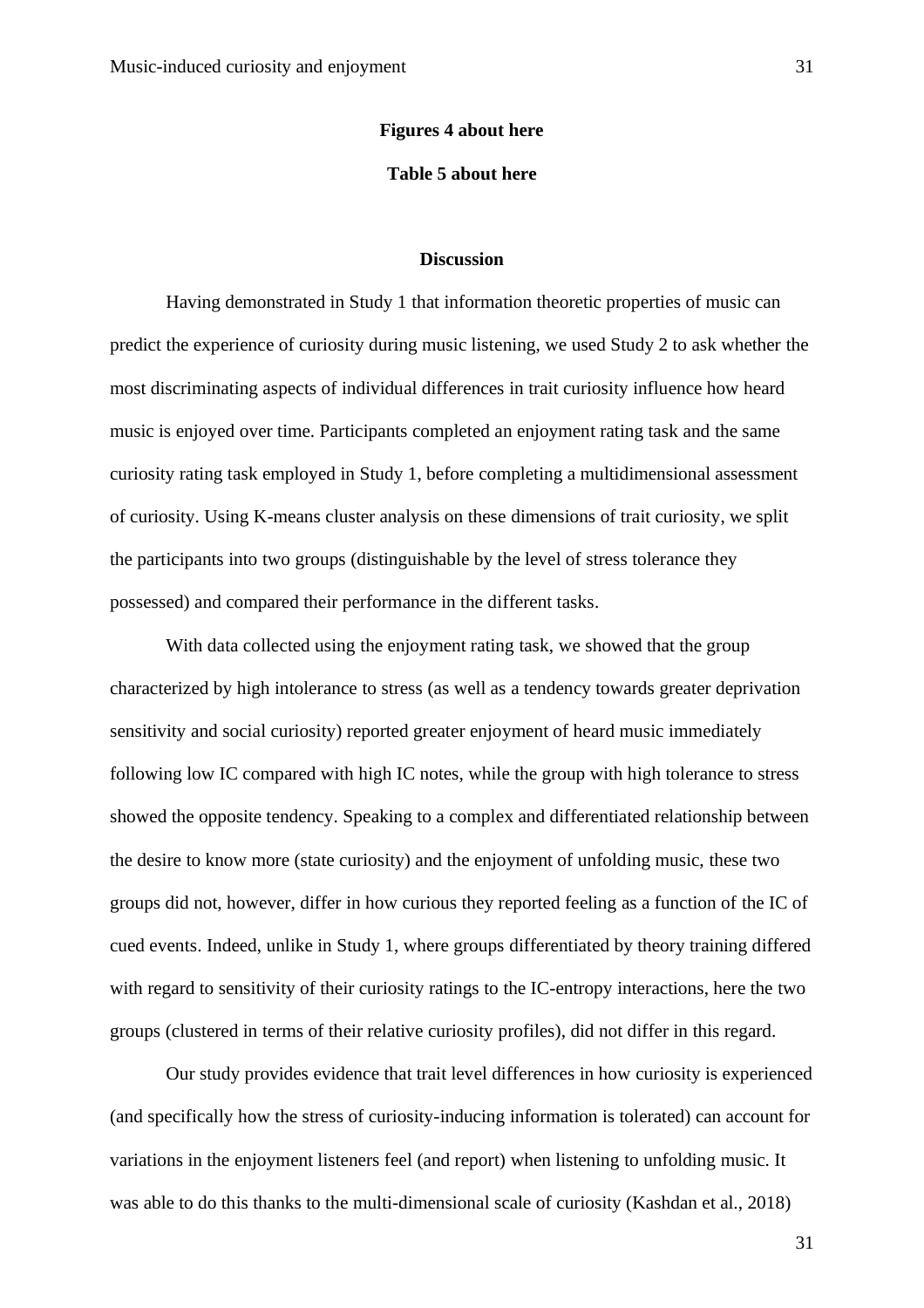**Figures 4 about here**

**Table 5 about here**

## Discussion

Having demonstrated in Study 1 that information theoretic properties of music can predict the experience of curiosity during music listening, we used Study 2 to ask whether the most discriminating aspects of individual differences in trait curiosity influence how heard music is enjoyed over time. Participants completed an enjoyment rating task and the same curiosity rating task employed in Study 1, before completing a multidimensional assessment of curiosity. Using K-means cluster analysis on these dimensions of trait curiosity, we split the participants into two groups (distinguishable by the level of stress tolerance they possessed) and compared their performance in the different tasks.

With data collected using the enjoyment rating task, we showed that the group characterized by high intolerance to stress (as well as a tendency towards greater deprivation sensitivity and social curiosity) reported greater enjoyment of heard music immediately following low IC compared with high IC notes, while the group with high tolerance to stress showed the opposite tendency. Speaking to a complex and differentiated relationship between the desire to know more (state curiosity) and the enjoyment of unfolding music, these two groups did not, however, differ in how curious they reported feeling as a function of the IC of cued events. Indeed, unlike in Study 1, where groups differentiated by theory training differed with regard to sensitivity of their curiosity ratings to the IC-entropy interactions, here the two groups (clustered in terms of their relative curiosity profiles), did not differ in this regard.

Our study provides evidence that trait level differences in how curiosity is experienced (and specifically how the stress of curiosity-inducing information is tolerated) can account for variations in the enjoyment listeners feel (and report) when listening to unfolding music. It was able to do this thanks to the multi-dimensional scale of curiosity (Kashdan et al., 2018)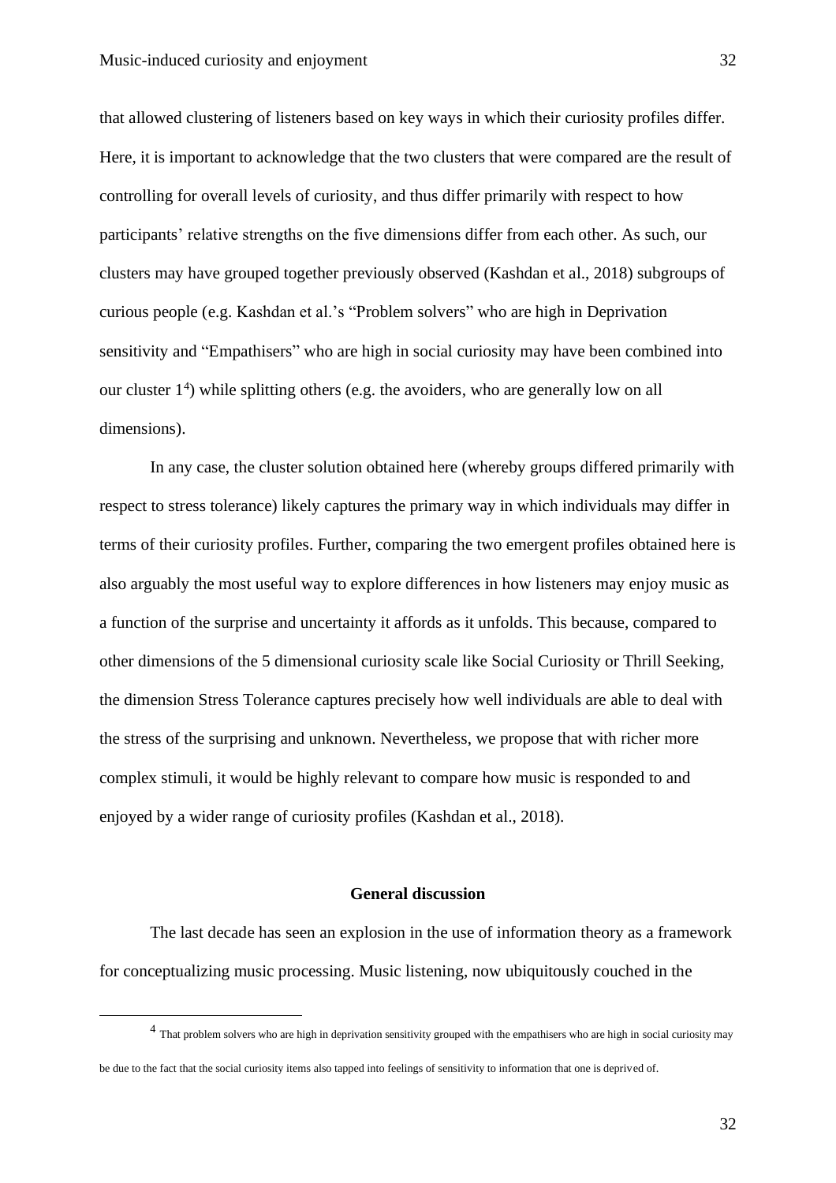that allowed clustering of listeners based on key ways in which their curiosity profiles differ. Here, it is important to acknowledge that the two clusters that were compared are the result of controlling for overall levels of curiosity, and thus differ primarily with respect to how participants' relative strengths on the five dimensions differ from each other. As such, our clusters may have grouped together previously observed (Kashdan et al., 2018) subgroups of curious people (e.g. Kashdan et al.'s "Problem solvers" who are high in Deprivation sensitivity and "Empathisers" who are high in social curiosity may have been combined into our cluster 1[4]) while splitting others (e.g. the avoiders, who are generally low on all dimensions).

In any case, the cluster solution obtained here (whereby groups differed primarily with respect to stress tolerance) likely captures the primary way in which individuals may differ in terms of their curiosity profiles. Further, comparing the two emergent profiles obtained here is also arguably the most useful way to explore differences in how listeners may enjoy music as a function of the surprise and uncertainty it affords as it unfolds. This because, compared to other dimensions of the 5 dimensional curiosity scale like Social Curiosity or Thrill Seeking, the dimension Stress Tolerance captures precisely how well individuals are able to deal with the stress of the surprising and unknown. Nevertheless, we propose that with richer more complex stimuli, it would be highly relevant to compare how music is responded to and enjoyed by a wider range of curiosity profiles (Kashdan et al., 2018).

## General discussion

The last decade has seen an explosion in the use of information theory as a framework for conceptualizing music processing. Music listening, now ubiquitously couched in the

[4] That problem solvers who are high in deprivation sensitivity grouped with the empathisers who are high in social curiosity may be due to the fact that the social curiosity items also tapped into feelings of sensitivity to information that one is deprived of.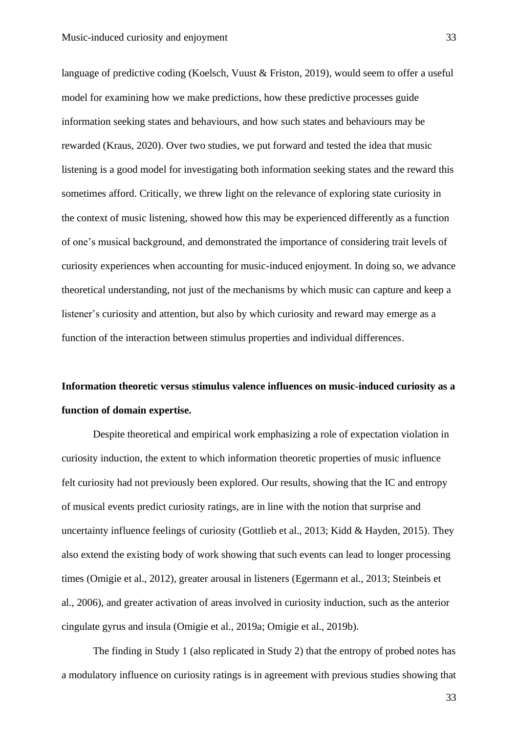language of predictive coding (Koelsch, Vuust & Friston, 2019), would seem to offer a useful model for examining how we make predictions, how these predictive processes guide information seeking states and behaviours, and how such states and behaviours may be rewarded (Kraus, 2020). Over two studies, we put forward and tested the idea that music listening is a good model for investigating both information seeking states and the reward this sometimes afford. Critically, we threw light on the relevance of exploring state curiosity in the context of music listening, showed how this may be experienced differently as a function of one's musical background, and demonstrated the importance of considering trait levels of curiosity experiences when accounting for music-induced enjoyment. In doing so, we advance theoretical understanding, not just of the mechanisms by which music can capture and keep a listener's curiosity and attention, but also by which curiosity and reward may emerge as a function of the interaction between stimulus properties and individual differences.

**Information theoretic versus stimulus valence influences on music-induced curiosity as a function of domain expertise.**

Despite theoretical and empirical work emphasizing a role of expectation violation in curiosity induction, the extent to which information theoretic properties of music influence felt curiosity had not previously been explored. Our results, showing that the IC and entropy of musical events predict curiosity ratings, are in line with the notion that surprise and uncertainty influence feelings of curiosity (Gottlieb et al., 2013; Kidd & Hayden, 2015). They also extend the existing body of work showing that such events can lead to longer processing times (Omigie et al., 2012), greater arousal in listeners (Egermann et al., 2013; Steinbeis et al., 2006), and greater activation of areas involved in curiosity induction, such as the anterior cingulate gyrus and insula (Omigie et al., 2019a; Omigie et al., 2019b).

The finding in Study 1 (also replicated in Study 2) that the entropy of probed notes has a modulatory influence on curiosity ratings is in agreement with previous studies showing that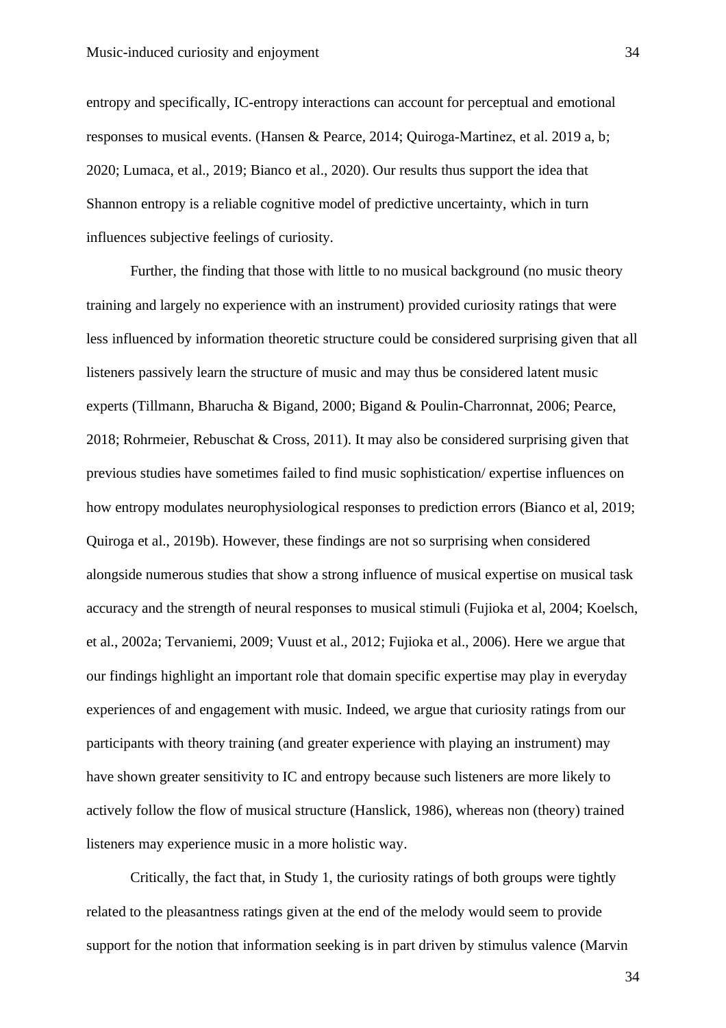entropy and specifically, IC-entropy interactions can account for perceptual and emotional responses to musical events. (Hansen & Pearce, 2014; Quiroga-Martinez, et al. 2019 a, b; 2020; Lumaca, et al., 2019; Bianco et al., 2020). Our results thus support the idea that Shannon entropy is a reliable cognitive model of predictive uncertainty, which in turn influences subjective feelings of curiosity.

Further, the finding that those with little to no musical background (no music theory training and largely no experience with an instrument) provided curiosity ratings that were less influenced by information theoretic structure could be considered surprising given that all listeners passively learn the structure of music and may thus be considered latent music experts (Tillmann, Bharucha & Bigand, 2000; Bigand & Poulin-Charronnat, 2006; Pearce, 2018; Rohrmeier, Rebuschat & Cross, 2011). It may also be considered surprising given that previous studies have sometimes failed to find music sophistication/ expertise influences on how entropy modulates neurophysiological responses to prediction errors (Bianco et al, 2019; Quiroga et al., 2019b). However, these findings are not so surprising when considered alongside numerous studies that show a strong influence of musical expertise on musical task accuracy and the strength of neural responses to musical stimuli (Fujioka et al, 2004; Koelsch, et al., 2002a; Tervaniemi, 2009; Vuust et al., 2012; Fujioka et al., 2006). Here we argue that our findings highlight an important role that domain specific expertise may play in everyday experiences of and engagement with music. Indeed, we argue that curiosity ratings from our participants with theory training (and greater experience with playing an instrument) may have shown greater sensitivity to IC and entropy because such listeners are more likely to actively follow the flow of musical structure (Hanslick, 1986), whereas non (theory) trained listeners may experience music in a more holistic way.

Critically, the fact that, in Study 1, the curiosity ratings of both groups were tightly related to the pleasantness ratings given at the end of the melody would seem to provide support for the notion that information seeking is in part driven by stimulus valence (Marvin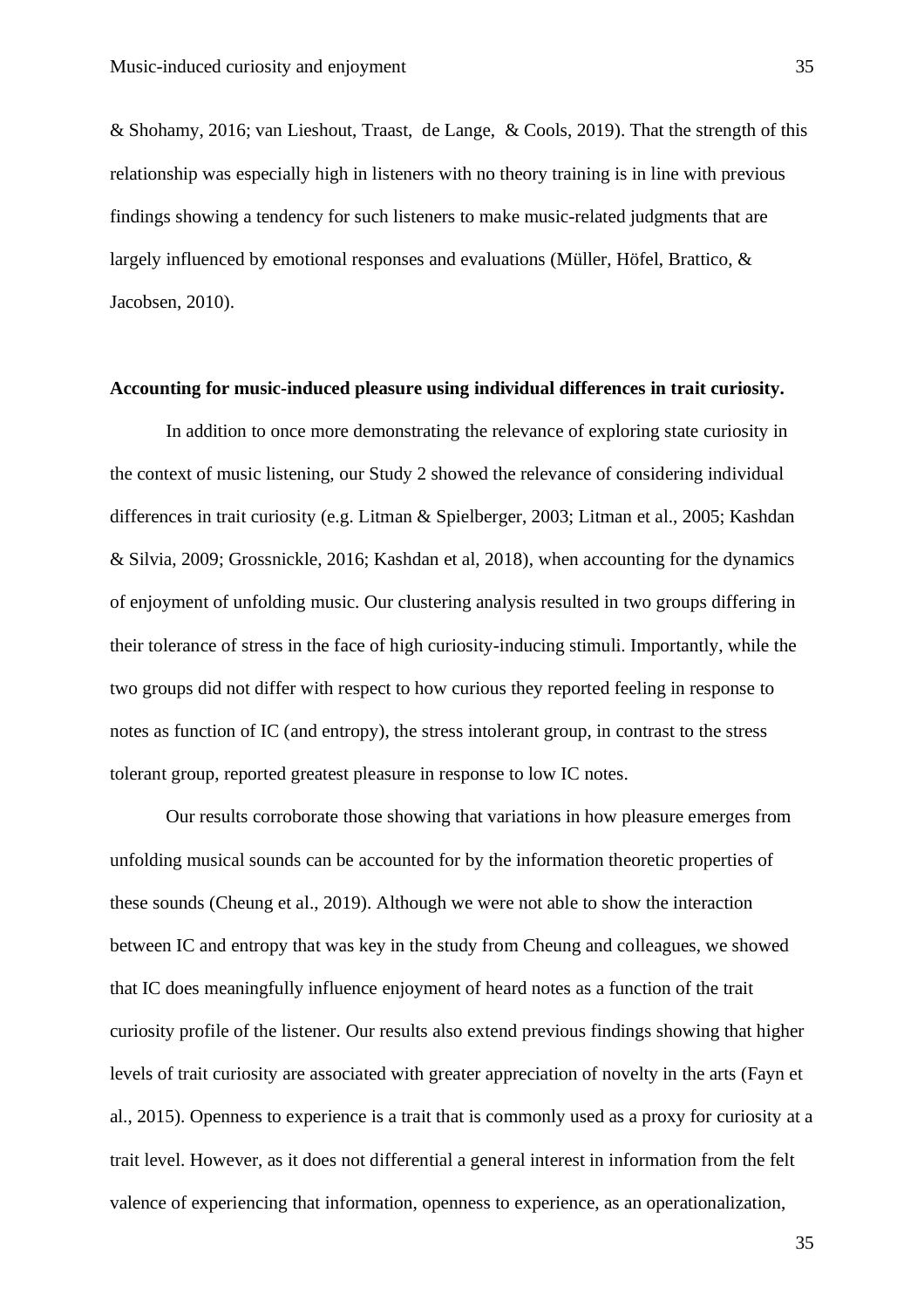& Shohamy, 2016; van Lieshout, Traast,  de Lange,  & Cools, 2019). That the strength of this relationship was especially high in listeners with no theory training is in line with previous findings showing a tendency for such listeners to make music-related judgments that are largely influenced by emotional responses and evaluations (Müller, Höfel, Brattico, & Jacobsen, 2010).

**Accounting for music-induced pleasure using individual differences in trait curiosity.**

In addition to once more demonstrating the relevance of exploring state curiosity in the context of music listening, our Study 2 showed the relevance of considering individual differences in trait curiosity (e.g. Litman & Spielberger, 2003; Litman et al., 2005; Kashdan & Silvia, 2009; Grossnickle, 2016; Kashdan et al, 2018), when accounting for the dynamics of enjoyment of unfolding music. Our clustering analysis resulted in two groups differing in their tolerance of stress in the face of high curiosity-inducing stimuli. Importantly, while the two groups did not differ with respect to how curious they reported feeling in response to notes as function of IC (and entropy), the stress intolerant group, in contrast to the stress tolerant group, reported greatest pleasure in response to low IC notes.

Our results corroborate those showing that variations in how pleasure emerges from unfolding musical sounds can be accounted for by the information theoretic properties of these sounds (Cheung et al., 2019). Although we were not able to show the interaction between IC and entropy that was key in the study from Cheung and colleagues, we showed that IC does meaningfully influence enjoyment of heard notes as a function of the trait curiosity profile of the listener. Our results also extend previous findings showing that higher levels of trait curiosity are associated with greater appreciation of novelty in the arts (Fayn et al., 2015). Openness to experience is a trait that is commonly used as a proxy for curiosity at a trait level. However, as it does not differential a general interest in information from the felt valence of experiencing that information, openness to experience, as an operationalization,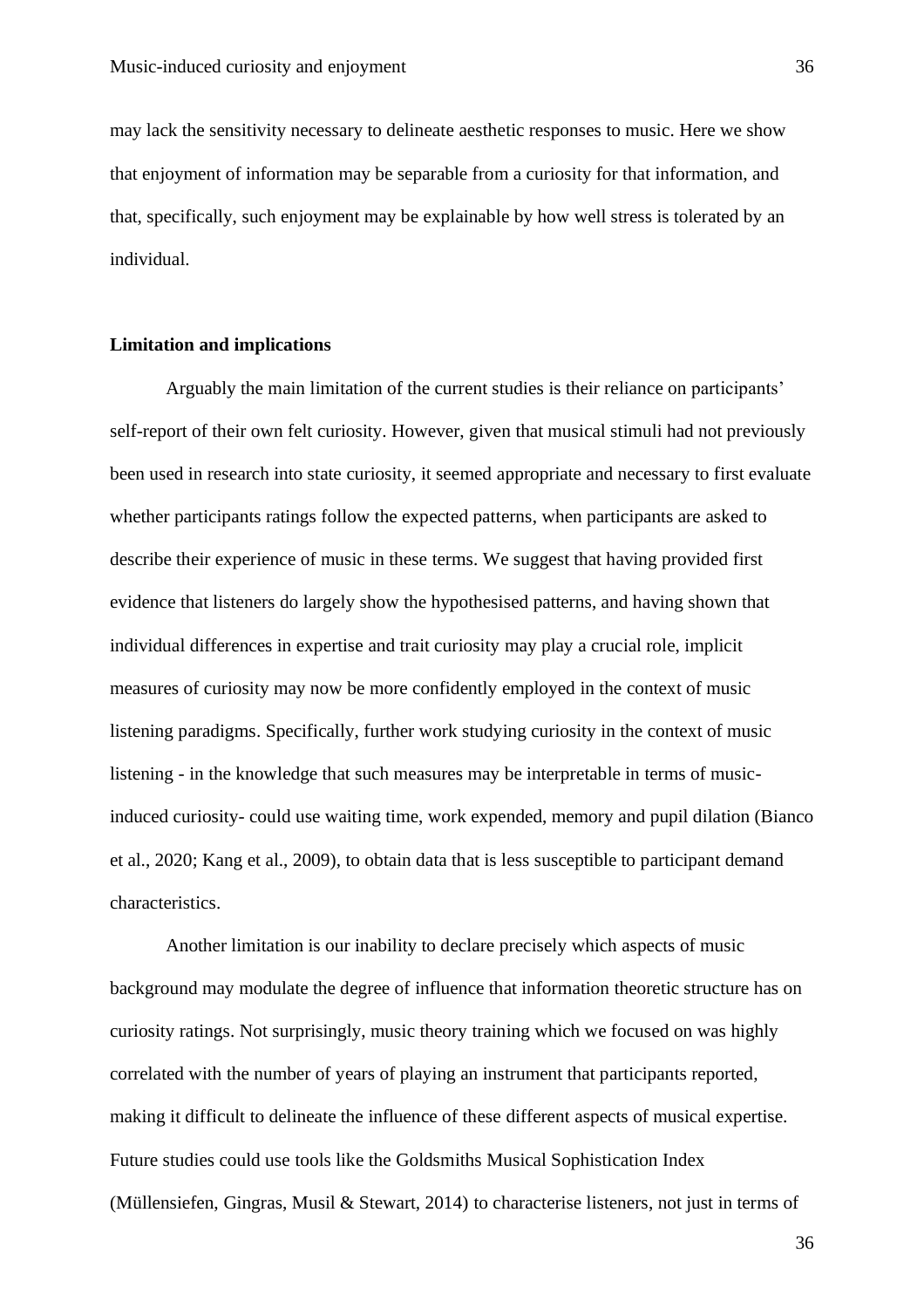may lack the sensitivity necessary to delineate aesthetic responses to music. Here we show that enjoyment of information may be separable from a curiosity for that information, and that, specifically, such enjoyment may be explainable by how well stress is tolerated by an individual.

### Limitation and implications

Arguably the main limitation of the current studies is their reliance on participants' self-report of their own felt curiosity. However, given that musical stimuli had not previously been used in research into state curiosity, it seemed appropriate and necessary to first evaluate whether participants ratings follow the expected patterns, when participants are asked to describe their experience of music in these terms. We suggest that having provided first evidence that listeners do largely show the hypothesised patterns, and having shown that individual differences in expertise and trait curiosity may play a crucial role, implicit measures of curiosity may now be more confidently employed in the context of music listening paradigms. Specifically, further work studying curiosity in the context of music listening - in the knowledge that such measures may be interpretable in terms of music-induced curiosity- could use waiting time, work expended, memory and pupil dilation (Bianco et al., 2020; Kang et al., 2009), to obtain data that is less susceptible to participant demand characteristics.

Another limitation is our inability to declare precisely which aspects of music background may modulate the degree of influence that information theoretic structure has on curiosity ratings. Not surprisingly, music theory training which we focused on was highly correlated with the number of years of playing an instrument that participants reported, making it difficult to delineate the influence of these different aspects of musical expertise. Future studies could use tools like the Goldsmiths Musical Sophistication Index (Müllensiefen, Gingras, Musil & Stewart, 2014) to characterise listeners, not just in terms of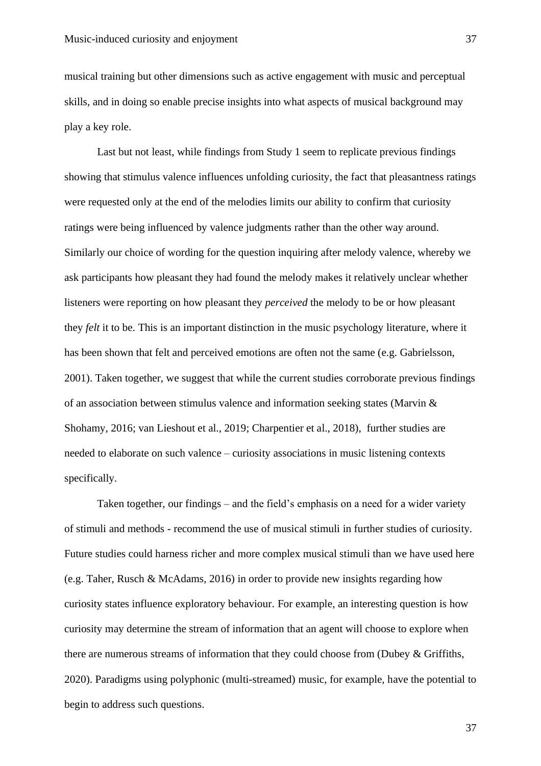musical training but other dimensions such as active engagement with music and perceptual skills, and in doing so enable precise insights into what aspects of musical background may play a key role.

Last but not least, while findings from Study 1 seem to replicate previous findings showing that stimulus valence influences unfolding curiosity, the fact that pleasantness ratings were requested only at the end of the melodies limits our ability to confirm that curiosity ratings were being influenced by valence judgments rather than the other way around. Similarly our choice of wording for the question inquiring after melody valence, whereby we ask participants how pleasant they had found the melody makes it relatively unclear whether listeners were reporting on how pleasant they *perceived* the melody to be or how pleasant they *felt* it to be. This is an important distinction in the music psychology literature, where it has been shown that felt and perceived emotions are often not the same (e.g. Gabrielsson, 2001). Taken together, we suggest that while the current studies corroborate previous findings of an association between stimulus valence and information seeking states (Marvin & Shohamy, 2016; van Lieshout et al., 2019; Charpentier et al., 2018), further studies are needed to elaborate on such valence – curiosity associations in music listening contexts specifically.

Taken together, our findings – and the field's emphasis on a need for a wider variety of stimuli and methods - recommend the use of musical stimuli in further studies of curiosity. Future studies could harness richer and more complex musical stimuli than we have used here (e.g. Taher, Rusch & McAdams, 2016) in order to provide new insights regarding how curiosity states influence exploratory behaviour. For example, an interesting question is how curiosity may determine the stream of information that an agent will choose to explore when there are numerous streams of information that they could choose from (Dubey & Griffiths, 2020). Paradigms using polyphonic (multi-streamed) music, for example, have the potential to begin to address such questions.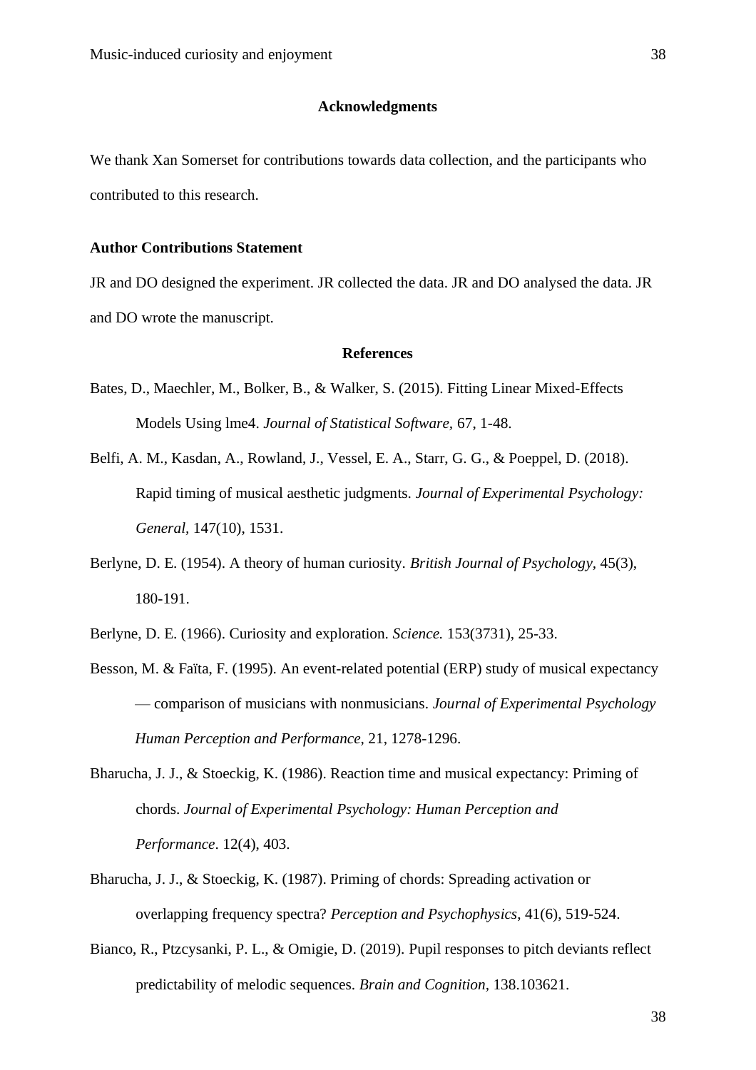## Acknowledgments

We thank Xan Somerset for contributions towards data collection, and the participants who contributed to this research.

**Author Contributions Statement**

JR and DO designed the experiment. JR collected the data. JR and DO analysed the data. JR and DO wrote the manuscript.

## References

Bates, D., Maechler, M., Bolker, B., & Walker, S. (2015). Fitting Linear Mixed-Effects Models Using lme4. *Journal of Statistical Software*, 67, 1-48.

Belfi, A. M., Kasdan, A., Rowland, J., Vessel, E. A., Starr, G. G., & Poeppel, D. (2018). Rapid timing of musical aesthetic judgments. *Journal of Experimental Psychology: General,* 147(10), 1531.

Berlyne, D. E. (1954). A theory of human curiosity. *British Journal of Psychology*, 45(3), 180-191.

Berlyne, D. E. (1966). Curiosity and exploration. *Science.* 153(3731), 25-33.

Besson, M. & Faïta, F. (1995). An event-related potential (ERP) study of musical expectancy — comparison of musicians with nonmusicians. *Journal of Experimental Psychology Human Perception and Performance*, 21, 1278-1296.

Bharucha, J. J., & Stoeckig, K. (1986). Reaction time and musical expectancy: Priming of chords. *Journal of Experimental Psychology: Human Perception and Performance*. 12(4), 403.

Bharucha, J. J., & Stoeckig, K. (1987). Priming of chords: Spreading activation or overlapping frequency spectra? *Perception and Psychophysics*, 41(6), 519-524.

Bianco, R., Ptzcysanki, P. L., & Omigie, D. (2019). Pupil responses to pitch deviants reflect predictability of melodic sequences. *Brain and Cognition*, 138.103621.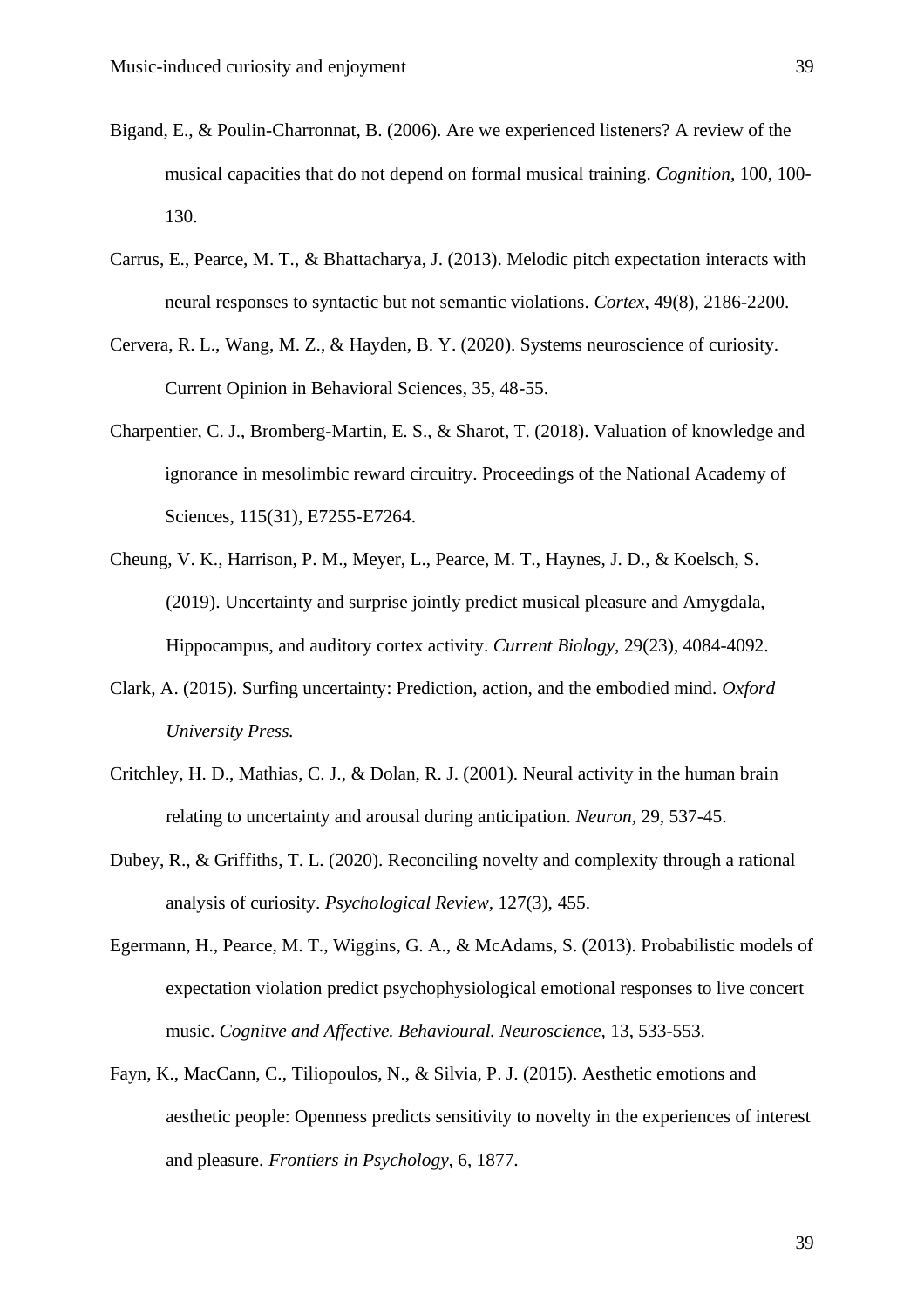Bigand, E., & Poulin-Charronnat, B. (2006). Are we experienced listeners? A review of the musical capacities that do not depend on formal musical training. *Cognition,* 100, 100-130.

Carrus, E., Pearce, M. T., & Bhattacharya, J. (2013). Melodic pitch expectation interacts with neural responses to syntactic but not semantic violations. *Cortex*, 49(8), 2186-2200.

Cervera, R. L., Wang, M. Z., & Hayden, B. Y. (2020). Systems neuroscience of curiosity. Current Opinion in Behavioral Sciences, 35, 48-55.

Charpentier, C. J., Bromberg-Martin, E. S., & Sharot, T. (2018). Valuation of knowledge and ignorance in mesolimbic reward circuitry. Proceedings of the National Academy of Sciences, 115(31), E7255-E7264.

Cheung, V. K., Harrison, P. M., Meyer, L., Pearce, M. T., Haynes, J. D., & Koelsch, S. (2019). Uncertainty and surprise jointly predict musical pleasure and Amygdala, Hippocampus, and auditory cortex activity. *Current Biology,* 29(23), 4084-4092.

Clark, A. (2015). Surfing uncertainty: Prediction, action, and the embodied mind. *Oxford University Press.*

Critchley, H. D., Mathias, C. J., & Dolan, R. J. (2001). Neural activity in the human brain relating to uncertainty and arousal during anticipation. *Neuron,* 29, 537-45.

Dubey, R., & Griffiths, T. L. (2020). Reconciling novelty and complexity through a rational analysis of curiosity. *Psychological Review*, 127(3), 455.

Egermann, H., Pearce, M. T., Wiggins, G. A., & McAdams, S. (2013). Probabilistic models of expectation violation predict psychophysiological emotional responses to live concert music. *Cognitve and Affective. Behavioural. Neuroscience,* 13, 533-553.

Fayn, K., MacCann, C., Tiliopoulos, N., & Silvia, P. J. (2015). Aesthetic emotions and aesthetic people: Openness predicts sensitivity to novelty in the experiences of interest and pleasure. *Frontiers in Psychology,* 6, 1877.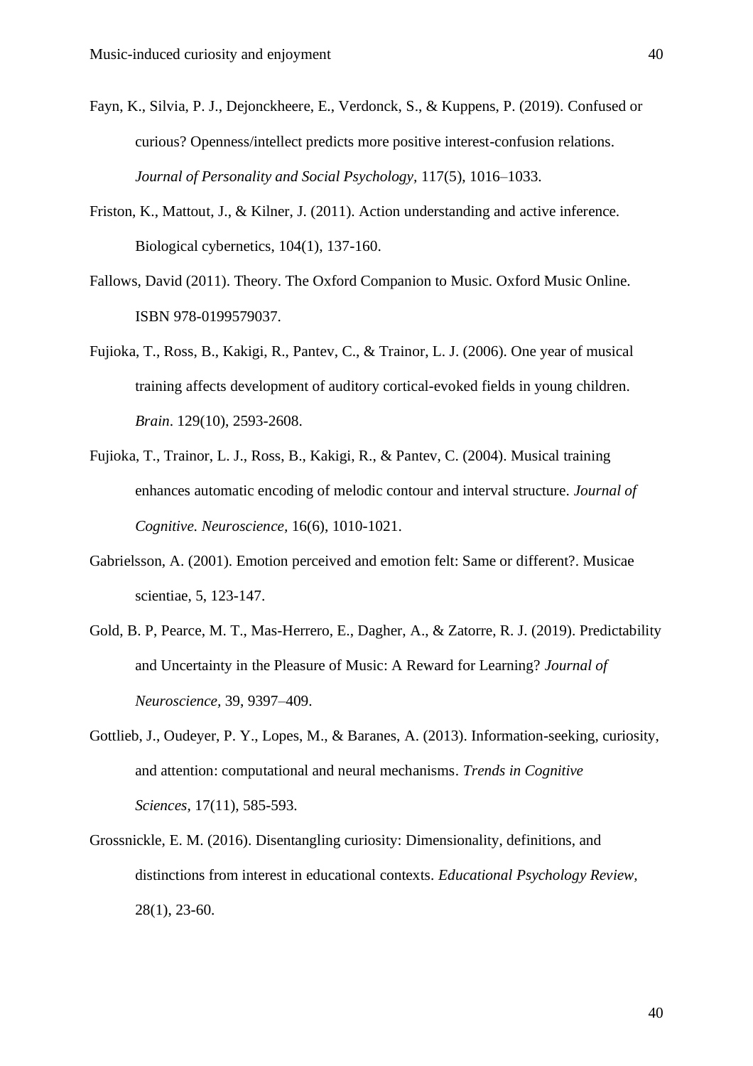Fayn, K., Silvia, P. J., Dejonckheere, E., Verdonck, S., & Kuppens, P. (2019). Confused or curious? Openness/intellect predicts more positive interest-confusion relations. *Journal of Personality and Social Psychology,* 117(5), 1016–1033.

Friston, K., Mattout, J., & Kilner, J. (2011). Action understanding and active inference. Biological cybernetics, 104(1), 137-160.

Fallows, David (2011). Theory. The Oxford Companion to Music. Oxford Music Online. ISBN 978-0199579037.

Fujioka, T., Ross, B., Kakigi, R., Pantev, C., & Trainor, L. J. (2006). One year of musical training affects development of auditory cortical-evoked fields in young children. *Brain*. 129(10), 2593-2608.

Fujioka, T., Trainor, L. J., Ross, B., Kakigi, R., & Pantev, C. (2004). Musical training enhances automatic encoding of melodic contour and interval structure. *Journal of Cognitive. Neuroscience,* 16(6), 1010-1021.

Gabrielsson, A. (2001). Emotion perceived and emotion felt: Same or different?. Musicae scientiae, 5, 123-147.

Gold, B. P, Pearce, M. T., Mas-Herrero, E., Dagher, A., & Zatorre, R. J. (2019). Predictability and Uncertainty in the Pleasure of Music: A Reward for Learning? *Journal of Neuroscience,* 39, 9397–409.

Gottlieb, J., Oudeyer, P. Y., Lopes, M., & Baranes, A. (2013). Information-seeking, curiosity, and attention: computational and neural mechanisms. *Trends in Cognitive Sciences*, 17(11), 585-593.

Grossnickle, E. M. (2016). Disentangling curiosity: Dimensionality, definitions, and distinctions from interest in educational contexts. *Educational Psychology Review,* 28(1), 23-60.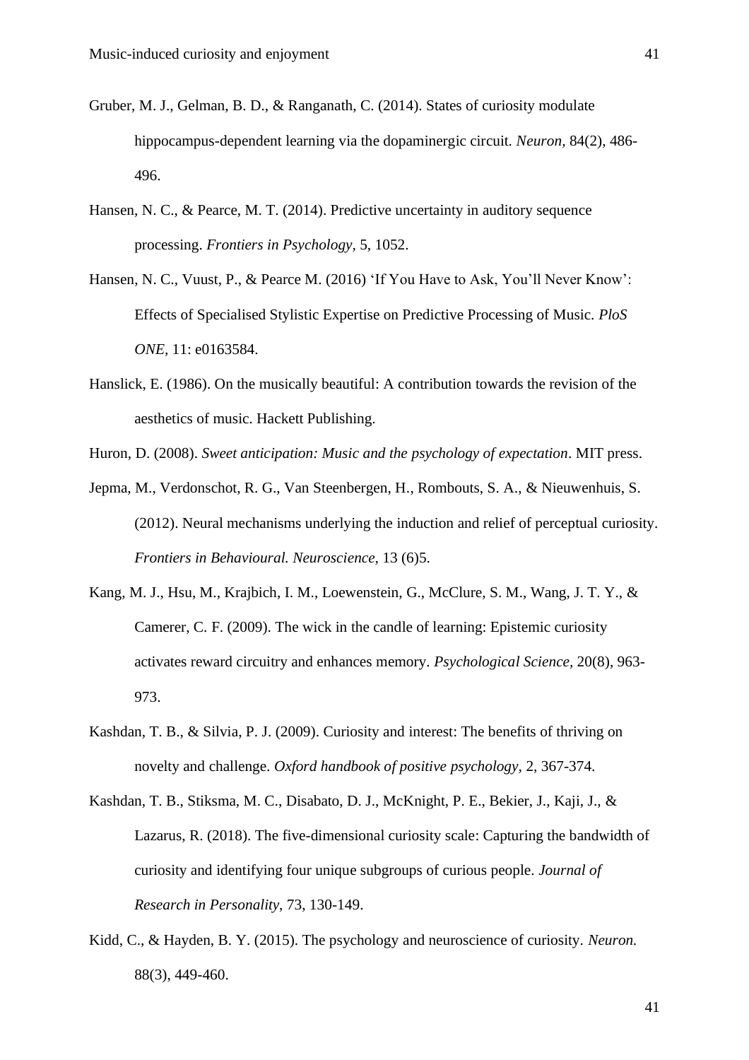Gruber, M. J., Gelman, B. D., & Ranganath, C. (2014). States of curiosity modulate hippocampus-dependent learning via the dopaminergic circuit. *Neuron,* 84(2), 486-496.

Hansen, N. C., & Pearce, M. T. (2014). Predictive uncertainty in auditory sequence processing. *Frontiers in Psychology,* 5, 1052.

Hansen, N. C., Vuust, P., & Pearce M. (2016) 'If You Have to Ask, You'll Never Know': Effects of Specialised Stylistic Expertise on Predictive Processing of Music. *PloS ONE*, 11: e0163584.

Hanslick, E. (1986). On the musically beautiful: A contribution towards the revision of the aesthetics of music. Hackett Publishing.

Huron, D. (2008). *Sweet anticipation: Music and the psychology of expectation*. MIT press.

Jepma, M., Verdonschot, R. G., Van Steenbergen, H., Rombouts, S. A., & Nieuwenhuis, S. (2012). Neural mechanisms underlying the induction and relief of perceptual curiosity. *Frontiers in Behavioural. Neuroscience,* 13 (6)5.

Kang, M. J., Hsu, M., Krajbich, I. M., Loewenstein, G., McClure, S. M., Wang, J. T. Y., & Camerer, C. F. (2009). The wick in the candle of learning: Epistemic curiosity activates reward circuitry and enhances memory. *Psychological Science,* 20(8), 963-973.

Kashdan, T. B., & Silvia, P. J. (2009). Curiosity and interest: The benefits of thriving on novelty and challenge. *Oxford handbook of positive psychology,* 2, 367-374.

Kashdan, T. B., Stiksma, M. C., Disabato, D. J., McKnight, P. E., Bekier, J., Kaji, J., & Lazarus, R. (2018). The five-dimensional curiosity scale: Capturing the bandwidth of curiosity and identifying four unique subgroups of curious people. *Journal of Research in Personality*, 73, 130-149.

Kidd, C., & Hayden, B. Y. (2015). The psychology and neuroscience of curiosity. *Neuron.* 88(3), 449-460.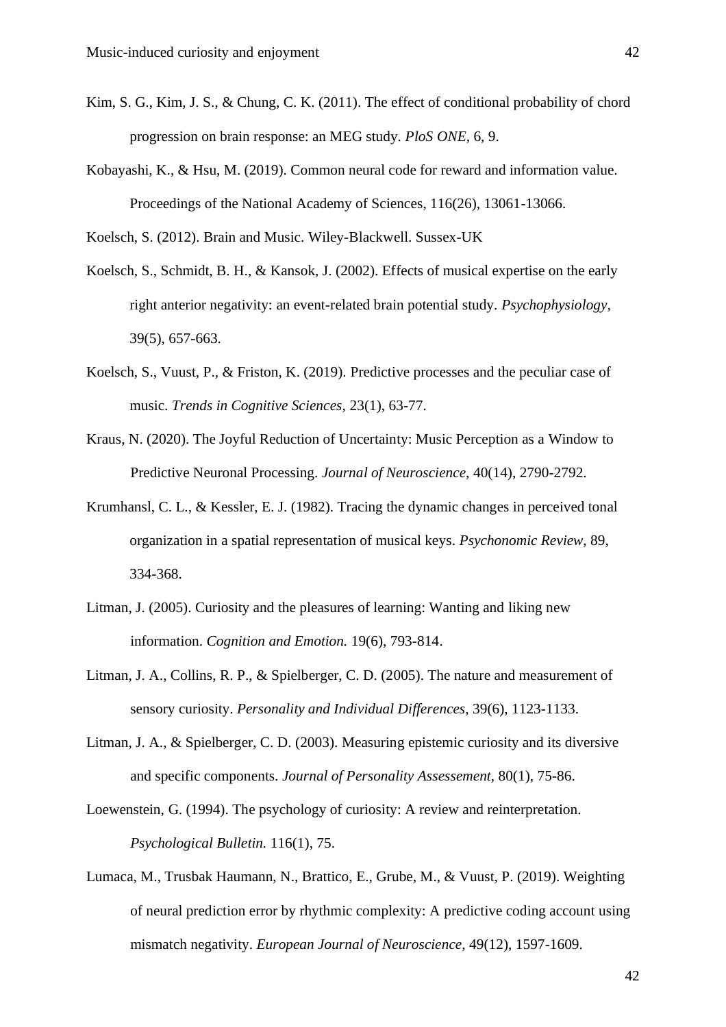Kim, S. G., Kim, J. S., & Chung, C. K. (2011). The effect of conditional probability of chord progression on brain response: an MEG study. *PloS ONE*, 6, 9.

Kobayashi, K., & Hsu, M. (2019). Common neural code for reward and information value. Proceedings of the National Academy of Sciences, 116(26), 13061-13066.

Koelsch, S. (2012). Brain and Music. Wiley-Blackwell. Sussex-UK

Koelsch, S., Schmidt, B. H., & Kansok, J. (2002). Effects of musical expertise on the early right anterior negativity: an event-related brain potential study. *Psychophysiology,* 39(5), 657-663.

Koelsch, S., Vuust, P., & Friston, K. (2019). Predictive processes and the peculiar case of music. *Trends in Cognitive Sciences,* 23(1), 63-77.

Kraus, N. (2020). The Joyful Reduction of Uncertainty: Music Perception as a Window to Predictive Neuronal Processing. *Journal of Neuroscience,* 40(14), 2790-2792.

Krumhansl, C. L., & Kessler, E. J. (1982). Tracing the dynamic changes in perceived tonal organization in a spatial representation of musical keys. *Psychonomic Review*, 89, 334-368.

Litman, J. (2005). Curiosity and the pleasures of learning: Wanting and liking new information. *Cognition and Emotion.* 19(6), 793-814.

Litman, J. A., Collins, R. P., & Spielberger, C. D. (2005). The nature and measurement of sensory curiosity. *Personality and Individual Differences,* 39(6), 1123-1133.

Litman, J. A., & Spielberger, C. D. (2003). Measuring epistemic curiosity and its diversive and specific components. *Journal of Personality Assessement,* 80(1), 75-86.

Loewenstein, G. (1994). The psychology of curiosity: A review and reinterpretation. *Psychological Bulletin.* 116(1), 75.

Lumaca, M., Trusbak Haumann, N., Brattico, E., Grube, M., & Vuust, P. (2019). Weighting of neural prediction error by rhythmic complexity: A predictive coding account using mismatch negativity. *European Journal of Neuroscience,* 49(12), 1597-1609.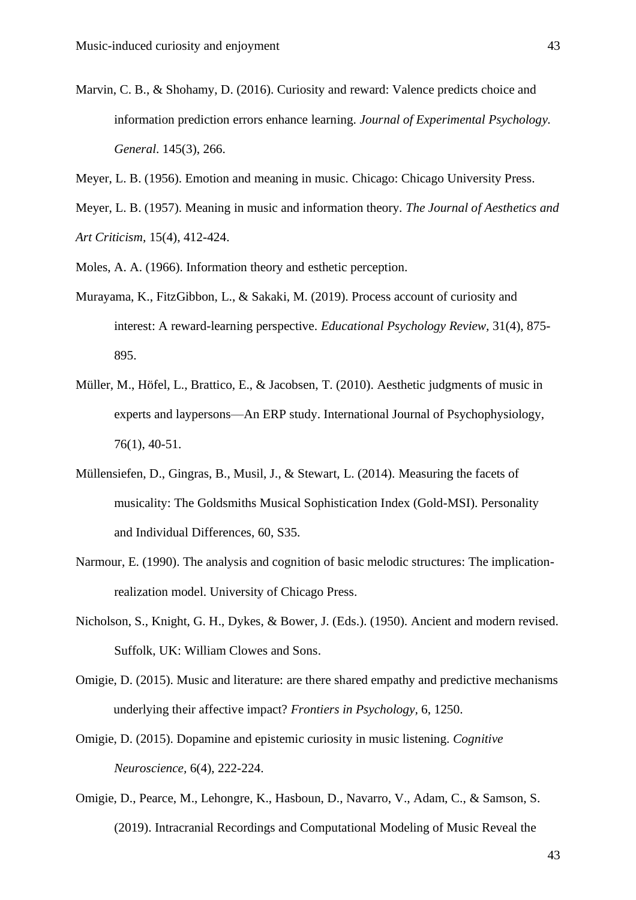Marvin, C. B., & Shohamy, D. (2016). Curiosity and reward: Valence predicts choice and information prediction errors enhance learning. *Journal of Experimental Psychology. General*. 145(3), 266.

Meyer, L. B. (1956). Emotion and meaning in music. Chicago: Chicago University Press.

Meyer, L. B. (1957). Meaning in music and information theory. *The Journal of Aesthetics and Art Criticism*, 15(4), 412-424.

Moles, A. A. (1966). Information theory and esthetic perception.

Murayama, K., FitzGibbon, L., & Sakaki, M. (2019). Process account of curiosity and interest: A reward-learning perspective. *Educational Psychology Review*, 31(4), 875-895.

Müller, M., Höfel, L., Brattico, E., & Jacobsen, T. (2010). Aesthetic judgments of music in experts and laypersons—An ERP study. International Journal of Psychophysiology, 76(1), 40-51.

Müllensiefen, D., Gingras, B., Musil, J., & Stewart, L. (2014). Measuring the facets of musicality: The Goldsmiths Musical Sophistication Index (Gold-MSI). Personality and Individual Differences, 60, S35.

Narmour, E. (1990). The analysis and cognition of basic melodic structures: The implication-realization model. University of Chicago Press.

Nicholson, S., Knight, G. H., Dykes, & Bower, J. (Eds.). (1950). Ancient and modern revised. Suffolk, UK: William Clowes and Sons.

Omigie, D. (2015). Music and literature: are there shared empathy and predictive mechanisms underlying their affective impact? *Frontiers in Psychology*, 6, 1250.

Omigie, D. (2015). Dopamine and epistemic curiosity in music listening. *Cognitive Neuroscience*, 6(4), 222-224.

Omigie, D., Pearce, M., Lehongre, K., Hasboun, D., Navarro, V., Adam, C., & Samson, S. (2019). Intracranial Recordings and Computational Modeling of Music Reveal the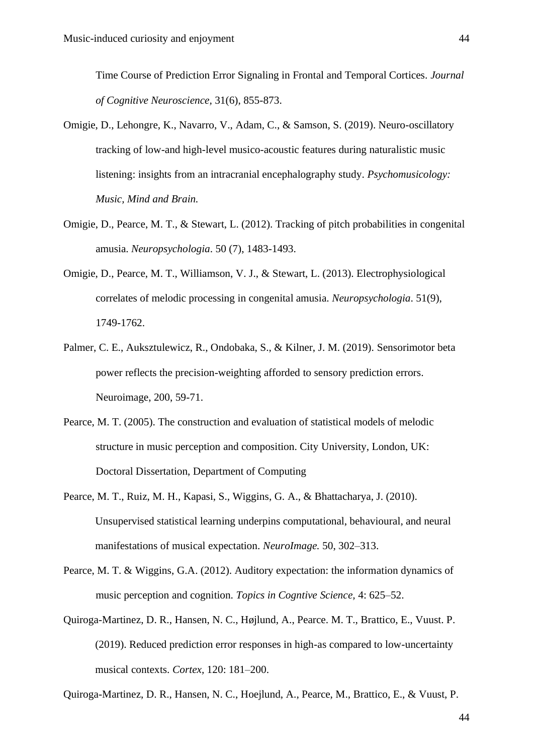Time Course of Prediction Error Signaling in Frontal and Temporal Cortices. *Journal of Cognitive Neuroscience*, 31(6), 855-873.

Omigie, D., Lehongre, K., Navarro, V., Adam, C., & Samson, S. (2019). Neuro-oscillatory tracking of low-and high-level musico-acoustic features during naturalistic music listening: insights from an intracranial encephalography study. *Psychomusicology: Music, Mind and Brain.*

Omigie, D., Pearce, M. T., & Stewart, L. (2012). Tracking of pitch probabilities in congenital amusia. *Neuropsychologia*. 50 (7), 1483-1493.

Omigie, D., Pearce, M. T., Williamson, V. J., & Stewart, L. (2013). Electrophysiological correlates of melodic processing in congenital amusia. *Neuropsychologia*. 51(9), 1749-1762.

Palmer, C. E., Auksztulewicz, R., Ondobaka, S., & Kilner, J. M. (2019). Sensorimotor beta power reflects the precision-weighting afforded to sensory prediction errors. Neuroimage, 200, 59-71.

Pearce, M. T. (2005). The construction and evaluation of statistical models of melodic structure in music perception and composition. City University, London, UK: Doctoral Dissertation, Department of Computing

Pearce, M. T., Ruiz, M. H., Kapasi, S., Wiggins, G. A., & Bhattacharya, J. (2010). Unsupervised statistical learning underpins computational, behavioural, and neural manifestations of musical expectation. *NeuroImage.* 50, 302–313.

Pearce, M. T. & Wiggins, G.A. (2012). Auditory expectation: the information dynamics of music perception and cognition. *Topics in Cogntive Science*, 4: 625–52.

Quiroga-Martinez, D. R., Hansen, N. C., Højlund, A., Pearce. M. T., Brattico, E., Vuust. P. (2019). Reduced prediction error responses in high-as compared to low-uncertainty musical contexts. *Cortex,* 120: 181–200.

Quiroga-Martinez, D. R., Hansen, N. C., Hoejlund, A., Pearce, M., Brattico, E., & Vuust, P.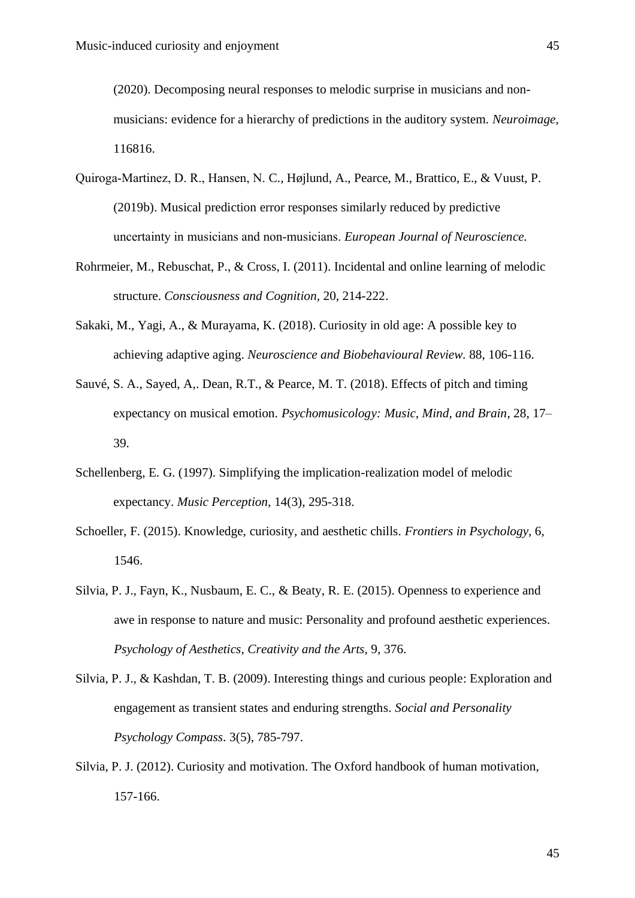(2020). Decomposing neural responses to melodic surprise in musicians and non-musicians: evidence for a hierarchy of predictions in the auditory system. *Neuroimage*, 116816.

Quiroga-Martinez, D. R., Hansen, N. C., Højlund, A., Pearce, M., Brattico, E., & Vuust, P. (2019b). Musical prediction error responses similarly reduced by predictive uncertainty in musicians and non-musicians. *European Journal of Neuroscience.*

Rohrmeier, M., Rebuschat, P., & Cross, I. (2011). Incidental and online learning of melodic structure. *Consciousness and Cognition,* 20, 214-222.

Sakaki, M., Yagi, A., & Murayama, K. (2018). Curiosity in old age: A possible key to achieving adaptive aging. *Neuroscience and Biobehavioural Review.* 88, 106-116.

Sauvé, S. A., Sayed, A,. Dean, R.T., & Pearce, M. T. (2018). Effects of pitch and timing expectancy on musical emotion. *Psychomusicology: Music, Mind, and Brain*, 28, 17–39.

Schellenberg, E. G. (1997). Simplifying the implication-realization model of melodic expectancy. *Music Perception,* 14(3), 295-318.

Schoeller, F. (2015). Knowledge, curiosity, and aesthetic chills. *Frontiers in Psychology*, 6, 1546.

Silvia, P. J., Fayn, K., Nusbaum, E. C., & Beaty, R. E. (2015). Openness to experience and awe in response to nature and music: Personality and profound aesthetic experiences. *Psychology of Aesthetics, Creativity and the Arts*, 9, 376.

Silvia, P. J., & Kashdan, T. B. (2009). Interesting things and curious people: Exploration and engagement as transient states and enduring strengths. *Social and Personality Psychology Compass*. 3(5), 785-797.

Silvia, P. J. (2012). Curiosity and motivation. The Oxford handbook of human motivation, 157-166.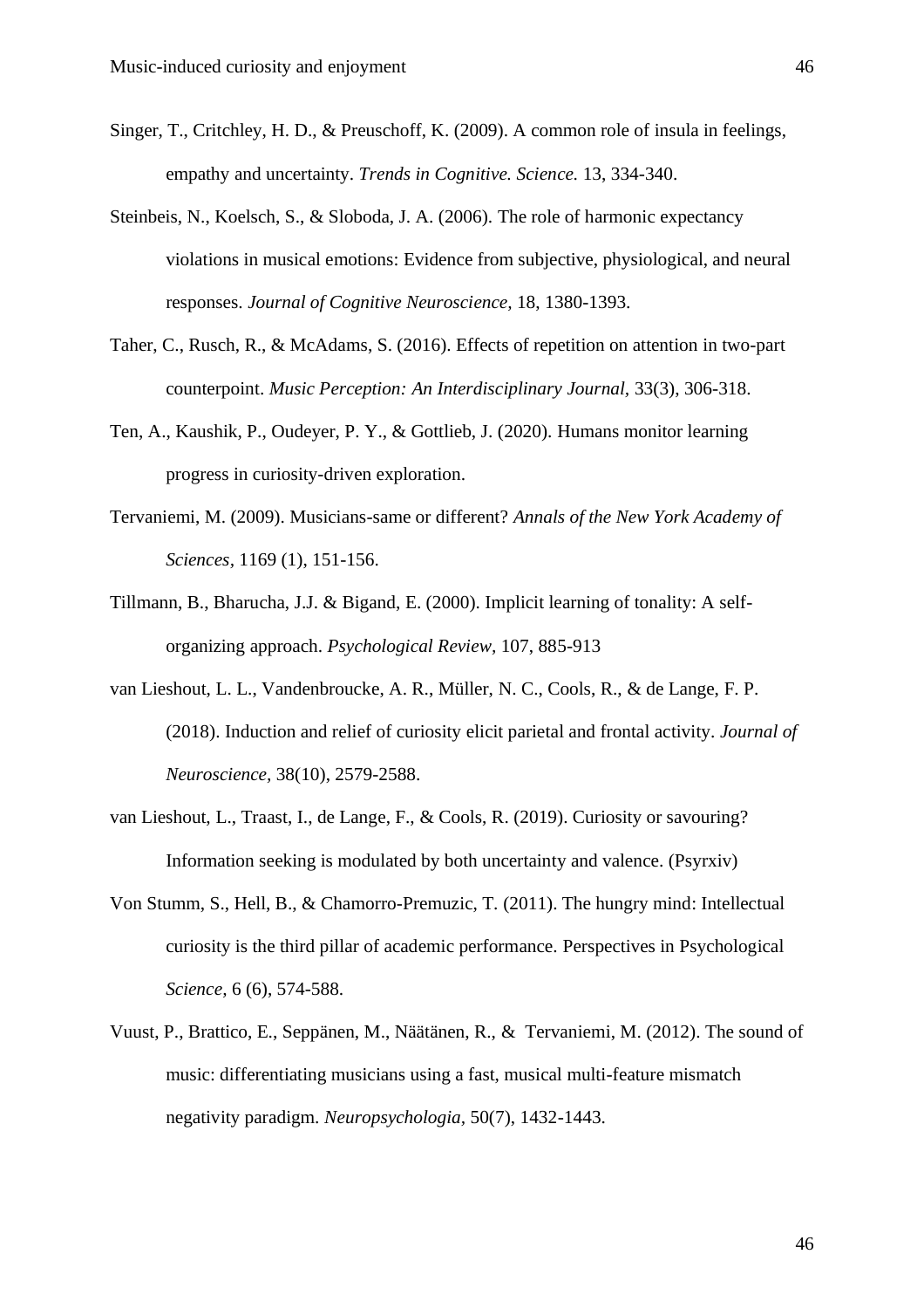Singer, T., Critchley, H. D., & Preuschoff, K. (2009). A common role of insula in feelings, empathy and uncertainty. *Trends in Cognitive. Science.* 13, 334-340.

Steinbeis, N., Koelsch, S., & Sloboda, J. A. (2006). The role of harmonic expectancy violations in musical emotions: Evidence from subjective, physiological, and neural responses. *Journal of Cognitive Neuroscience,* 18, 1380-1393.

Taher, C., Rusch, R., & McAdams, S. (2016). Effects of repetition on attention in two-part counterpoint. *Music Perception: An Interdisciplinary Journal,* 33(3), 306-318.

Ten, A., Kaushik, P., Oudeyer, P. Y., & Gottlieb, J. (2020). Humans monitor learning progress in curiosity-driven exploration.

Tervaniemi, M. (2009). Musicians-same or different? *Annals of the New York Academy of Sciences,* 1169 (1), 151-156.

Tillmann, B., Bharucha, J.J. & Bigand, E. (2000). Implicit learning of tonality: A self-organizing approach. *Psychological Review,* 107, 885-913

van Lieshout, L. L., Vandenbroucke, A. R., Müller, N. C., Cools, R., & de Lange, F. P. (2018). Induction and relief of curiosity elicit parietal and frontal activity. *Journal of Neuroscience,* 38(10), 2579-2588.

van Lieshout, L., Traast, I., de Lange, F., & Cools, R. (2019). Curiosity or savouring? Information seeking is modulated by both uncertainty and valence. (Psyrxiv)

Von Stumm, S., Hell, B., & Chamorro-Premuzic, T. (2011). The hungry mind: Intellectual curiosity is the third pillar of academic performance. Perspectives in Psychological *Science,* 6 (6), 574-588.

Vuust, P., Brattico, E., Seppänen, M., Näätänen, R., & Tervaniemi, M. (2012). The sound of music: differentiating musicians using a fast, musical multi-feature mismatch negativity paradigm. *Neuropsychologia,* 50(7), 1432-1443.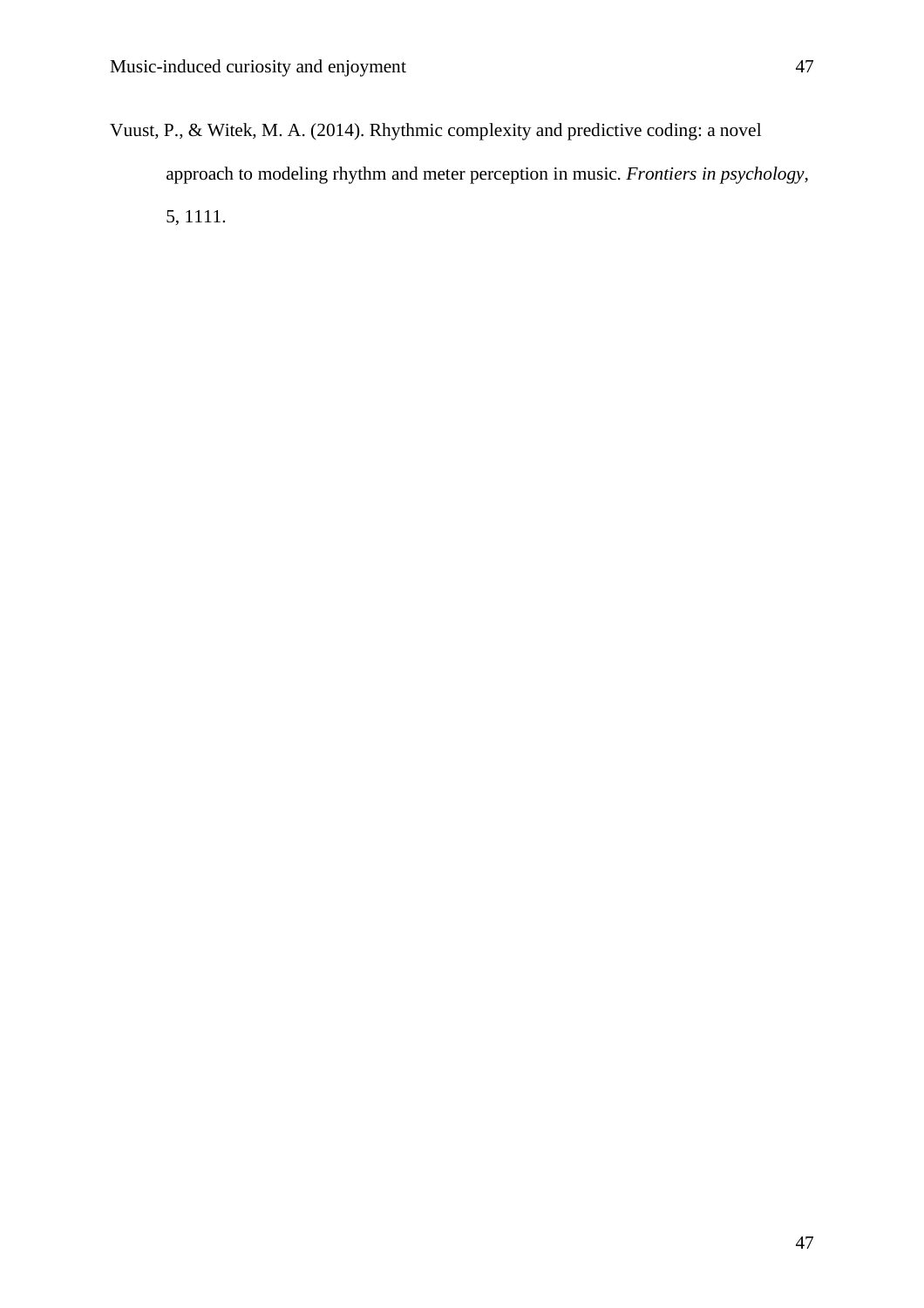Vuust, P., & Witek, M. A. (2014). Rhythmic complexity and predictive coding: a novel approach to modeling rhythm and meter perception in music. *Frontiers in psychology*, 5, 1111.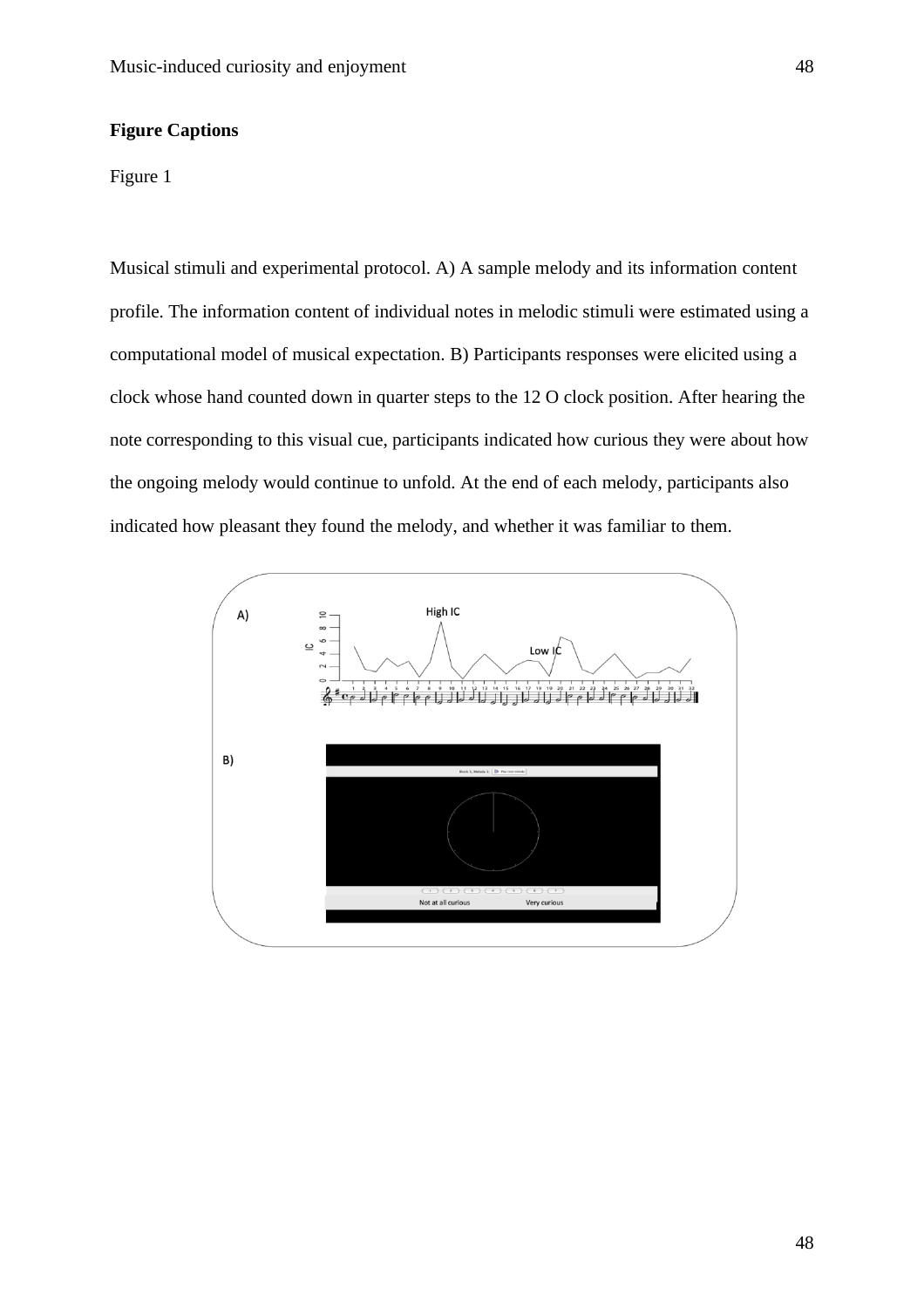**Figure Captions**

Figure 1

Musical stimuli and experimental protocol. A) A sample melody and its information content profile. The information content of individual notes in melodic stimuli were estimated using a computational model of musical expectation. B) Participants responses were elicited using a clock whose hand counted down in quarter steps to the 12 O clock position. After hearing the note corresponding to this visual cue, participants indicated how curious they were about how the ongoing melody would continue to unfold. At the end of each melody, participants also indicated how pleasant they found the melody, and whether it was familiar to them.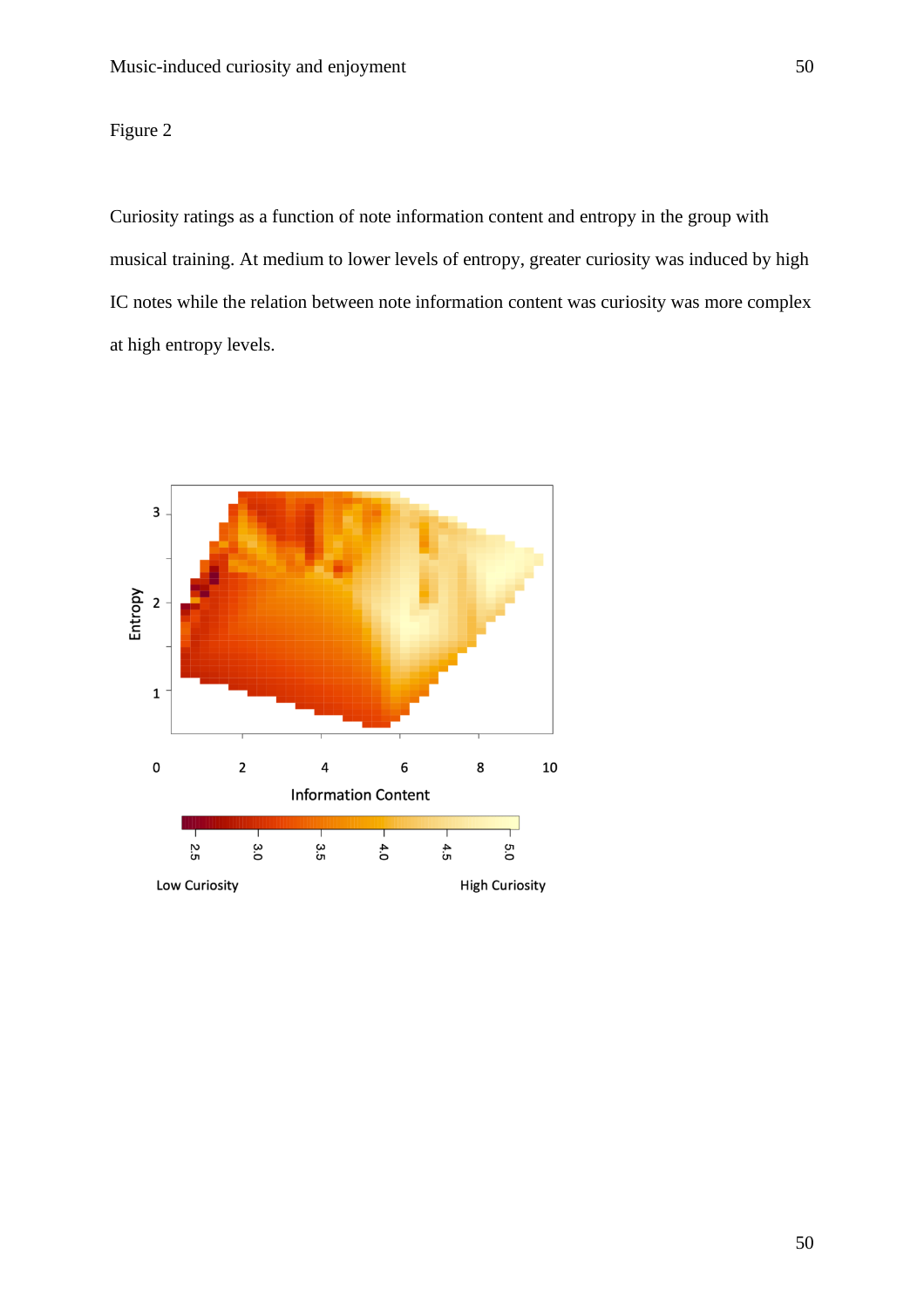Figure 2

Curiosity ratings as a function of note information content and entropy in the group with musical training. At medium to lower levels of entropy, greater curiosity was induced by high IC notes while the relation between note information content was curiosity was more complex at high entropy levels.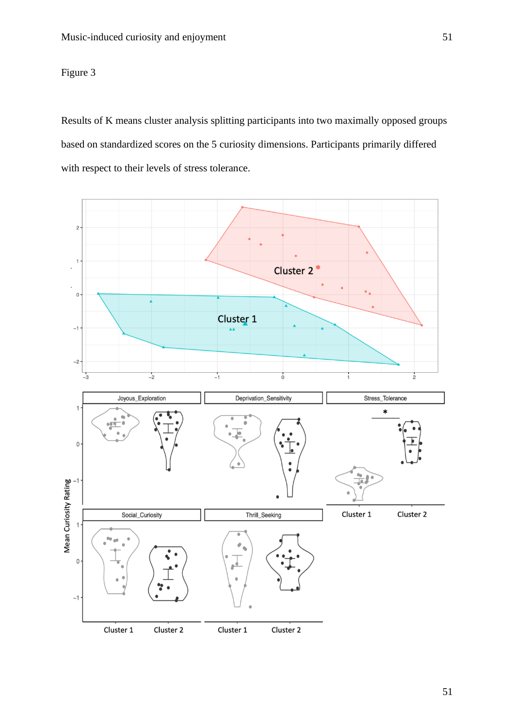Figure 3

Results of K means cluster analysis splitting participants into two maximally opposed groups based on standardized scores on the 5 curiosity dimensions. Participants primarily differed with respect to their levels of stress tolerance.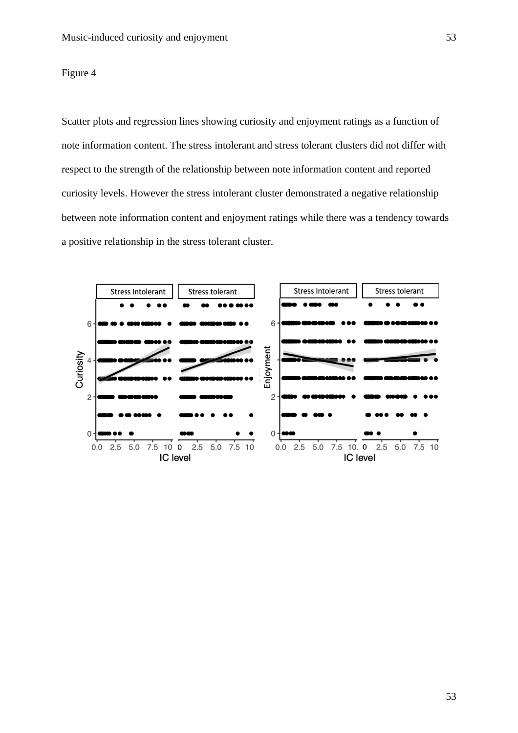Figure 4

Scatter plots and regression lines showing curiosity and enjoyment ratings as a function of note information content. The stress intolerant and stress tolerant clusters did not differ with respect to the strength of the relationship between note information content and reported curiosity levels. However the stress intolerant cluster demonstrated a negative relationship between note information content and enjoyment ratings while there was a tendency towards a positive relationship in the stress tolerant cluster.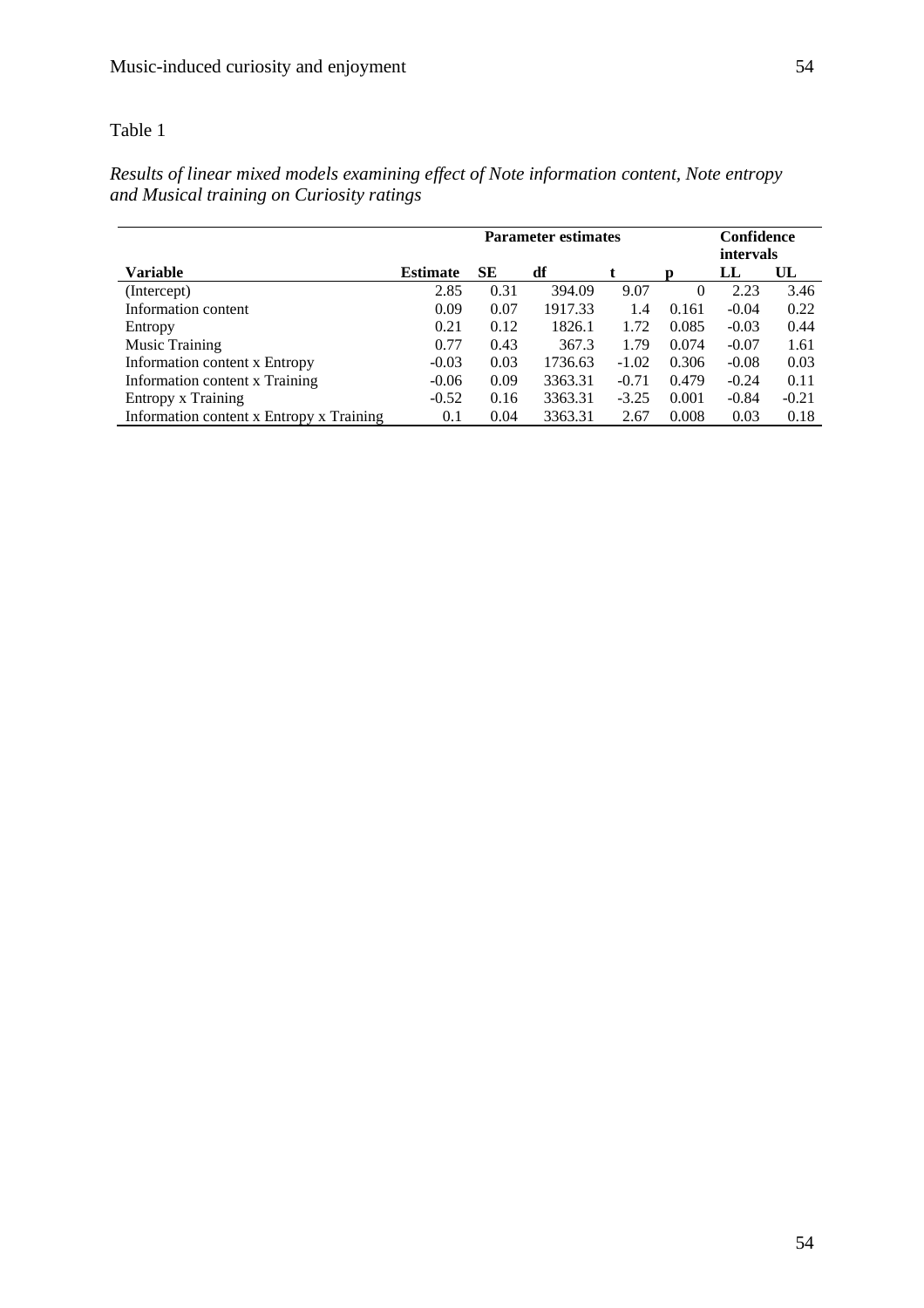Table 1

*Results of linear mixed models examining effect of Note information content, Note entropy and Musical training on Curiosity ratings*

| | Parameter estimates | | | | | Confidence intervals | |
|---|---|---|---|---|---|---|---|
| **Variable** | **Estimate** | **SE** | **df** | **t** | **p** | **LL** | **UL** |
| (Intercept) | 2.85 | 0.31 | 394.09 | 9.07 | 0 | 2.23 | 3.46 |
| Information content | 0.09 | 0.07 | 1917.33 | 1.4 | 0.161 | -0.04 | 0.22 |
| Entropy | 0.21 | 0.12 | 1826.1 | 1.72 | 0.085 | -0.03 | 0.44 |
| Music Training | 0.77 | 0.43 | 367.3 | 1.79 | 0.074 | -0.07 | 1.61 |
| Information content x Entropy | -0.03 | 0.03 | 1736.63 | -1.02 | 0.306 | -0.08 | 0.03 |
| Information content x Training | -0.06 | 0.09 | 3363.31 | -0.71 | 0.479 | -0.24 | 0.11 |
| Entropy x Training | -0.52 | 0.16 | 3363.31 | -3.25 | 0.001 | -0.84 | -0.21 |
| Information content x Entropy x Training | 0.1 | 0.04 | 3363.31 | 2.67 | 0.008 | 0.03 | 0.18 |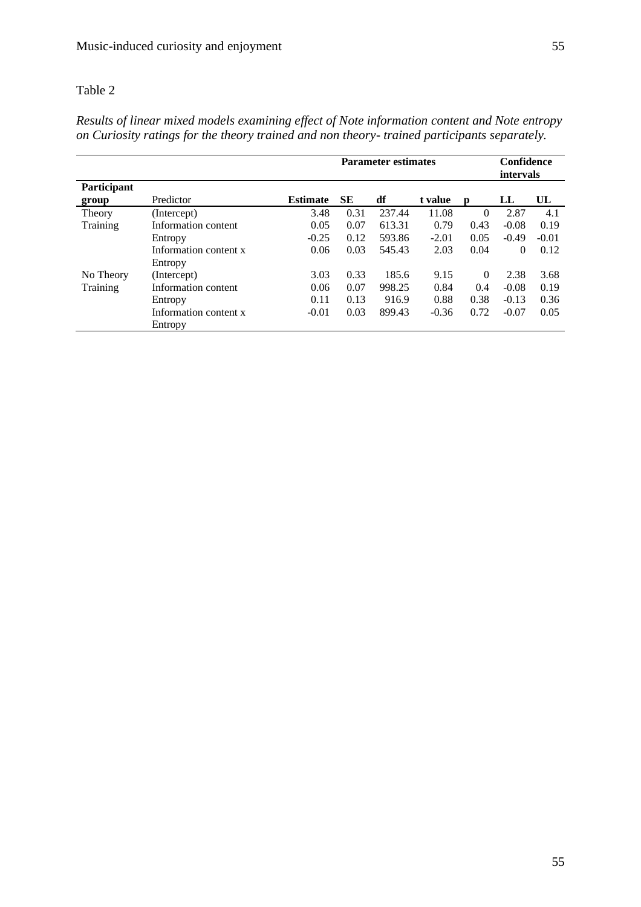Table 2

*Results of linear mixed models examining effect of Note information content and Note entropy on Curiosity ratings for the theory trained and non theory- trained participants separately.*

| | | Parameter estimates | | | | | Confidence intervals | |
|---|---|---|---|---|---|---|---|---|
| **Participant group** | Predictor | **Estimate** | **SE** | **df** | **t value** | **p** | **LL** | **UL** |
| Theory Training | (Intercept) | 3.48 | 0.31 | 237.44 | 11.08 | 0 | 2.87 | 4.1 |
| | Information content | 0.05 | 0.07 | 613.31 | 0.79 | 0.43 | -0.08 | 0.19 |
| | Entropy | -0.25 | 0.12 | 593.86 | -2.01 | 0.05 | -0.49 | -0.01 |
| | Information content x Entropy | 0.06 | 0.03 | 545.43 | 2.03 | 0.04 | 0 | 0.12 |
| No Theory Training | (Intercept) | 3.03 | 0.33 | 185.6 | 9.15 | 0 | 2.38 | 3.68 |
| | Information content | 0.06 | 0.07 | 998.25 | 0.84 | 0.4 | -0.08 | 0.19 |
| | Entropy | 0.11 | 0.13 | 916.9 | 0.88 | 0.38 | -0.13 | 0.36 |
| | Information content x Entropy | -0.01 | 0.03 | 899.43 | -0.36 | 0.72 | -0.07 | 0.05 |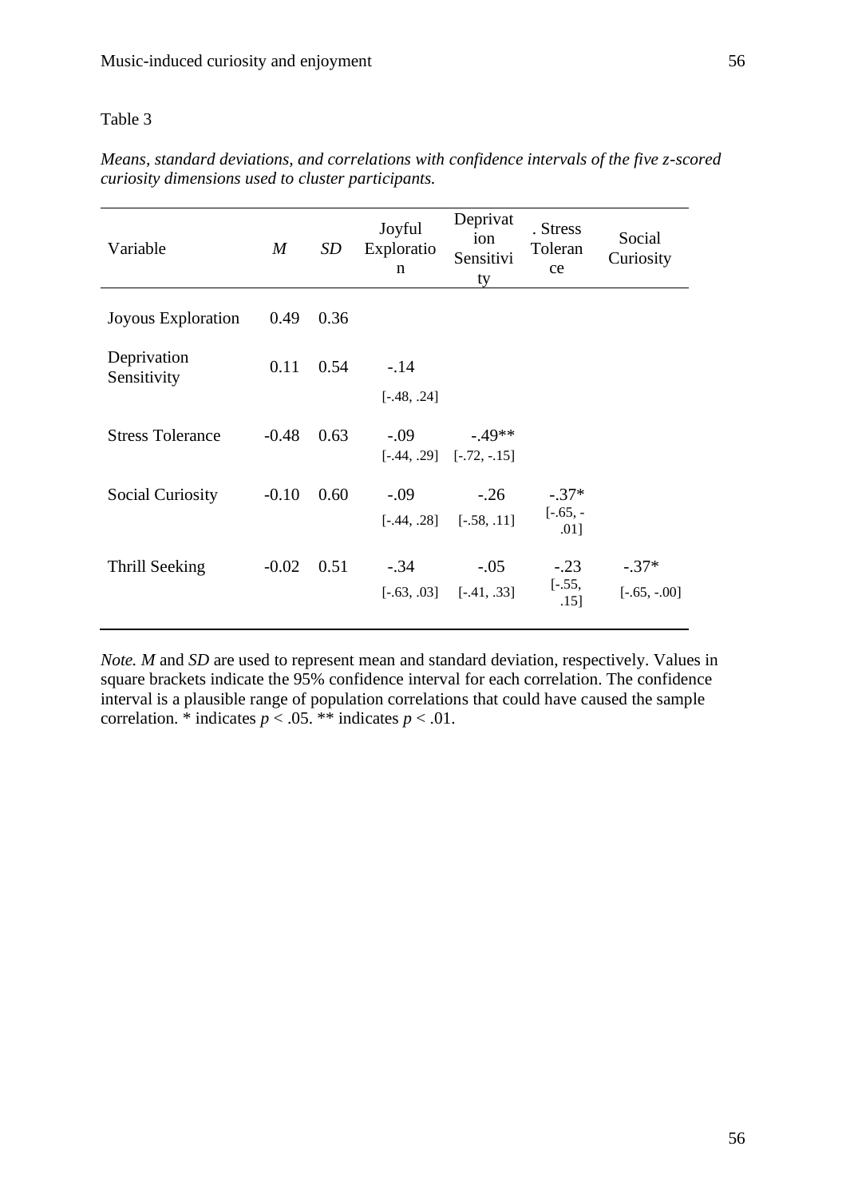Table 3

*Means, standard deviations, and correlations with confidence intervals of the five z-scored curiosity dimensions used to cluster participants.*

| Variable | *M* | *SD* | Joyful Exploration | Deprivation Sensitivity | . Stress Tolerance | Social Curiosity |
|---|---|---|---|---|---|---|
| Joyous Exploration | 0.49 | 0.36 | | | | |
| Deprivation Sensitivity | 0.11 | 0.54 | -.14<br>[-.48, .24] | | | |
| Stress Tolerance | -0.48 | 0.63 | -.09<br>[-.44, .29] | -.49**<br>[-.72, -.15] | | |
| Social Curiosity | -0.10 | 0.60 | -.09<br>[-.44, .28] | -.26<br>[-.58, .11] | -.37*<br>[-.65, -.01] | |
| Thrill Seeking | -0.02 | 0.51 | -.34<br>[-.63, .03] | -.05<br>[-.41, .33] | -.23<br>[-.55, .15] | -.37*<br>[-.65, -.00] |

*Note. M* and *SD* are used to represent mean and standard deviation, respectively. Values in square brackets indicate the 95% confidence interval for each correlation. The confidence interval is a plausible range of population correlations that could have caused the sample correlation. * indicates $p < .05$. ** indicates $p < .01$.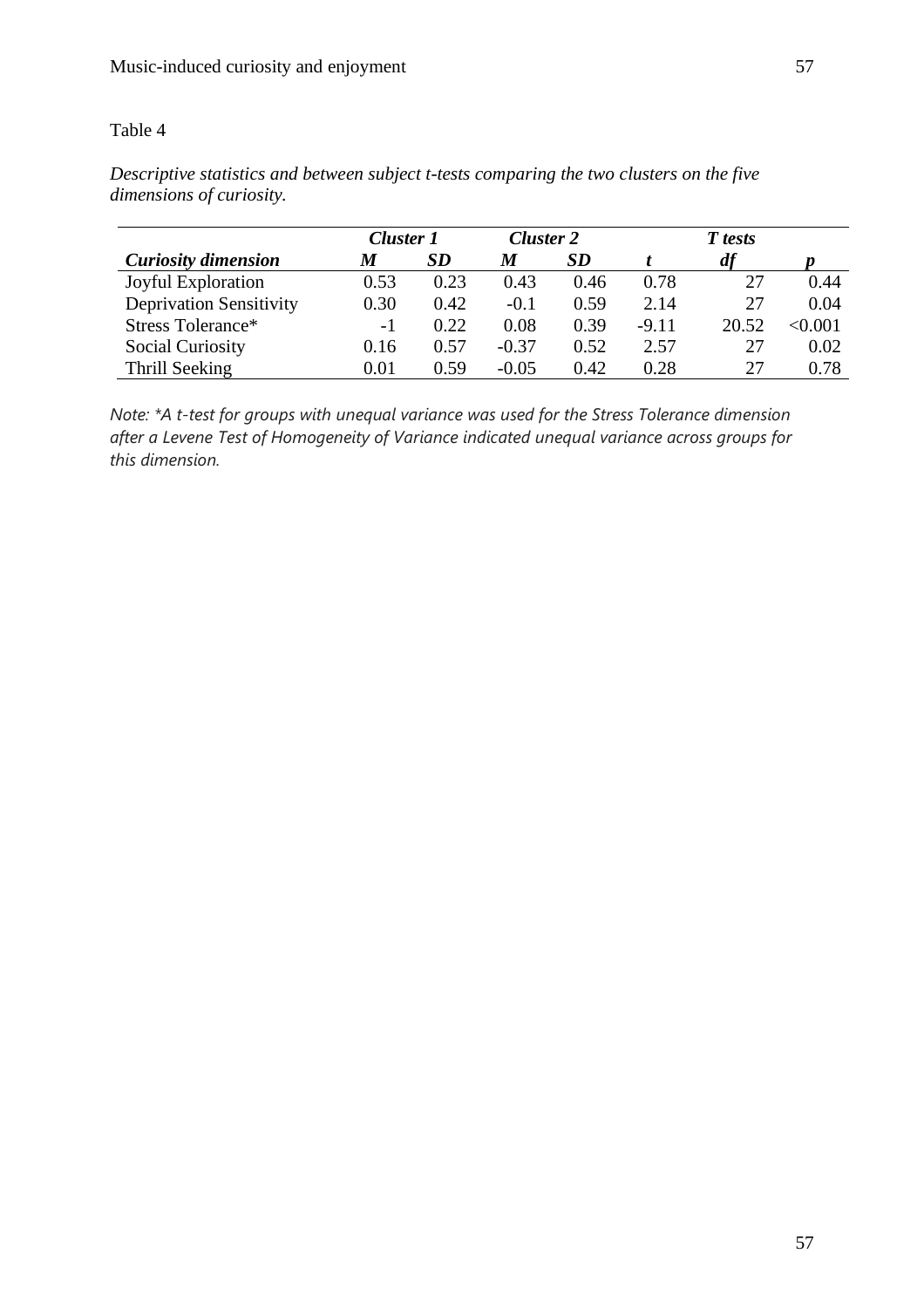Table 4

*Descriptive statistics and between subject t-tests comparing the two clusters on the five dimensions of curiosity.*

| | ***Cluster 1*** | | ***Cluster 2*** | | ***T tests*** | | |
|---|---|---|---|---|---|---|---|
| ***Curiosity dimension*** | ***M*** | ***SD*** | ***M*** | ***SD*** | ***t*** | ***df*** | ***p*** |
| Joyful Exploration | 0.53 | 0.23 | 0.43 | 0.46 | 0.78 | 27 | 0.44 |
| Deprivation Sensitivity | 0.30 | 0.42 | -0.1 | 0.59 | 2.14 | 27 | 0.04 |
| Stress Tolerance* | -1 | 0.22 | 0.08 | 0.39 | -9.11 | 20.52 | <0.001 |
| Social Curiosity | 0.16 | 0.57 | -0.37 | 0.52 | 2.57 | 27 | 0.02 |
| Thrill Seeking | 0.01 | 0.59 | -0.05 | 0.42 | 0.28 | 27 | 0.78 |

*Note: *A t-test for groups with unequal variance was used for the Stress Tolerance dimension after a Levene Test of Homogeneity of Variance indicated unequal variance across groups for this dimension.*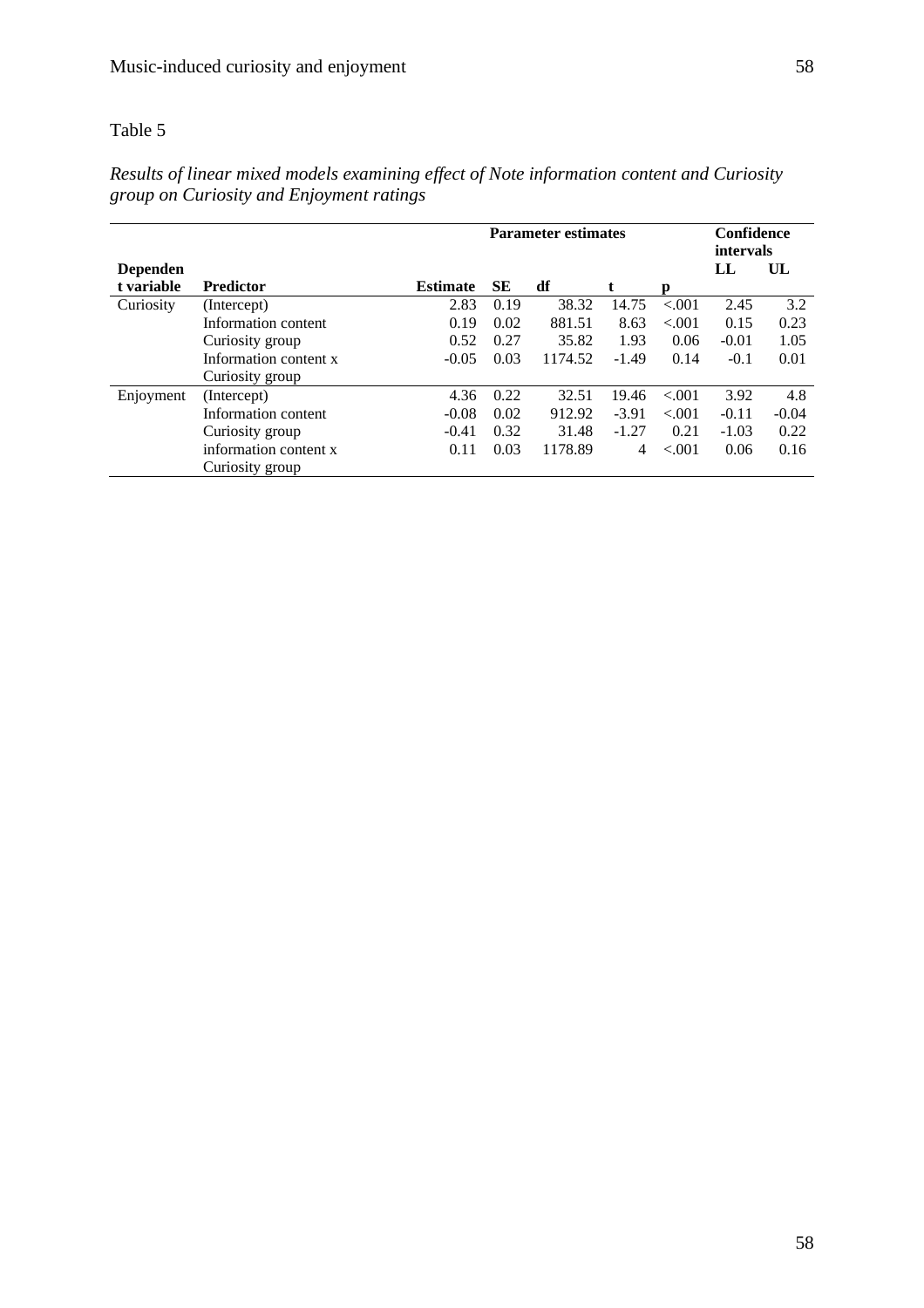Table 5

*Results of linear mixed models examining effect of Note information content and Curiosity group on Curiosity and Enjoyment ratings*

| | | Parameter estimates | | | | | Confidence intervals | |
|---|---|---|---|---|---|---|---|---|
| **Dependent variable** | **Predictor** | **Estimate** | **SE** | **df** | **t** | **p** | **LL** | **UL** |
| Curiosity | (Intercept) | 2.83 | 0.19 | 38.32 | 14.75 | <.001 | 2.45 | 3.2 |
| | Information content | 0.19 | 0.02 | 881.51 | 8.63 | <.001 | 0.15 | 0.23 |
| | Curiosity group | 0.52 | 0.27 | 35.82 | 1.93 | 0.06 | -0.01 | 1.05 |
| | Information content x Curiosity group | -0.05 | 0.03 | 1174.52 | -1.49 | 0.14 | -0.1 | 0.01 |
| Enjoyment | (Intercept) | 4.36 | 0.22 | 32.51 | 19.46 | <.001 | 3.92 | 4.8 |
| | Information content | -0.08 | 0.02 | 912.92 | -3.91 | <.001 | -0.11 | -0.04 |
| | Curiosity group | -0.41 | 0.32 | 31.48 | -1.27 | 0.21 | -1.03 | 0.22 |
| | information content x Curiosity group | 0.11 | 0.03 | 1178.89 | 4 | <.001 | 0.06 | 0.16 |